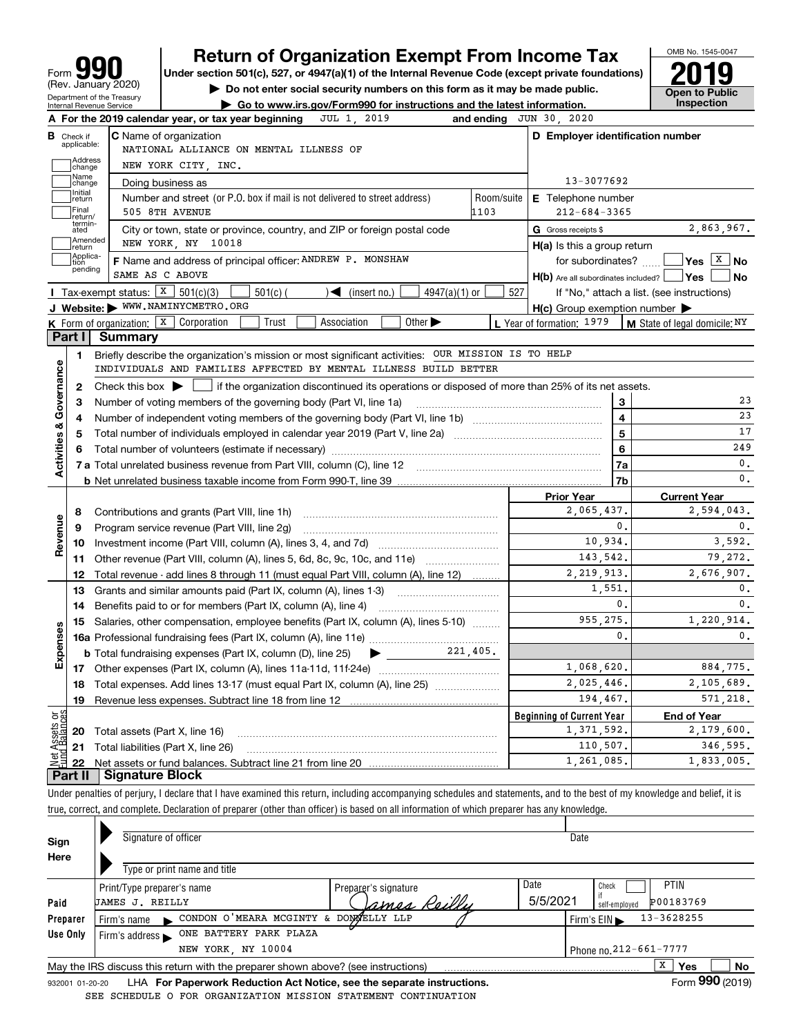# Form 990 — Return of Organization Exempt From Income Tax (2019)

Form **990** (Rev. January 2020)
Department of the Treasury
Internal Revenue Service

**Return of Organization Exempt From Income Tax**

Under section 501(c), 527, or 4947(a)(1) of the Internal Revenue Code (except private foundations)

▶ Do not enter social security numbers on this form as it may be made public.

▶ Go to www.irs.gov/Form990 for instructions and the latest information.

OMB No. 1545-0047
**2019**
**Open to Public Inspection**

**A** For the 2019 calendar year, or tax year beginning JUL 1, 2019 and ending JUN 30, 2020

**B** Check if applicable: Address change, Name change, Initial return, Final return/terminated, Amended return, Application pending

**C** Name of organization: NATIONAL ALLIANCE ON MENTAL ILLNESS OF NEW YORK CITY, INC.

Doing business as

Number and street (or P.O. box if mail is not delivered to street address): 505 8TH AVENUE — Room/suite: 1103

City or town, state or province, country, and ZIP or foreign postal code: NEW YORK, NY 10018

**D** Employer identification number: 13-3077692

**E** Telephone number: 212-684-3365

**G** Gross receipts $ 2,863,967.

**F** Name and address of principal officer: ANDREW P. MONSHAW, SAME AS C ABOVE

**H(a)** Is this a group return for subordinates? ☐ Yes ☒ No

**H(b)** Are all subordinates included? ☐ Yes ☐ No — If "No," attach a list. (see instructions)

**H(c)** Group exemption number ▶

**I** Tax-exempt status: ☒ 501(c)(3) ☐ 501(c) ( ) ◀ (insert no.) ☐ 4947(a)(1) or ☐ 527

**J** Website: ▶ WWW.NAMINYCMETRO.ORG

**K** Form of organization: ☒ Corporation ☐ Trust ☐ Association ☐ Other ▶

**L** Year of formation: 1979

**M** State of legal domicile: NY

## Part I Summary

**Activities & Governance**

1. Briefly describe the organization's mission or most significant activities: OUR MISSION IS TO HELP INDIVIDUALS AND FAMILIES AFFECTED BY MENTAL ILLNESS BUILD BETTER
2. Check this box ▶ ☐ if the organization discontinued its operations or disposed of more than 25% of its net assets.

| Line | Description | | Value |
|---|---|---|---|
| 3 | Number of voting members of the governing body (Part VI, line 1a) | 3 | 23 |
| 4 | Number of independent voting members of the governing body (Part VI, line 1b) | 4 | 23 |
| 5 | Total number of individuals employed in calendar year 2019 (Part V, line 2a) | 5 | 17 |
| 6 | Total number of volunteers (estimate if necessary) | 6 | 249 |
| 7a | Total unrelated business revenue from Part VIII, column (C), line 12 | 7a | 0. |
| 7b | Net unrelated business taxable income from Form 990-T, line 39 | 7b | 0. |

| Line | Description | Prior Year | Current Year |
|---|---|---|---|
| **Revenue** | | | |
| 8 | Contributions and grants (Part VIII, line 1h) | 2,065,437. | 2,594,043. |
| 9 | Program service revenue (Part VIII, line 2g) | 0. | 0. |
| 10 | Investment income (Part VIII, column (A), lines 3, 4, and 7d) | 10,934. | 3,592. |
| 11 | Other revenue (Part VIII, column (A), lines 5, 6d, 8c, 9c, 10c, and 11e) | 143,542. | 79,272. |
| 12 | Total revenue - add lines 8 through 11 (must equal Part VIII, column (A), line 12) | 2,219,913. | 2,676,907. |
| **Expenses** | | | |
| 13 | Grants and similar amounts paid (Part IX, column (A), lines 1-3) | 1,551. | 0. |
| 14 | Benefits paid to or for members (Part IX, column (A), line 4) | 0. | 0. |
| 15 | Salaries, other compensation, employee benefits (Part IX, column (A), lines 5-10) | 955,275. | 1,220,914. |
| 16a | Professional fundraising fees (Part IX, column (A), line 11e) | 0. | 0. |
| b | Total fundraising expenses (Part IX, column (D), line 25) ▶ 221,405. | | |
| 17 | Other expenses (Part IX, column (A), lines 11a-11d, 11f-24e) | 1,068,620. | 884,775. |
| 18 | Total expenses. Add lines 13-17 (must equal Part IX, column (A), line 25) | 2,025,446. | 2,105,689. |
| 19 | Revenue less expenses. Subtract line 18 from line 12 | 194,467. | 571,218. |

| Line | Net Assets or Fund Balances | Beginning of Current Year | End of Year |
|---|---|---|---|
| 20 | Total assets (Part X, line 16) | 1,371,592. | 2,179,600. |
| 21 | Total liabilities (Part X, line 26) | 110,507. | 346,595. |
| 22 | Net assets or fund balances. Subtract line 21 from line 20 | 1,261,085. | 1,833,005. |

## Part II Signature Block

Under penalties of perjury, I declare that I have examined this return, including accompanying schedules and statements, and to the best of my knowledge and belief, it is true, correct, and complete. Declaration of preparer (other than officer) is based on all information of which preparer has any knowledge.

**Sign Here**

▶ Signature of officer — Date

▶ Type or print name and title

**Paid Preparer Use Only**

| Print/Type preparer's name | Preparer's signature | Date | Check if self-employed | PTIN |
|---|---|---|---|---|
| JAMES J. REILLY | James Reilly | 5/5/2021 | ☐ | P00183769 |

Firm's name ▶ CONDON O'MEARA MCGINTY & DONNELLY LLP — Firm's EIN ▶ 13-3628255

Firm's address ▶ ONE BATTERY PARK PLAZA, NEW YORK, NY 10004 — Phone no. 212-661-7777

May the IRS discuss this return with the preparer shown above? (see instructions) ☒ Yes ☐ No

932001 01-20-20 LHA For Paperwork Reduction Act Notice, see the separate instructions. Form **990** (2019)

SEE SCHEDULE O FOR ORGANIZATION MISSION STATEMENT CONTINUATION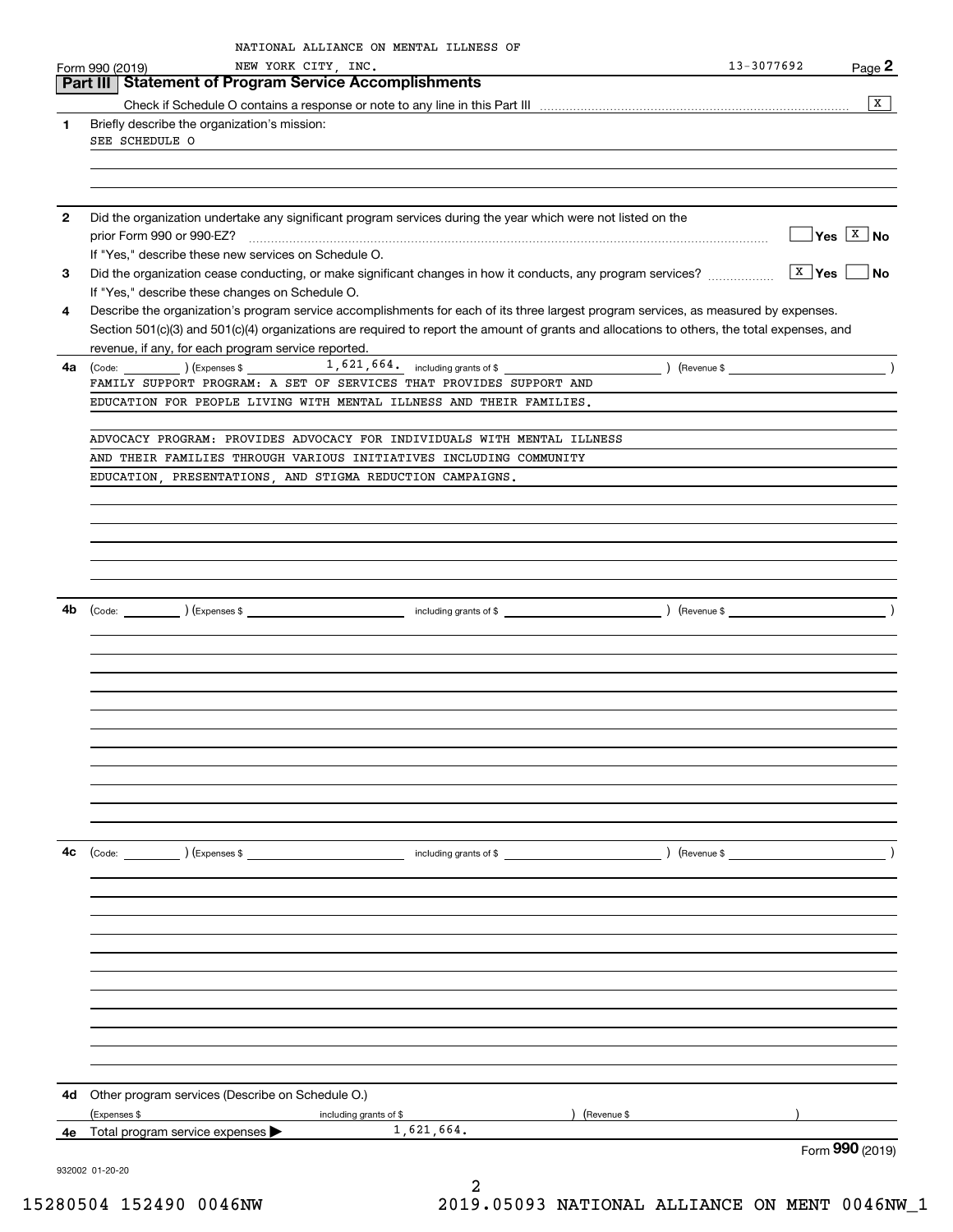NATIONAL ALLIANCE ON MENTAL ILLNESS OF NEW YORK CITY, INC. 13-3077692

Form 990 (2019) Page 2

## Part III Statement of Program Service Accomplishments

Check if Schedule O contains a response or note to any line in this Part III ..... [X]

**1** Briefly describe the organization's mission:

SEE SCHEDULE O

**2** Did the organization undertake any significant program services during the year which were not listed on the prior Form 990 or 990-EZ? ..... [ ] Yes [X] No

If "Yes," describe these new services on Schedule O.

**3** Did the organization cease conducting, or make significant changes in how it conducts, any program services? ..... [X] Yes [ ] No

If "Yes," describe these changes on Schedule O.

**4** Describe the organization's program service accomplishments for each of its three largest program services, as measured by expenses. Section 501(c)(3) and 501(c)(4) organizations are required to report the amount of grants and allocations to others, the total expenses, and revenue, if any, for each program service reported.

**4a** (Code: ) (Expenses $ 1,621,664. including grants of $ ) (Revenue $ )

FAMILY SUPPORT PROGRAM: A SET OF SERVICES THAT PROVIDES SUPPORT AND EDUCATION FOR PEOPLE LIVING WITH MENTAL ILLNESS AND THEIR FAMILIES.

ADVOCACY PROGRAM: PROVIDES ADVOCACY FOR INDIVIDUALS WITH MENTAL ILLNESS AND THEIR FAMILIES THROUGH VARIOUS INITIATIVES INCLUDING COMMUNITY EDUCATION, PRESENTATIONS, AND STIGMA REDUCTION CAMPAIGNS.

**4b** (Code: ) (Expenses $ including grants of $ ) (Revenue $ )

**4c** (Code: ) (Expenses $ including grants of $ ) (Revenue $ )

**4d** Other program services (Describe on Schedule O.)

(Expenses $ including grants of $ ) (Revenue $ )

**4e** Total program service expenses ▶ 1,621,664.

Form **990** (2019)

932002 01-20-20

15280504 152490 0046NW 2019.05093 NATIONAL ALLIANCE ON MENT 0046NW_1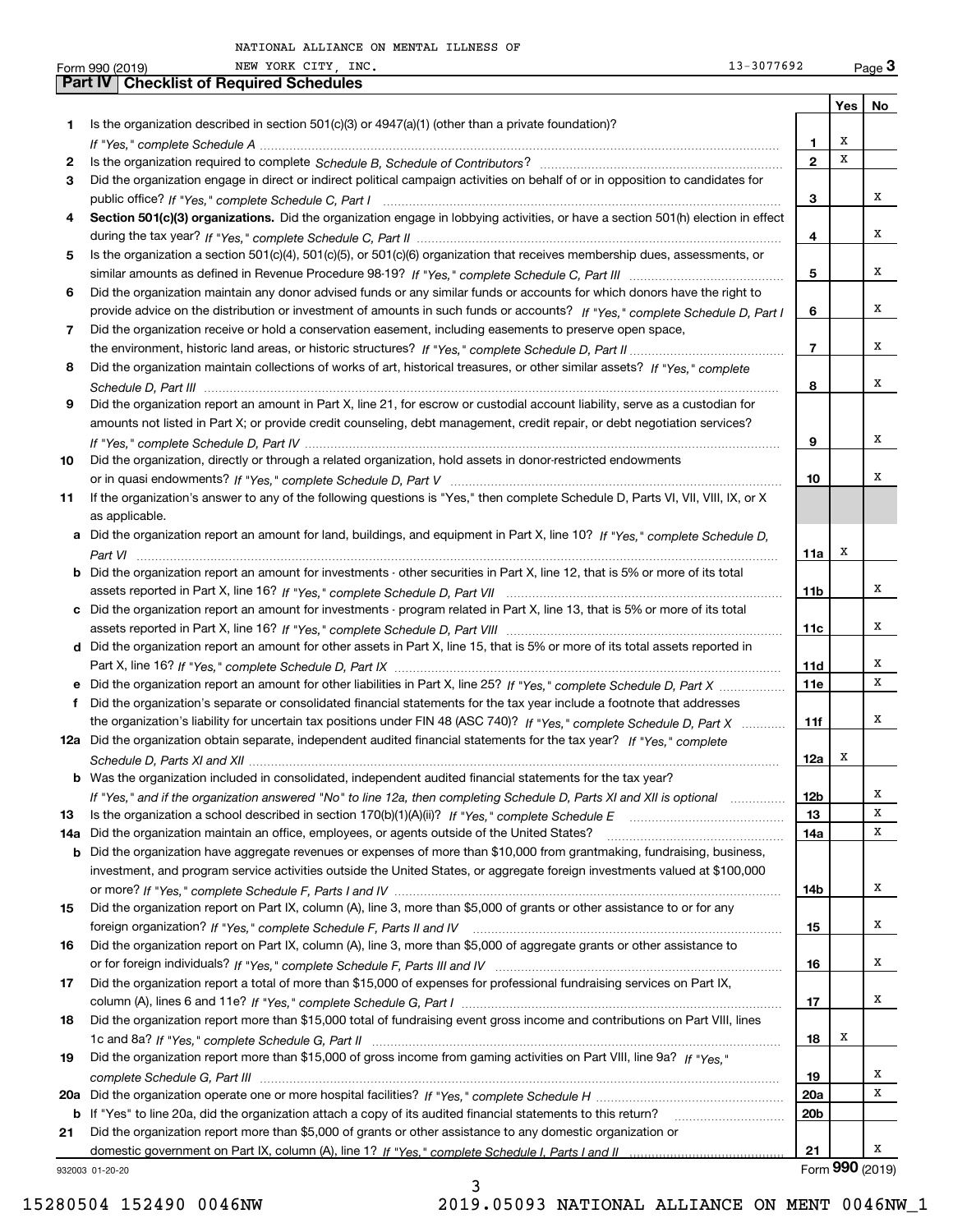NATIONAL ALLIANCE ON MENTAL ILLNESS OF NEW YORK CITY, INC. 13-3077692

Form 990 (2019) Page 3

## Part IV Checklist of Required Schedules

| | | | Yes | No |
|---|---|---|---|---|
| 1 | Is the organization described in section 501(c)(3) or 4947(a)(1) (other than a private foundation)? *If "Yes," complete Schedule A* | 1 | X | |
| 2 | Is the organization required to complete *Schedule B, Schedule of Contributors*? | 2 | X | |
| 3 | Did the organization engage in direct or indirect political campaign activities on behalf of or in opposition to candidates for public office? *If "Yes," complete Schedule C, Part I* | 3 | | X |
| 4 | **Section 501(c)(3) organizations.** Did the organization engage in lobbying activities, or have a section 501(h) election in effect during the tax year? *If "Yes," complete Schedule C, Part II* | 4 | | X |
| 5 | Is the organization a section 501(c)(4), 501(c)(5), or 501(c)(6) organization that receives membership dues, assessments, or similar amounts as defined in Revenue Procedure 98-19? *If "Yes," complete Schedule C, Part III* | 5 | | X |
| 6 | Did the organization maintain any donor advised funds or any similar funds or accounts for which donors have the right to provide advice on the distribution or investment of amounts in such funds or accounts? *If "Yes," complete Schedule D, Part I* | 6 | | X |
| 7 | Did the organization receive or hold a conservation easement, including easements to preserve open space, the environment, historic land areas, or historic structures? *If "Yes," complete Schedule D, Part II* | 7 | | X |
| 8 | Did the organization maintain collections of works of art, historical treasures, or other similar assets? *If "Yes," complete Schedule D, Part III* | 8 | | X |
| 9 | Did the organization report an amount in Part X, line 21, for escrow or custodial account liability, serve as a custodian for amounts not listed in Part X; or provide credit counseling, debt management, credit repair, or debt negotiation services? *If "Yes," complete Schedule D, Part IV* | 9 | | X |
| 10 | Did the organization, directly or through a related organization, hold assets in donor-restricted endowments or in quasi endowments? *If "Yes," complete Schedule D, Part V* | 10 | | X |
| 11 | If the organization's answer to any of the following questions is "Yes," then complete Schedule D, Parts VI, VII, VIII, IX, or X as applicable. | | | |
| a | Did the organization report an amount for land, buildings, and equipment in Part X, line 10? *If "Yes," complete Schedule D, Part VI* | 11a | X | |
| b | Did the organization report an amount for investments - other securities in Part X, line 12, that is 5% or more of its total assets reported in Part X, line 16? *If "Yes," complete Schedule D, Part VII* | 11b | | X |
| c | Did the organization report an amount for investments - program related in Part X, line 13, that is 5% or more of its total assets reported in Part X, line 16? *If "Yes," complete Schedule D, Part VIII* | 11c | | X |
| d | Did the organization report an amount for other assets in Part X, line 15, that is 5% or more of its total assets reported in Part X, line 16? *If "Yes," complete Schedule D, Part IX* | 11d | | X |
| e | Did the organization report an amount for other liabilities in Part X, line 25? *If "Yes," complete Schedule D, Part X* | 11e | | X |
| f | Did the organization's separate or consolidated financial statements for the tax year include a footnote that addresses the organization's liability for uncertain tax positions under FIN 48 (ASC 740)? *If "Yes," complete Schedule D, Part X* | 11f | | X |
| 12a | Did the organization obtain separate, independent audited financial statements for the tax year? *If "Yes," complete Schedule D, Parts XI and XII* | 12a | X | |
| b | Was the organization included in consolidated, independent audited financial statements for the tax year? *If "Yes," and if the organization answered "No" to line 12a, then completing Schedule D, Parts XI and XII is optional* | 12b | | X |
| 13 | Is the organization a school described in section 170(b)(1)(A)(ii)? *If "Yes," complete Schedule E* | 13 | | X |
| 14a | Did the organization maintain an office, employees, or agents outside of the United States? | 14a | | X |
| b | Did the organization have aggregate revenues or expenses of more than $10,000 from grantmaking, fundraising, business, investment, and program service activities outside the United States, or aggregate foreign investments valued at $100,000 or more? *If "Yes," complete Schedule F, Parts I and IV* | 14b | | X |
| 15 | Did the organization report on Part IX, column (A), line 3, more than $5,000 of grants or other assistance to or for any foreign organization? *If "Yes," complete Schedule F, Parts II and IV* | 15 | | X |
| 16 | Did the organization report on Part IX, column (A), line 3, more than $5,000 of aggregate grants or other assistance to or for foreign individuals? *If "Yes," complete Schedule F, Parts III and IV* | 16 | | X |
| 17 | Did the organization report a total of more than $15,000 of expenses for professional fundraising services on Part IX, column (A), lines 6 and 11e? *If "Yes," complete Schedule G, Part I* | 17 | | X |
| 18 | Did the organization report more than $15,000 total of fundraising event gross income and contributions on Part VIII, lines 1c and 8a? *If "Yes," complete Schedule G, Part II* | 18 | X | |
| 19 | Did the organization report more than $15,000 of gross income from gaming activities on Part VIII, line 9a? *If "Yes," complete Schedule G, Part III* | 19 | | X |
| 20a | Did the organization operate one or more hospital facilities? *If "Yes," complete Schedule H* | 20a | | X |
| b | If "Yes" to line 20a, did the organization attach a copy of its audited financial statements to this return? | 20b | | |
| 21 | Did the organization report more than $5,000 of grants or other assistance to any domestic organization or domestic government on Part IX, column (A), line 1? *If "Yes," complete Schedule I, Parts I and II* | 21 | | X |

932003 01-20-20 Form **990** (2019)

15280504 152490 0046NW 2019.05093 NATIONAL ALLIANCE ON MENT 0046NW_1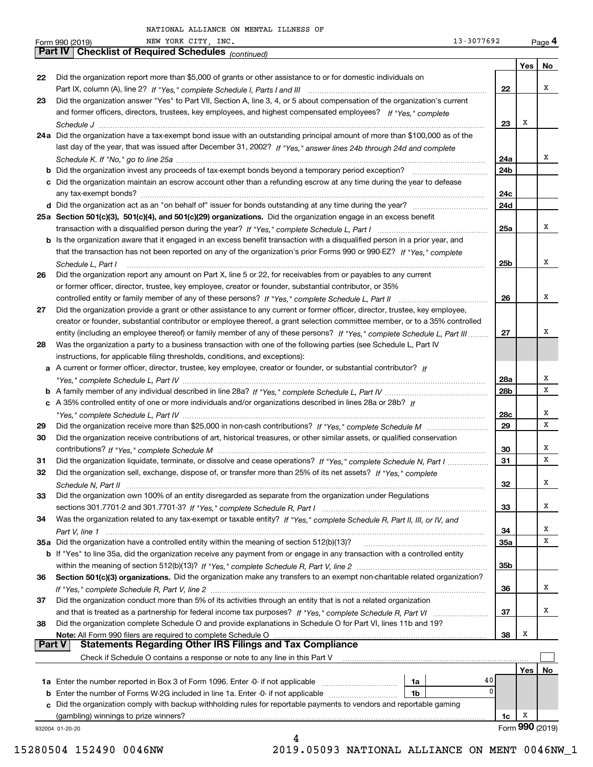NATIONAL ALLIANCE ON MENTAL ILLNESS OF NEW YORK CITY, INC. 13-3077692

Form 990 (2019)

## Part IV Checklist of Required Schedules *(continued)*

| | | | Yes | No |
|---|---|---|---|---|
| 22 | Did the organization report more than $5,000 of grants or other assistance to or for domestic individuals on Part IX, column (A), line 2? *If "Yes," complete Schedule I, Parts I and III* | 22 | | X |
| 23 | Did the organization answer "Yes" to Part VII, Section A, line 3, 4, or 5 about compensation of the organization's current and former officers, directors, trustees, key employees, and highest compensated employees? *If "Yes," complete Schedule J* | 23 | X | |
| 24a | Did the organization have a tax-exempt bond issue with an outstanding principal amount of more than $100,000 as of the last day of the year, that was issued after December 31, 2002? *If "Yes," answer lines 24b through 24d and complete Schedule K. If "No," go to line 25a* | 24a | | X |
| b | Did the organization invest any proceeds of tax-exempt bonds beyond a temporary period exception? | 24b | | |
| c | Did the organization maintain an escrow account other than a refunding escrow at any time during the year to defease any tax-exempt bonds? | 24c | | |
| d | Did the organization act as an "on behalf of" issuer for bonds outstanding at any time during the year? | 24d | | |
| 25a | **Section 501(c)(3), 501(c)(4), and 501(c)(29) organizations.** Did the organization engage in an excess benefit transaction with a disqualified person during the year? *If "Yes," complete Schedule L, Part I* | 25a | | X |
| b | Is the organization aware that it engaged in an excess benefit transaction with a disqualified person in a prior year, and that the transaction has not been reported on any of the organization's prior Forms 990 or 990-EZ? *If "Yes," complete Schedule L, Part I* | 25b | | X |
| 26 | Did the organization report any amount on Part X, line 5 or 22, for receivables from or payables to any current or former officer, director, trustee, key employee, creator or founder, substantial contributor, or 35% controlled entity or family member of any of these persons? *If "Yes," complete Schedule L, Part II* | 26 | | X |
| 27 | Did the organization provide a grant or other assistance to any current or former officer, director, trustee, key employee, creator or founder, substantial contributor or employee thereof, a grant selection committee member, or to a 35% controlled entity (including an employee thereof) or family member of any of these persons? *If "Yes," complete Schedule L, Part III* | 27 | | X |
| 28 | Was the organization a party to a business transaction with one of the following parties (see Schedule L, Part IV instructions, for applicable filing thresholds, conditions, and exceptions): | | | |
| a | A current or former officer, director, trustee, key employee, creator or founder, or substantial contributor? *If "Yes," complete Schedule L, Part IV* | 28a | | X |
| b | A family member of any individual described in line 28a? *If "Yes," complete Schedule L, Part IV* | 28b | | X |
| c | A 35% controlled entity of one or more individuals and/or organizations described in lines 28a or 28b? *If "Yes," complete Schedule L, Part IV* | 28c | | X |
| 29 | Did the organization receive more than $25,000 in non-cash contributions? *If "Yes," complete Schedule M* | 29 | | X |
| 30 | Did the organization receive contributions of art, historical treasures, or other similar assets, or qualified conservation contributions? *If "Yes," complete Schedule M* | 30 | | X |
| 31 | Did the organization liquidate, terminate, or dissolve and cease operations? *If "Yes," complete Schedule N, Part I* | 31 | | X |
| 32 | Did the organization sell, exchange, dispose of, or transfer more than 25% of its net assets? *If "Yes," complete Schedule N, Part II* | 32 | | X |
| 33 | Did the organization own 100% of an entity disregarded as separate from the organization under Regulations sections 301.7701-2 and 301.7701-3? *If "Yes," complete Schedule R, Part I* | 33 | | X |
| 34 | Was the organization related to any tax-exempt or taxable entity? *If "Yes," complete Schedule R, Part II, III, or IV, and Part V, line 1* | 34 | | X |
| 35a | Did the organization have a controlled entity within the meaning of section 512(b)(13)? | 35a | | X |
| b | If "Yes" to line 35a, did the organization receive any payment from or engage in any transaction with a controlled entity within the meaning of section 512(b)(13)? *If "Yes," complete Schedule R, Part V, line 2* | 35b | | |
| 36 | **Section 501(c)(3) organizations.** Did the organization make any transfers to an exempt non-charitable related organization? *If "Yes," complete Schedule R, Part V, line 2* | 36 | | X |
| 37 | Did the organization conduct more than 5% of its activities through an entity that is not a related organization and that is treated as a partnership for federal income tax purposes? *If "Yes," complete Schedule R, Part VI* | 37 | | X |
| 38 | Did the organization complete Schedule O and provide explanations in Schedule O for Part VI, lines 11b and 19? **Note:** All Form 990 filers are required to complete Schedule O | 38 | X | |

## Part V Statements Regarding Other IRS Filings and Tax Compliance

Check if Schedule O contains a response or note to any line in this Part V ☐

| | | | | | Yes | No |
|---|---|---|---|---|---|---|
| 1a | Enter the number reported in Box 3 of Form 1096. Enter -0- if not applicable | 1a | 40 | | | |
| b | Enter the number of Forms W-2G included in line 1a. Enter -0- if not applicable | 1b | 0 | | | |
| c | Did the organization comply with backup withholding rules for reportable payments to vendors and reportable gaming (gambling) winnings to prize winners? | | | 1c | X | |

932004 01-20-20

Form **990** (2019)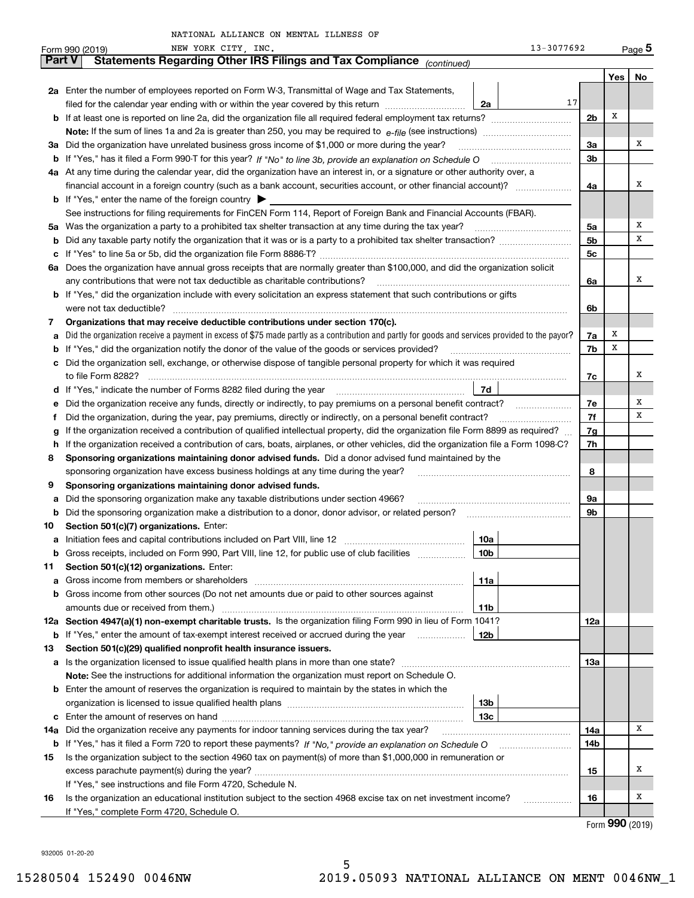NATIONAL ALLIANCE ON MENTAL ILLNESS OF NEW YORK CITY, INC. 13-3077692

Form 990 (2019) Page 5

## Part V Statements Regarding Other IRS Filings and Tax Compliance *(continued)*

| | | | | | Yes | No |
|---|---|---|---|---|---|---|
| **2a** | Enter the number of employees reported on Form W-3, Transmittal of Wage and Tax Statements, filed for the calendar year ending with or within the year covered by this return | 2a | 17 | | | |
| **b** | If at least one is reported on line 2a, did the organization file all required federal employment tax returns? | | | 2b | X | |
| | **Note:** If the sum of lines 1a and 2a is greater than 250, you may be required to *e-file* (see instructions) | | | | | |
| **3a** | Did the organization have unrelated business gross income of $1,000 or more during the year? | | | 3a | | X |
| **b** | If "Yes," has it filed a Form 990-T for this year? *If "No" to line 3b, provide an explanation on Schedule O* | | | 3b | | |
| **4a** | At any time during the calendar year, did the organization have an interest in, or a signature or other authority over, a financial account in a foreign country (such as a bank account, securities account, or other financial account)? | | | 4a | | X |
| **b** | If "Yes," enter the name of the foreign country ▶ | | | | | |
| | See instructions for filing requirements for FinCEN Form 114, Report of Foreign Bank and Financial Accounts (FBAR). | | | | | |
| **5a** | Was the organization a party to a prohibited tax shelter transaction at any time during the tax year? | | | 5a | | X |
| **b** | Did any taxable party notify the organization that it was or is a party to a prohibited tax shelter transaction? | | | 5b | | X |
| **c** | If "Yes" to line 5a or 5b, did the organization file Form 8886-T? | | | 5c | | |
| **6a** | Does the organization have annual gross receipts that are normally greater than $100,000, and did the organization solicit any contributions that were not tax deductible as charitable contributions? | | | 6a | | X |
| **b** | If "Yes," did the organization include with every solicitation an express statement that such contributions or gifts were not tax deductible? | | | 6b | | |
| **7** | **Organizations that may receive deductible contributions under section 170(c).** | | | | | |
| **a** | Did the organization receive a payment in excess of $75 made partly as a contribution and partly for goods and services provided to the payor? | | | 7a | X | |
| **b** | If "Yes," did the organization notify the donor of the value of the goods or services provided? | | | 7b | X | |
| **c** | Did the organization sell, exchange, or otherwise dispose of tangible personal property for which it was required to file Form 8282? | | | 7c | | X |
| **d** | If "Yes," indicate the number of Forms 8282 filed during the year | 7d | | | | |
| **e** | Did the organization receive any funds, directly or indirectly, to pay premiums on a personal benefit contract? | | | 7e | | X |
| **f** | Did the organization, during the year, pay premiums, directly or indirectly, on a personal benefit contract? | | | 7f | | X |
| **g** | If the organization received a contribution of qualified intellectual property, did the organization file Form 8899 as required? | | | 7g | | |
| **h** | If the organization received a contribution of cars, boats, airplanes, or other vehicles, did the organization file a Form 1098-C? | | | 7h | | |
| **8** | **Sponsoring organizations maintaining donor advised funds.** Did a donor advised fund maintained by the sponsoring organization have excess business holdings at any time during the year? | | | 8 | | |
| **9** | **Sponsoring organizations maintaining donor advised funds.** | | | | | |
| **a** | Did the sponsoring organization make any taxable distributions under section 4966? | | | 9a | | |
| **b** | Did the sponsoring organization make a distribution to a donor, donor advisor, or related person? | | | 9b | | |
| **10** | **Section 501(c)(7) organizations.** Enter: | | | | | |
| **a** | Initiation fees and capital contributions included on Part VIII, line 12 | 10a | | | | |
| **b** | Gross receipts, included on Form 990, Part VIII, line 12, for public use of club facilities | 10b | | | | |
| **11** | **Section 501(c)(12) organizations.** Enter: | | | | | |
| **a** | Gross income from members or shareholders | 11a | | | | |
| **b** | Gross income from other sources (Do not net amounts due or paid to other sources against amounts due or received from them.) | 11b | | | | |
| **12a** | **Section 4947(a)(1) non-exempt charitable trusts.** Is the organization filing Form 990 in lieu of Form 1041? | | | 12a | | |
| **b** | If "Yes," enter the amount of tax-exempt interest received or accrued during the year | 12b | | | | |
| **13** | **Section 501(c)(29) qualified nonprofit health insurance issuers.** | | | | | |
| **a** | Is the organization licensed to issue qualified health plans in more than one state? | | | 13a | | |
| | **Note:** See the instructions for additional information the organization must report on Schedule O. | | | | | |
| **b** | Enter the amount of reserves the organization is required to maintain by the states in which the organization is licensed to issue qualified health plans | 13b | | | | |
| **c** | Enter the amount of reserves on hand | 13c | | | | |
| **14a** | Did the organization receive any payments for indoor tanning services during the tax year? | | | 14a | | X |
| **b** | If "Yes," has it filed a Form 720 to report these payments? *If "No," provide an explanation on Schedule O* | | | 14b | | |
| **15** | Is the organization subject to the section 4960 tax on payment(s) of more than $1,000,000 in remuneration or excess parachute payment(s) during the year? | | | 15 | | X |
| | If "Yes," see instructions and file Form 4720, Schedule N. | | | | | |
| **16** | Is the organization an educational institution subject to the section 4968 excise tax on net investment income? | | | 16 | | X |
| | If "Yes," complete Form 4720, Schedule O. | | | | | |

Form **990** (2019)

932005 01-20-20

15280504 152490 0046NW 2019.05093 NATIONAL ALLIANCE ON MENT 0046NW_1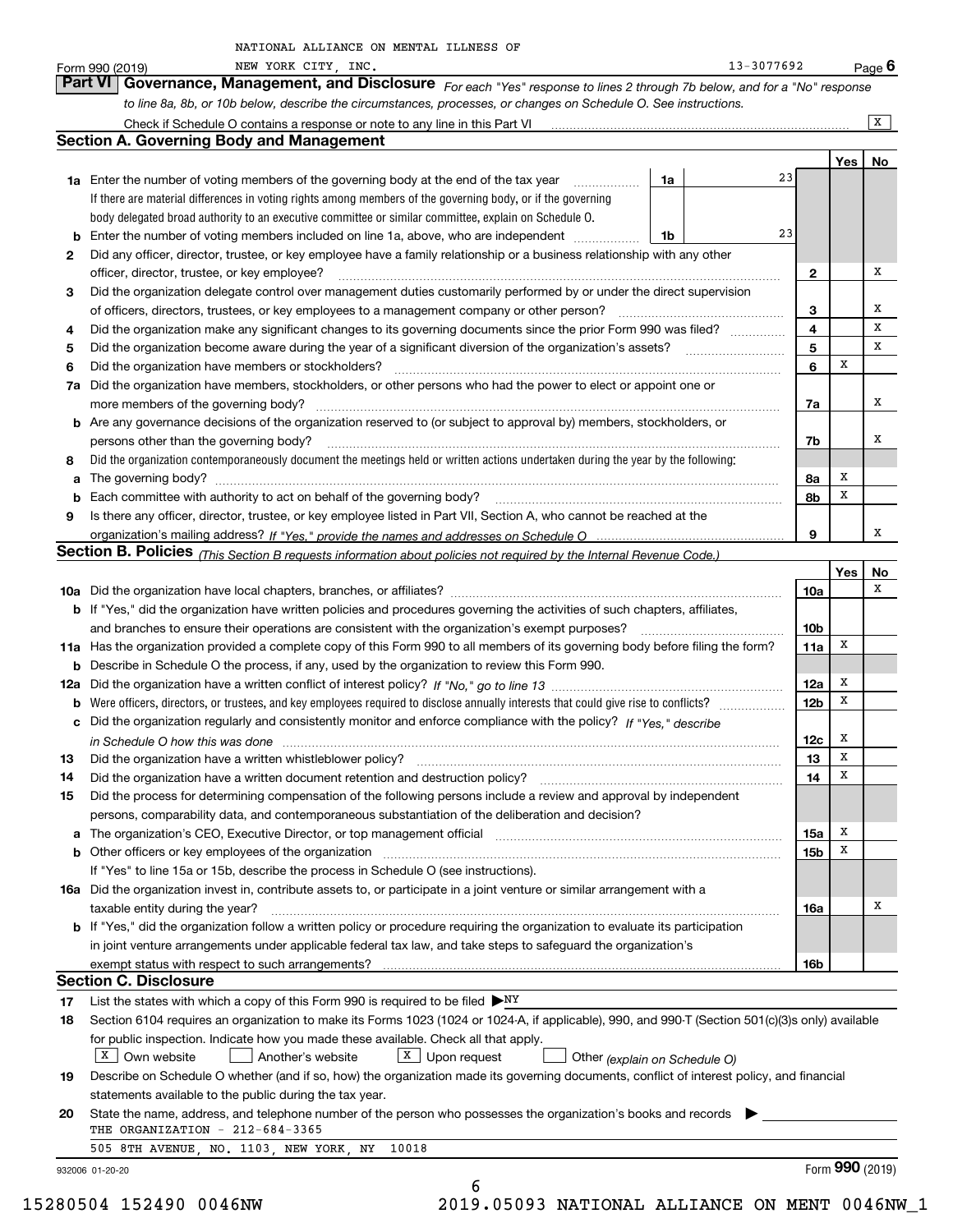NATIONAL ALLIANCE ON MENTAL ILLNESS OF NEW YORK CITY, INC. 13-3077692

Form 990 (2019) Page 6

## Part VI Governance, Management, and Disclosure

*For each "Yes" response to lines 2 through 7b below, and for a "No" response to line 8a, 8b, or 10b below, describe the circumstances, processes, or changes on Schedule O. See instructions.*

Check if Schedule O contains a response or note to any line in this Part VI ... [X]

### Section A. Governing Body and Management

| | | | | Yes | No |
|---|---|---|---|---|---|
| **1a** | Enter the number of voting members of the governing body at the end of the tax year. If there are material differences in voting rights among members of the governing body, or if the governing body delegated broad authority to an executive committee or similar committee, explain on Schedule O. | 1a: 23 | | | |
| **b** | Enter the number of voting members included on line 1a, above, who are independent | 1b: 23 | | | |
| **2** | Did any officer, director, trustee, or key employee have a family relationship or a business relationship with any other officer, director, trustee, or key employee? | | 2 | | X |
| **3** | Did the organization delegate control over management duties customarily performed by or under the direct supervision of officers, directors, trustees, or key employees to a management company or other person? | | 3 | | X |
| **4** | Did the organization make any significant changes to its governing documents since the prior Form 990 was filed? | | 4 | | X |
| **5** | Did the organization become aware during the year of a significant diversion of the organization's assets? | | 5 | | X |
| **6** | Did the organization have members or stockholders? | | 6 | X | |
| **7a** | Did the organization have members, stockholders, or other persons who had the power to elect or appoint one or more members of the governing body? | | 7a | | X |
| **b** | Are any governance decisions of the organization reserved to (or subject to approval by) members, stockholders, or persons other than the governing body? | | 7b | | X |
| **8** | Did the organization contemporaneously document the meetings held or written actions undertaken during the year by the following: | | | | |
| **a** | The governing body? | | 8a | X | |
| **b** | Each committee with authority to act on behalf of the governing body? | | 8b | X | |
| **9** | Is there any officer, director, trustee, or key employee listed in Part VII, Section A, who cannot be reached at the organization's mailing address? *If "Yes," provide the names and addresses on Schedule O* | | 9 | | X |

### Section B. Policies *(This Section B requests information about policies not required by the Internal Revenue Code.)*

| | | | Yes | No |
|---|---|---|---|---|
| **10a** | Did the organization have local chapters, branches, or affiliates? | 10a | | X |
| **b** | If "Yes," did the organization have written policies and procedures governing the activities of such chapters, affiliates, and branches to ensure their operations are consistent with the organization's exempt purposes? | 10b | | |
| **11a** | Has the organization provided a complete copy of this Form 990 to all members of its governing body before filing the form? | 11a | X | |
| **b** | Describe in Schedule O the process, if any, used by the organization to review this Form 990. | | | |
| **12a** | Did the organization have a written conflict of interest policy? *If "No," go to line 13* | 12a | X | |
| **b** | Were officers, directors, or trustees, and key employees required to disclose annually interests that could give rise to conflicts? | 12b | X | |
| **c** | Did the organization regularly and consistently monitor and enforce compliance with the policy? *If "Yes," describe in Schedule O how this was done* | 12c | X | |
| **13** | Did the organization have a written whistleblower policy? | 13 | X | |
| **14** | Did the organization have a written document retention and destruction policy? | 14 | X | |
| **15** | Did the process for determining compensation of the following persons include a review and approval by independent persons, comparability data, and contemporaneous substantiation of the deliberation and decision? | | | |
| **a** | The organization's CEO, Executive Director, or top management official | 15a | X | |
| **b** | Other officers or key employees of the organization | 15b | X | |
| | If "Yes" to line 15a or 15b, describe the process in Schedule O (see instructions). | | | |
| **16a** | Did the organization invest in, contribute assets to, or participate in a joint venture or similar arrangement with a taxable entity during the year? | 16a | | X |
| **b** | If "Yes," did the organization follow a written policy or procedure requiring the organization to evaluate its participation in joint venture arrangements under applicable federal tax law, and take steps to safeguard the organization's exempt status with respect to such arrangements? | 16b | | |

### Section C. Disclosure

**17** List the states with which a copy of this Form 990 is required to be filed ▶ NY

**18** Section 6104 requires an organization to make its Forms 1023 (1024 or 1024-A, if applicable), 990, and 990-T (Section 501(c)(3)s only) available for public inspection. Indicate how you made these available. Check all that apply.

[X] Own website [ ] Another's website [X] Upon request [ ] Other *(explain on Schedule O)*

**19** Describe on Schedule O whether (and if so, how) the organization made its governing documents, conflict of interest policy, and financial statements available to the public during the tax year.

**20** State the name, address, and telephone number of the person who possesses the organization's books and records ▶

THE ORGANIZATION - 212-684-3365

505 8TH AVENUE, NO. 1103, NEW YORK, NY 10018

932006 01-20-20 Form **990** (2019)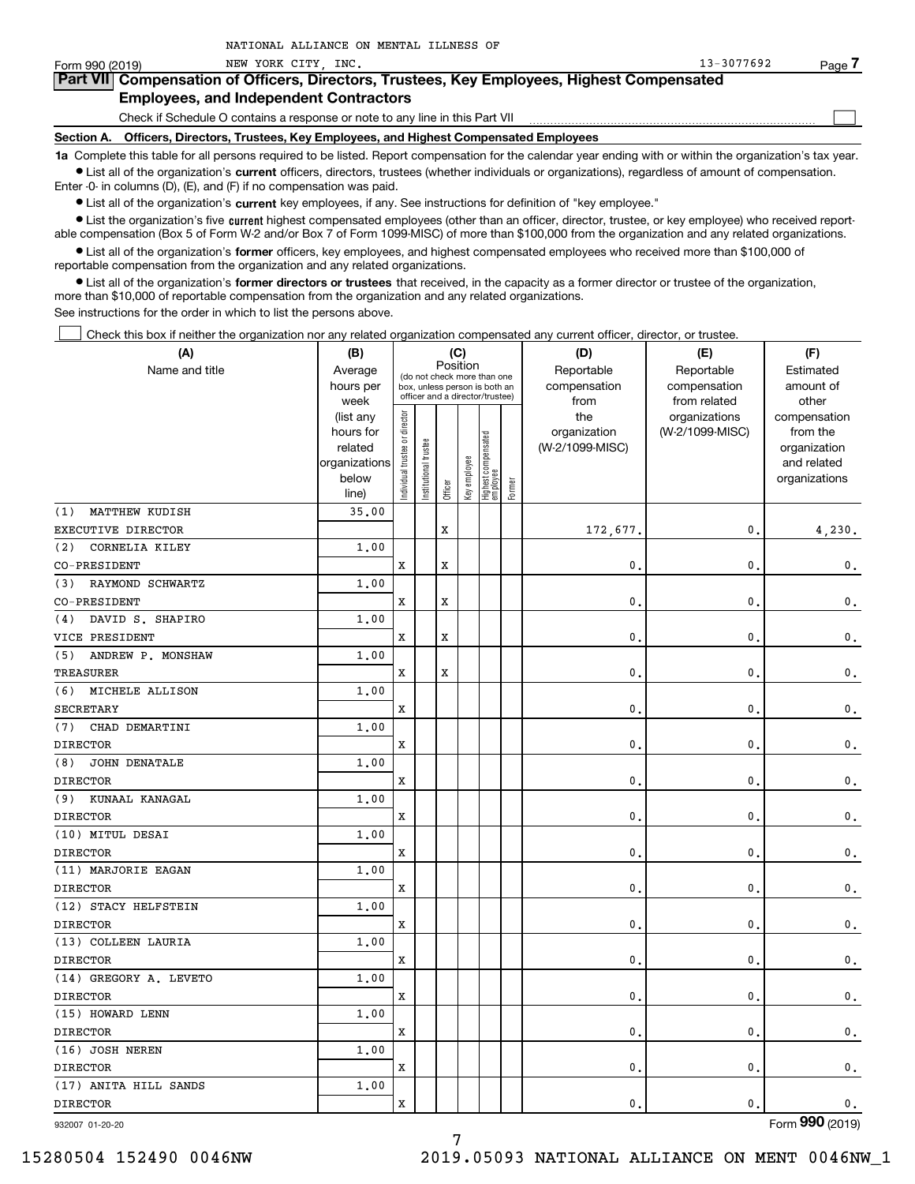NATIONAL ALLIANCE ON MENTAL ILLNESS OF NEW YORK CITY, INC. 13-3077692

Form 990 (2019)

## Part VII Compensation of Officers, Directors, Trustees, Key Employees, Highest Compensated Employees, and Independent Contractors

Check if Schedule O contains a response or note to any line in this Part VII ☐

### Section A. Officers, Directors, Trustees, Key Employees, and Highest Compensated Employees

**1a** Complete this table for all persons required to be listed. Report compensation for the calendar year ending with or within the organization's tax year.

● List all of the organization's **current** officers, directors, trustees (whether individuals or organizations), regardless of amount of compensation. Enter -0- in columns (D), (E), and (F) if no compensation was paid.

● List all of the organization's **current** key employees, if any. See instructions for definition of "key employee."

● List the organization's five **current** highest compensated employees (other than an officer, director, trustee, or key employee) who received reportable compensation (Box 5 of Form W-2 and/or Box 7 of Form 1099-MISC) of more than $100,000 from the organization and any related organizations.

● List all of the organization's **former** officers, key employees, and highest compensated employees who received more than $100,000 of reportable compensation from the organization and any related organizations.

● List all of the organization's **former directors or trustees** that received, in the capacity as a former director or trustee of the organization, more than $10,000 of reportable compensation from the organization and any related organizations.

See instructions for the order in which to list the persons above.

☐ Check this box if neither the organization nor any related organization compensated any current officer, director, or trustee.

| (A) Name and title | (B) Average hours per week (list any hours for related organizations below line) | (C) Position: Individual trustee or director | Institutional trustee | Officer | Key employee | Highest compensated employee | Former | (D) Reportable compensation from the organization (W-2/1099-MISC) | (E) Reportable compensation from related organizations (W-2/1099-MISC) | (F) Estimated amount of other compensation from the organization and related organizations |
|---|---|---|---|---|---|---|---|---|---|---|
| (1) MATTHEW KUDISH<br>EXECUTIVE DIRECTOR | 35.00 | | | X | | | | 172,677. | 0. | 4,230. |
| (2) CORNELIA KILEY<br>CO-PRESIDENT | 1.00 | X | | X | | | | 0. | 0. | 0. |
| (3) RAYMOND SCHWARTZ<br>CO-PRESIDENT | 1.00 | X | | X | | | | 0. | 0. | 0. |
| (4) DAVID S. SHAPIRO<br>VICE PRESIDENT | 1.00 | X | | X | | | | 0. | 0. | 0. |
| (5) ANDREW P. MONSHAW<br>TREASURER | 1.00 | X | | X | | | | 0. | 0. | 0. |
| (6) MICHELE ALLISON<br>SECRETARY | 1.00 | X | | | | | | 0. | 0. | 0. |
| (7) CHAD DEMARTINI<br>DIRECTOR | 1.00 | X | | | | | | 0. | 0. | 0. |
| (8) JOHN DENATALE<br>DIRECTOR | 1.00 | X | | | | | | 0. | 0. | 0. |
| (9) KUNAAL KANAGAL<br>DIRECTOR | 1.00 | X | | | | | | 0. | 0. | 0. |
| (10) MITUL DESAI<br>DIRECTOR | 1.00 | X | | | | | | 0. | 0. | 0. |
| (11) MARJORIE EAGAN<br>DIRECTOR | 1.00 | X | | | | | | 0. | 0. | 0. |
| (12) STACY HELFSTEIN<br>DIRECTOR | 1.00 | X | | | | | | 0. | 0. | 0. |
| (13) COLLEEN LAURIA<br>DIRECTOR | 1.00 | X | | | | | | 0. | 0. | 0. |
| (14) GREGORY A. LEVETO<br>DIRECTOR | 1.00 | X | | | | | | 0. | 0. | 0. |
| (15) HOWARD LENN<br>DIRECTOR | 1.00 | X | | | | | | 0. | 0. | 0. |
| (16) JOSH NEREN<br>DIRECTOR | 1.00 | X | | | | | | 0. | 0. | 0. |
| (17) ANITA HILL SANDS<br>DIRECTOR | 1.00 | X | | | | | | 0. | 0. | 0. |

932007 01-20-20 Form 990 (2019)

15280504 152490 0046NW 2019.05093 NATIONAL ALLIANCE ON MENT 0046NW_1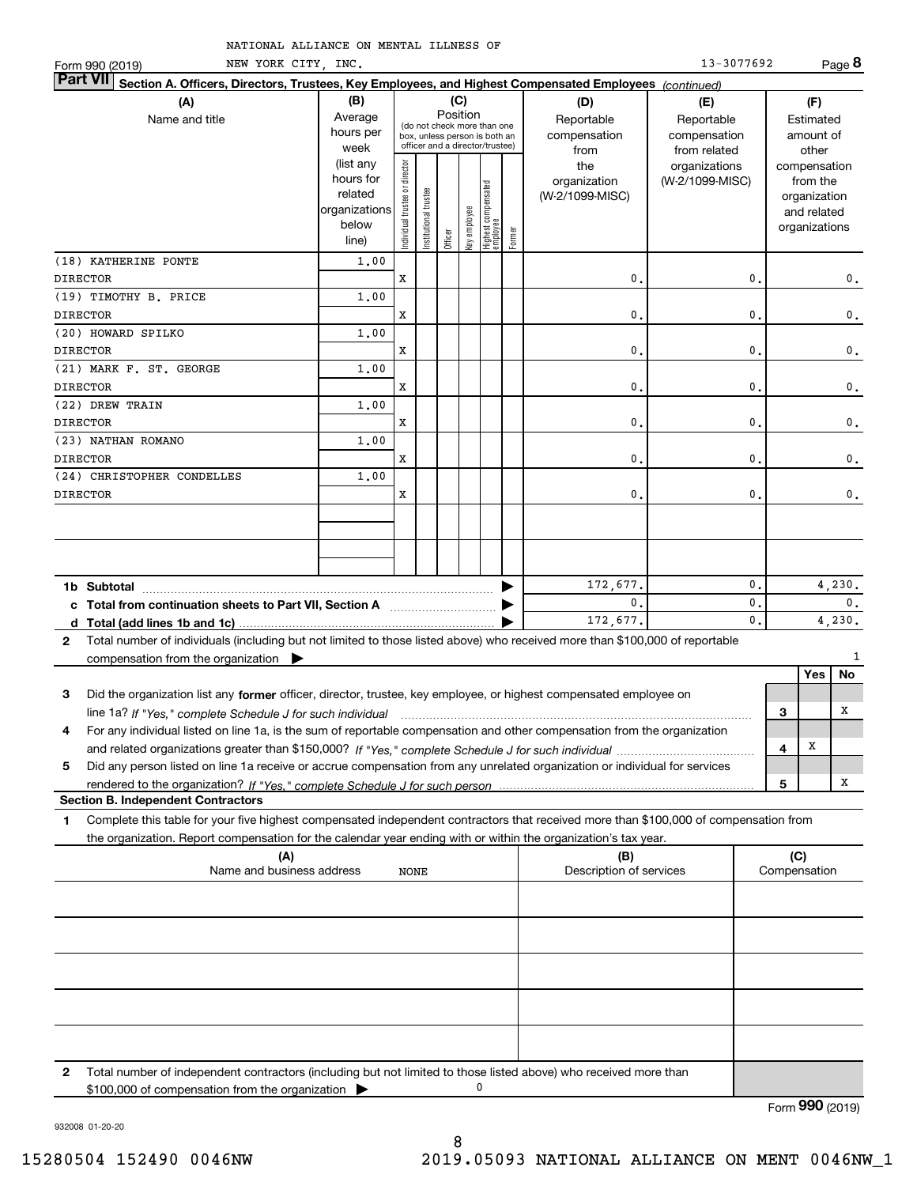NATIONAL ALLIANCE ON MENTAL ILLNESS OF NEW YORK CITY, INC. 13-3077692

Form 990 (2019) Page **8**

**Part VII** **Section A. Officers, Directors, Trustees, Key Employees, and Highest Compensated Employees** *(continued)*

| (A) Name and title | (B) Average hours per week (list any hours for related organizations below line) | (C) Position: Individual trustee or director | Institutional trustee | Officer | Key employee | Highest compensated employee | Former | (D) Reportable compensation from the organization (W-2/1099-MISC) | (E) Reportable compensation from related organizations (W-2/1099-MISC) | (F) Estimated amount of other compensation from the organization and related organizations |
|---|---|---|---|---|---|---|---|---|---|---|
| (18) KATHERINE PONTE DIRECTOR | 1.00 | X | | | | | | 0. | 0. | 0. |
| (19) TIMOTHY B. PRICE DIRECTOR | 1.00 | X | | | | | | 0. | 0. | 0. |
| (20) HOWARD SPILKO DIRECTOR | 1.00 | X | | | | | | 0. | 0. | 0. |
| (21) MARK F. ST. GEORGE DIRECTOR | 1.00 | X | | | | | | 0. | 0. | 0. |
| (22) DREW TRAIN DIRECTOR | 1.00 | X | | | | | | 0. | 0. | 0. |
| (23) NATHAN ROMANO DIRECTOR | 1.00 | X | | | | | | 0. | 0. | 0. |
| (24) CHRISTOPHER CONDELLES DIRECTOR | 1.00 | X | | | | | | 0. | 0. | 0. |
| | | | | | | | | | | |
| | | | | | | | | | | |
| **1b Subtotal** | | | | | | | | 172,677. | 0. | 4,230. |
| **c Total from continuation sheets to Part VII, Section A** | | | | | | | | 0. | 0. | 0. |
| **d Total (add lines 1b and 1c)** | | | | | | | | 172,677. | 0. | 4,230. |

**2** Total number of individuals (including but not limited to those listed above) who received more than $100,000 of reportable compensation from the organization ▶ 1

| | | | Yes | No |
|---|---|---|---|---|
| **3** | Did the organization list any **former** officer, director, trustee, key employee, or highest compensated employee on line 1a? *If "Yes," complete Schedule J for such individual* | 3 | | X |
| **4** | For any individual listed on line 1a, is the sum of reportable compensation and other compensation from the organization and related organizations greater than $150,000? *If "Yes," complete Schedule J for such individual* | 4 | X | |
| **5** | Did any person listed on line 1a receive or accrue compensation from any unrelated organization or individual for services rendered to the organization? *If "Yes," complete Schedule J for such person* | 5 | | X |

**Section B. Independent Contractors**

**1** Complete this table for your five highest compensated independent contractors that received more than $100,000 of compensation from the organization. Report compensation for the calendar year ending with or within the organization's tax year.

| (A) Name and business address | (B) Description of services | (C) Compensation |
|---|---|---|
| NONE | | |
| | | |
| | | |
| | | |
| | | |

**2** Total number of independent contractors (including but not limited to those listed above) who received more than $100,000 of compensation from the organization ▶ 0

Form **990** (2019)

932008 01-20-20

15280504 152490 0046NW 2019.05093 NATIONAL ALLIANCE ON MENT 0046NW_1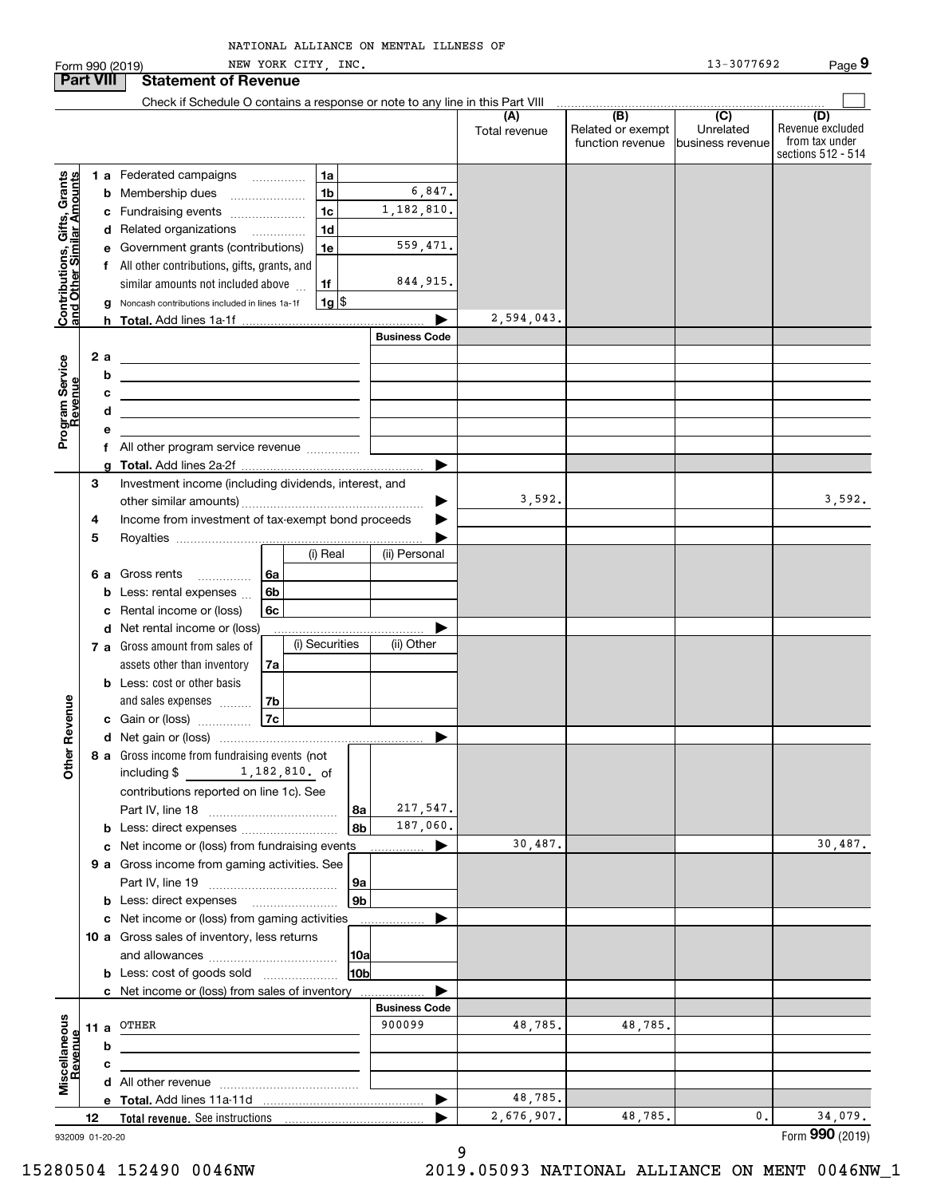NATIONAL ALLIANCE ON MENTAL ILLNESS OF NEW YORK CITY, INC. 13-3077692

Form 990 (2019) Page 9

## Part VIII Statement of Revenue

Check if Schedule O contains a response or note to any line in this Part VIII

| | | | (A) Total revenue | (B) Related or exempt function revenue | (C) Unrelated business revenue | (D) Revenue excluded from tax under sections 512 - 514 |
|---|---|---|---|---|---|---|
| **Contributions, Gifts, Grants and Other Similar Amounts** | 1a Federated campaigns | 1a | | | | |
| | b Membership dues | 1b 6,847. | | | | |
| | c Fundraising events | 1c 1,182,810. | | | | |
| | d Related organizations | 1d | | | | |
| | e Government grants (contributions) | 1e 559,471. | | | | |
| | f All other contributions, gifts, grants, and similar amounts not included above | 1f 844,915. | | | | |
| | g Noncash contributions included in lines 1a-1f | 1g $ | | | | |
| | h **Total.** Add lines 1a-1f | | 2,594,043. | | | |
| **Program Service Revenue** | | Business Code | | | | |
| | 2a | | | | | |
| | b | | | | | |
| | c | | | | | |
| | d | | | | | |
| | e | | | | | |
| | f All other program service revenue | | | | | |
| | g **Total.** Add lines 2a-2f | | | | | |
| **Other Revenue** | 3 Investment income (including dividends, interest, and other similar amounts) | | 3,592. | | | 3,592. |
| | 4 Income from investment of tax-exempt bond proceeds | | | | | |
| | 5 Royalties | | | | | |
| | 6a Gross rents (i) Real / (ii) Personal | 6a | | | | |
| | b Less: rental expenses | 6b | | | | |
| | c Rental income or (loss) | 6c | | | | |
| | d Net rental income or (loss) | | | | | |
| | 7a Gross amount from sales of assets other than inventory (i) Securities / (ii) Other | 7a | | | | |
| | b Less: cost or other basis and sales expenses | 7b | | | | |
| | c Gain or (loss) | 7c | | | | |
| | d Net gain or (loss) | | | | | |
| | 8a Gross income from fundraising events (not including $ 1,182,810. of contributions reported on line 1c). See Part IV, line 18 | 8a 217,547. | | | | |
| | b Less: direct expenses | 8b 187,060. | | | | |
| | c Net income or (loss) from fundraising events | | 30,487. | | | 30,487. |
| | 9a Gross income from gaming activities. See Part IV, line 19 | 9a | | | | |
| | b Less: direct expenses | 9b | | | | |
| | c Net income or (loss) from gaming activities | | | | | |
| | 10a Gross sales of inventory, less returns and allowances | 10a | | | | |
| | b Less: cost of goods sold | 10b | | | | |
| | c Net income or (loss) from sales of inventory | | | | | |
| **Miscellaneous Revenue** | | Business Code | | | | |
| | 11a OTHER | 900099 | 48,785. | 48,785. | | |
| | b | | | | | |
| | c | | | | | |
| | d All other revenue | | | | | |
| | e **Total.** Add lines 11a-11d | | 48,785. | | | |
| | 12 **Total revenue.** See instructions | | 2,676,907. | 48,785. | 0. | 34,079. |

932009 01-20-20 Form **990** (2019)

15280504 152490 0046NW 2019.05093 NATIONAL ALLIANCE ON MENT 0046NW_1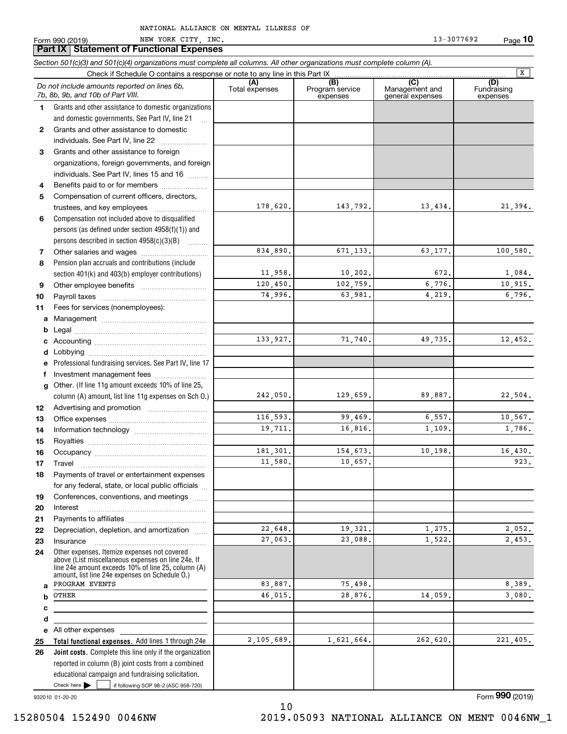NATIONAL ALLIANCE ON MENTAL ILLNESS OF NEW YORK CITY, INC. 13-3077692

Form 990 (2019)

## Part IX Statement of Functional Expenses

*Section 501(c)(3) and 501(c)(4) organizations must complete all columns. All other organizations must complete column (A).*

Check if Schedule O contains a response or note to any line in this Part IX ..... X

| | *Do not include amounts reported on lines 6b, 7b, 8b, 9b, and 10b of Part VIII.* | (A) Total expenses | (B) Program service expenses | (C) Management and general expenses | (D) Fundraising expenses |
|---|---|---|---|---|---|
| 1 | Grants and other assistance to domestic organizations and domestic governments. See Part IV, line 21 | | | | |
| 2 | Grants and other assistance to domestic individuals. See Part IV, line 22 | | | | |
| 3 | Grants and other assistance to foreign organizations, foreign governments, and foreign individuals. See Part IV, lines 15 and 16 | | | | |
| 4 | Benefits paid to or for members | | | | |
| 5 | Compensation of current officers, directors, trustees, and key employees | 178,620. | 143,792. | 13,434. | 21,394. |
| 6 | Compensation not included above to disqualified persons (as defined under section 4958(f)(1)) and persons described in section 4958(c)(3)(B) | | | | |
| 7 | Other salaries and wages | 834,890. | 671,133. | 63,177. | 100,580. |
| 8 | Pension plan accruals and contributions (include section 401(k) and 403(b) employer contributions) | 11,958. | 10,202. | 672. | 1,084. |
| 9 | Other employee benefits | 120,450. | 102,759. | 6,776. | 10,915. |
| 10 | Payroll taxes | 74,996. | 63,981. | 4,219. | 6,796. |
| 11 | Fees for services (nonemployees): | | | | |
| a | Management | | | | |
| b | Legal | | | | |
| c | Accounting | 133,927. | 71,740. | 49,735. | 12,452. |
| d | Lobbying | | | | |
| e | Professional fundraising services. See Part IV, line 17 | | | | |
| f | Investment management fees | | | | |
| g | Other. (If line 11g amount exceeds 10% of line 25, column (A) amount, list line 11g expenses on Sch O.) | 242,050. | 129,659. | 89,887. | 22,504. |
| 12 | Advertising and promotion | | | | |
| 13 | Office expenses | 116,593. | 99,469. | 6,557. | 10,567. |
| 14 | Information technology | 19,711. | 16,816. | 1,109. | 1,786. |
| 15 | Royalties | | | | |
| 16 | Occupancy | 181,301. | 154,673. | 10,198. | 16,430. |
| 17 | Travel | 11,580. | 10,657. | | 923. |
| 18 | Payments of travel or entertainment expenses for any federal, state, or local public officials | | | | |
| 19 | Conferences, conventions, and meetings | | | | |
| 20 | Interest | | | | |
| 21 | Payments to affiliates | | | | |
| 22 | Depreciation, depletion, and amortization | 22,648. | 19,321. | 1,275. | 2,052. |
| 23 | Insurance | 27,063. | 23,088. | 1,522. | 2,453. |
| 24 | Other expenses. Itemize expenses not covered above (List miscellaneous expenses on line 24e. If line 24e amount exceeds 10% of line 25, column (A) amount, list line 24e expenses on Schedule O.) | | | | |
| a | PROGRAM EVENTS | 83,887. | 75,498. | | 8,389. |
| b | OTHER | 46,015. | 28,876. | 14,059. | 3,080. |
| c | | | | | |
| d | | | | | |
| e | All other expenses | | | | |
| 25 | **Total functional expenses.** Add lines 1 through 24e | 2,105,689. | 1,621,664. | 262,620. | 221,405. |
| 26 | **Joint costs.** Complete this line only if the organization reported in column (B) joint costs from a combined educational campaign and fundraising solicitation. Check here ☐ if following SOP 98-2 (ASC 958-720) | | | | |

932010 01-20-20

Form **990** (2019)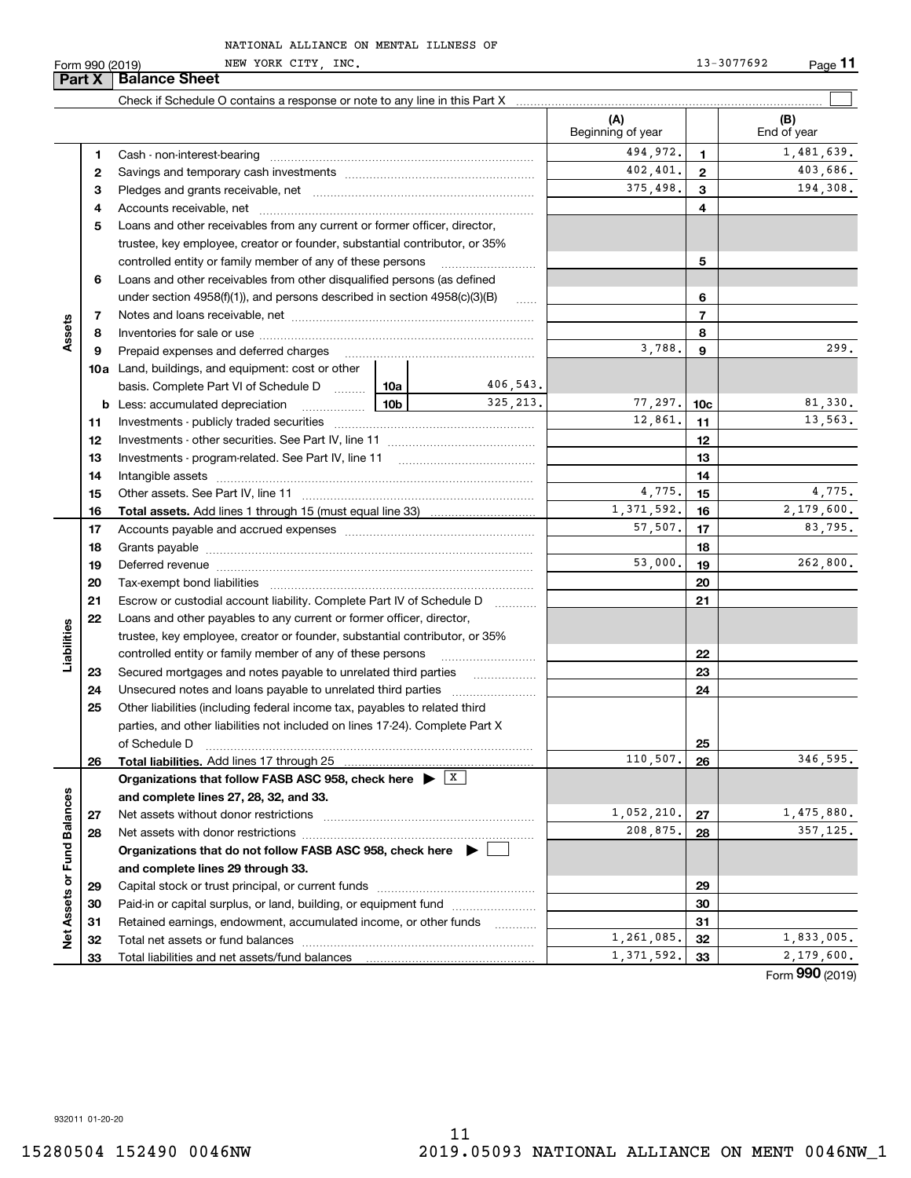NATIONAL ALLIANCE ON MENTAL ILLNESS OF NEW YORK CITY, INC.

Form 990 (2019) 13-3077692

## Part X Balance Sheet

Check if Schedule O contains a response or note to any line in this Part X ☐

| | | | | | (A) Beginning of year | | (B) End of year |
|---|---|---|---|---|---|---|---|
| **Assets** | 1 | Cash - non-interest-bearing | | | 494,972. | 1 | 1,481,639. |
| | 2 | Savings and temporary cash investments | | | 402,401. | 2 | 403,686. |
| | 3 | Pledges and grants receivable, net | | | 375,498. | 3 | 194,308. |
| | 4 | Accounts receivable, net | | | | 4 | |
| | 5 | Loans and other receivables from any current or former officer, director, trustee, key employee, creator or founder, substantial contributor, or 35% controlled entity or family member of any of these persons | | | | 5 | |
| | 6 | Loans and other receivables from other disqualified persons (as defined under section 4958(f)(1)), and persons described in section 4958(c)(3)(B) | | | | 6 | |
| | 7 | Notes and loans receivable, net | | | | 7 | |
| | 8 | Inventories for sale or use | | | | 8 | |
| | 9 | Prepaid expenses and deferred charges | | | 3,788. | 9 | 299. |
| | 10a | Land, buildings, and equipment: cost or other basis. Complete Part VI of Schedule D | 10a | 406,543. | | | |
| | b | Less: accumulated depreciation | 10b | 325,213. | 77,297. | 10c | 81,330. |
| | 11 | Investments - publicly traded securities | | | 12,861. | 11 | 13,563. |
| | 12 | Investments - other securities. See Part IV, line 11 | | | | 12 | |
| | 13 | Investments - program-related. See Part IV, line 11 | | | | 13 | |
| | 14 | Intangible assets | | | | 14 | |
| | 15 | Other assets. See Part IV, line 11 | | | 4,775. | 15 | 4,775. |
| | 16 | **Total assets.** Add lines 1 through 15 (must equal line 33) | | | 1,371,592. | 16 | 2,179,600. |
| **Liabilities** | 17 | Accounts payable and accrued expenses | | | 57,507. | 17 | 83,795. |
| | 18 | Grants payable | | | | 18 | |
| | 19 | Deferred revenue | | | 53,000. | 19 | 262,800. |
| | 20 | Tax-exempt bond liabilities | | | | 20 | |
| | 21 | Escrow or custodial account liability. Complete Part IV of Schedule D | | | | 21 | |
| | 22 | Loans and other payables to any current or former officer, director, trustee, key employee, creator or founder, substantial contributor, or 35% controlled entity or family member of any of these persons | | | | 22 | |
| | 23 | Secured mortgages and notes payable to unrelated third parties | | | | 23 | |
| | 24 | Unsecured notes and loans payable to unrelated third parties | | | | 24 | |
| | 25 | Other liabilities (including federal income tax, payables to related third parties, and other liabilities not included on lines 17-24). Complete Part X of Schedule D | | | | 25 | |
| | 26 | **Total liabilities.** Add lines 17 through 25 | | | 110,507. | 26 | 346,595. |
| **Net Assets or Fund Balances** | | **Organizations that follow FASB ASC 958, check here** ☒ **and complete lines 27, 28, 32, and 33.** | | | | | |
| | 27 | Net assets without donor restrictions | | | 1,052,210. | 27 | 1,475,880. |
| | 28 | Net assets with donor restrictions | | | 208,875. | 28 | 357,125. |
| | | **Organizations that do not follow FASB ASC 958, check here** ☐ **and complete lines 29 through 33.** | | | | | |
| | 29 | Capital stock or trust principal, or current funds | | | | 29 | |
| | 30 | Paid-in or capital surplus, or land, building, or equipment fund | | | | 30 | |
| | 31 | Retained earnings, endowment, accumulated income, or other funds | | | | 31 | |
| | 32 | Total net assets or fund balances | | | 1,261,085. | 32 | 1,833,005. |
| | 33 | Total liabilities and net assets/fund balances | | | 1,371,592. | 33 | 2,179,600. |

Form **990** (2019)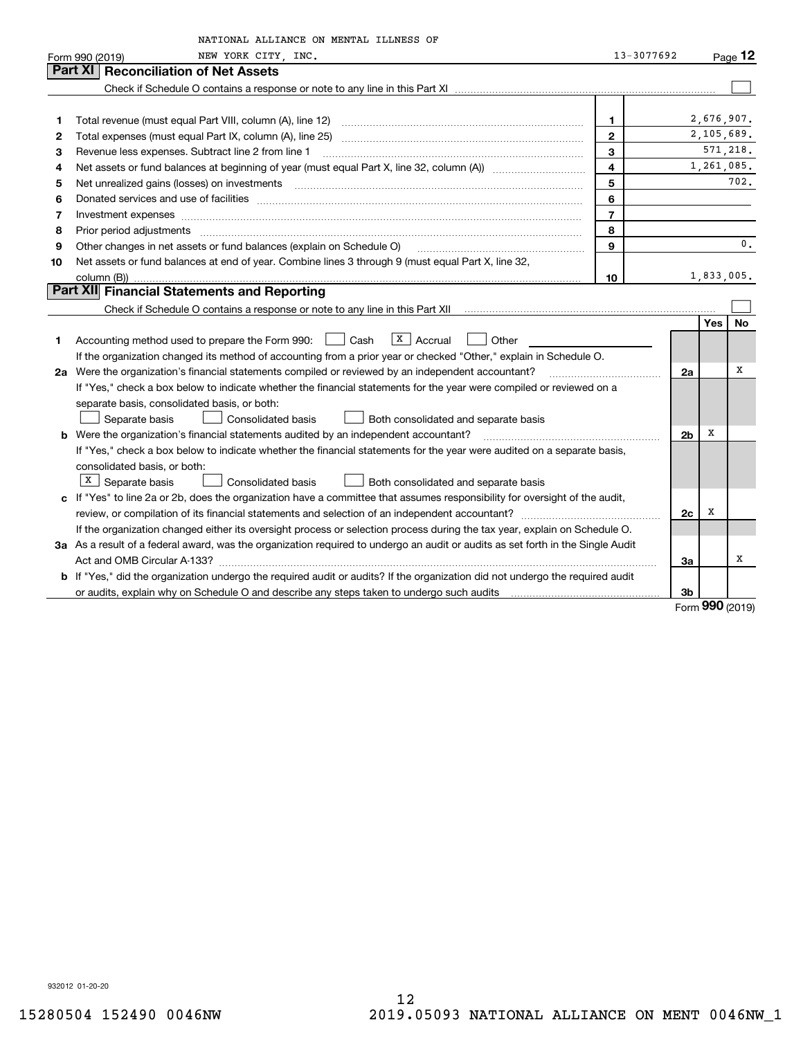NATIONAL ALLIANCE ON MENTAL ILLNESS OF NEW YORK CITY, INC. 13-3077692

Form 990 (2019) Page **12**

## Part XI Reconciliation of Net Assets

Check if Schedule O contains a response or note to any line in this Part XI ☐

| | | | |
|---|---|---|---|
| 1 | Total revenue (must equal Part VIII, column (A), line 12) | 1 | 2,676,907. |
| 2 | Total expenses (must equal Part IX, column (A), line 25) | 2 | 2,105,689. |
| 3 | Revenue less expenses. Subtract line 2 from line 1 | 3 | 571,218. |
| 4 | Net assets or fund balances at beginning of year (must equal Part X, line 32, column (A)) | 4 | 1,261,085. |
| 5 | Net unrealized gains (losses) on investments | 5 | 702. |
| 6 | Donated services and use of facilities | 6 | |
| 7 | Investment expenses | 7 | |
| 8 | Prior period adjustments | 8 | |
| 9 | Other changes in net assets or fund balances (explain on Schedule O) | 9 | 0. |
| 10 | Net assets or fund balances at end of year. Combine lines 3 through 9 (must equal Part X, line 32, column (B)) | 10 | 1,833,005. |

## Part XII Financial Statements and Reporting

Check if Schedule O contains a response or note to any line in this Part XII ☐

| | | | Yes | No |
|---|---|---|---|---|
| 1 | Accounting method used to prepare the Form 990: ☐ Cash ☒ Accrual ☐ Other | | | |
| | If the organization changed its method of accounting from a prior year or checked "Other," explain in Schedule O. | | | |
| 2a | Were the organization's financial statements compiled or reviewed by an independent accountant? | 2a | | X |
| | If "Yes," check a box below to indicate whether the financial statements for the year were compiled or reviewed on a separate basis, consolidated basis, or both: | | | |
| | ☐ Separate basis ☐ Consolidated basis ☐ Both consolidated and separate basis | | | |
| b | Were the organization's financial statements audited by an independent accountant? | 2b | X | |
| | If "Yes," check a box below to indicate whether the financial statements for the year were audited on a separate basis, consolidated basis, or both: | | | |
| | ☒ Separate basis ☐ Consolidated basis ☐ Both consolidated and separate basis | | | |
| c | If "Yes" to line 2a or 2b, does the organization have a committee that assumes responsibility for oversight of the audit, review, or compilation of its financial statements and selection of an independent accountant? | 2c | X | |
| | If the organization changed either its oversight process or selection process during the tax year, explain on Schedule O. | | | |
| 3a | As a result of a federal award, was the organization required to undergo an audit or audits as set forth in the Single Audit Act and OMB Circular A-133? | 3a | | X |
| b | If "Yes," did the organization undergo the required audit or audits? If the organization did not undergo the required audit or audits, explain why on Schedule O and describe any steps taken to undergo such audits | 3b | | |

Form **990** (2019)

932012 01-20-20

15280504 152490 0046NW 2019.05093 NATIONAL ALLIANCE ON MENT 0046NW_1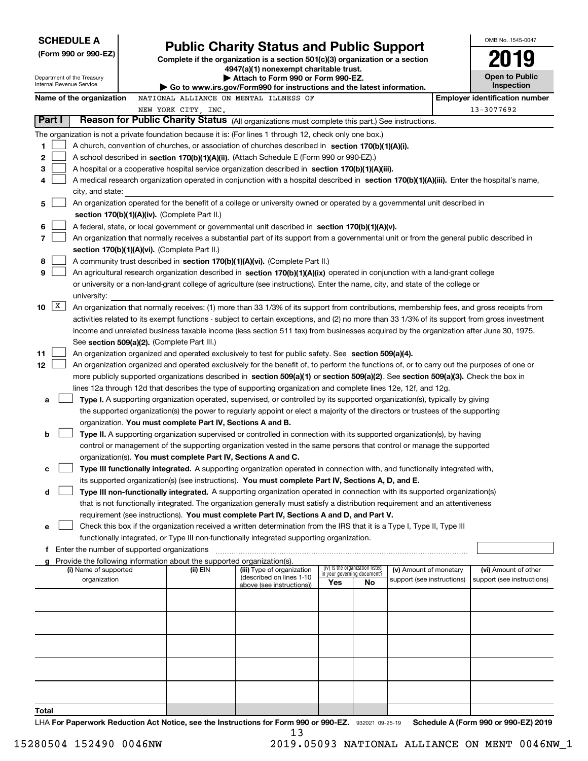**SCHEDULE A**
**(Form 990 or 990-EZ)**

Department of the Treasury
Internal Revenue Service

# Public Charity Status and Public Support

**Complete if the organization is a section 501(c)(3) organization or a section 4947(a)(1) nonexempt charitable trust.**
**▶ Attach to Form 990 or Form 990-EZ.**
**▶ Go to www.irs.gov/Form990 for instructions and the latest information.**

OMB No. 1545-0047
**2019**
**Open to Public Inspection**

**Name of the organization** NATIONAL ALLIANCE ON MENTAL ILLNESS OF NEW YORK CITY, INC.
**Employer identification number** 13-3077692

## Part I Reason for Public Charity Status (All organizations must complete this part.) See instructions.

The organization is not a private foundation because it is: (For lines 1 through 12, check only one box.)

1 [ ] A church, convention of churches, or association of churches described in **section 170(b)(1)(A)(i).**

2 [ ] A school described in **section 170(b)(1)(A)(ii).** (Attach Schedule E (Form 990 or 990-EZ).)

3 [ ] A hospital or a cooperative hospital service organization described in **section 170(b)(1)(A)(iii).**

4 [ ] A medical research organization operated in conjunction with a hospital described in **section 170(b)(1)(A)(iii).** Enter the hospital's name, city, and state:

5 [ ] An organization operated for the benefit of a college or university owned or operated by a governmental unit described in **section 170(b)(1)(A)(iv).** (Complete Part II.)

6 [ ] A federal, state, or local government or governmental unit described in **section 170(b)(1)(A)(v).**

7 [ ] An organization that normally receives a substantial part of its support from a governmental unit or from the general public described in **section 170(b)(1)(A)(vi).** (Complete Part II.)

8 [ ] A community trust described in **section 170(b)(1)(A)(vi).** (Complete Part II.)

9 [ ] An agricultural research organization described in **section 170(b)(1)(A)(ix)** operated in conjunction with a land-grant college or university or a non-land-grant college of agriculture (see instructions). Enter the name, city, and state of the college or university:

10 [X] An organization that normally receives: (1) more than 33 1/3% of its support from contributions, membership fees, and gross receipts from activities related to its exempt functions - subject to certain exceptions, and (2) no more than 33 1/3% of its support from gross investment income and unrelated business taxable income (less section 511 tax) from businesses acquired by the organization after June 30, 1975. See **section 509(a)(2).** (Complete Part III.)

11 [ ] An organization organized and operated exclusively to test for public safety. See **section 509(a)(4).**

12 [ ] An organization organized and operated exclusively for the benefit of, to perform the functions of, or to carry out the purposes of one or more publicly supported organizations described in **section 509(a)(1)** or **section 509(a)(2)**. See **section 509(a)(3).** Check the box in lines 12a through 12d that describes the type of supporting organization and complete lines 12e, 12f, and 12g.

a [ ] **Type I.** A supporting organization operated, supervised, or controlled by its supported organization(s), typically by giving the supported organization(s) the power to regularly appoint or elect a majority of the directors or trustees of the supporting organization. **You must complete Part IV, Sections A and B.**

b [ ] **Type II.** A supporting organization supervised or controlled in connection with its supported organization(s), by having control or management of the supporting organization vested in the same persons that control or manage the supported organization(s). **You must complete Part IV, Sections A and C.**

c [ ] **Type III functionally integrated.** A supporting organization operated in connection with, and functionally integrated with, its supported organization(s) (see instructions). **You must complete Part IV, Sections A, D, and E.**

d [ ] **Type III non-functionally integrated.** A supporting organization operated in connection with its supported organization(s) that is not functionally integrated. The organization generally must satisfy a distribution requirement and an attentiveness requirement (see instructions). **You must complete Part IV, Sections A and D, and Part V.**

e [ ] Check this box if the organization received a written determination from the IRS that it is a Type I, Type II, Type III functionally integrated, or Type III non-functionally integrated supporting organization.

f Enter the number of supported organizations

g Provide the following information about the supported organization(s).

| (i) Name of supported organization | (ii) EIN | (iii) Type of organization (described on lines 1-10 above (see instructions)) | (iv) Is the organization listed in your governing document? Yes | No | (v) Amount of monetary support (see instructions) | (vi) Amount of other support (see instructions) |
|---|---|---|---|---|---|---|
| | | | | | | |
| | | | | | | |
| | | | | | | |
| | | | | | | |
| | | | | | | |
| **Total** | | | | | | |

LHA **For Paperwork Reduction Act Notice, see the Instructions for Form 990 or 990-EZ.** 932021 09-25-19 **Schedule A (Form 990 or 990-EZ) 2019**

15280504 152490 0046NW 2019.05093 NATIONAL ALLIANCE ON MENT 0046NW_1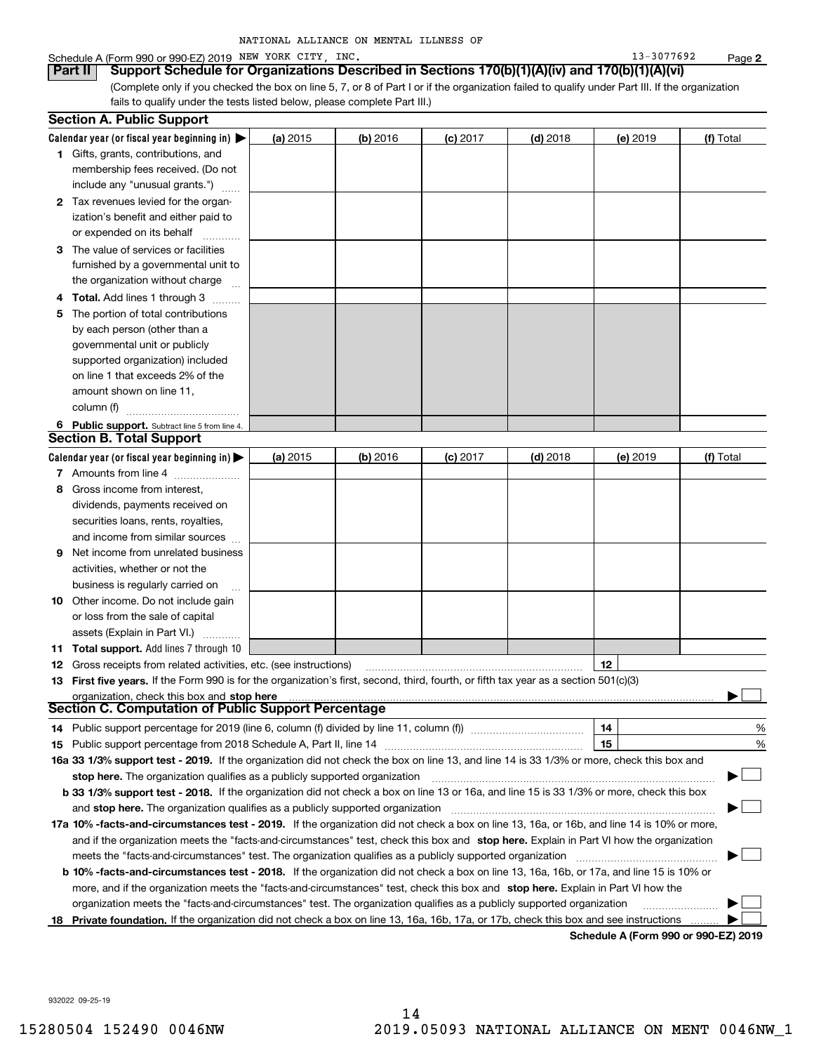NATIONAL ALLIANCE ON MENTAL ILLNESS OF

Schedule A (Form 990 or 990-EZ) 2019 NEW YORK CITY, INC. 13-3077692 Page 2

**Part II Support Schedule for Organizations Described in Sections 170(b)(1)(A)(iv) and 170(b)(1)(A)(vi)**

(Complete only if you checked the box on line 5, 7, or 8 of Part I or if the organization failed to qualify under Part III. If the organization fails to qualify under the tests listed below, please complete Part III.)

## Section A. Public Support

| Calendar year (or fiscal year beginning in) ▶ | (a) 2015 | (b) 2016 | (c) 2017 | (d) 2018 | (e) 2019 | (f) Total |
|---|---|---|---|---|---|---|
| **1** Gifts, grants, contributions, and membership fees received. (Do not include any "unusual grants.") | | | | | | |
| **2** Tax revenues levied for the organization's benefit and either paid to or expended on its behalf | | | | | | |
| **3** The value of services or facilities furnished by a governmental unit to the organization without charge | | | | | | |
| **4 Total.** Add lines 1 through 3 | | | | | | |
| **5** The portion of total contributions by each person (other than a governmental unit or publicly supported organization) included on line 1 that exceeds 2% of the amount shown on line 11, column (f) | | | | | | |
| **6 Public support.** Subtract line 5 from line 4. | | | | | | |

## Section B. Total Support

| Calendar year (or fiscal year beginning in) ▶ | (a) 2015 | (b) 2016 | (c) 2017 | (d) 2018 | (e) 2019 | (f) Total |
|---|---|---|---|---|---|---|
| **7** Amounts from line 4 | | | | | | |
| **8** Gross income from interest, dividends, payments received on securities loans, rents, royalties, and income from similar sources | | | | | | |
| **9** Net income from unrelated business activities, whether or not the business is regularly carried on | | | | | | |
| **10** Other income. Do not include gain or loss from the sale of capital assets (Explain in Part VI.) | | | | | | |
| **11 Total support.** Add lines 7 through 10 | | | | | | |

**12** Gross receipts from related activities, etc. (see instructions) **12**

**13 First five years.** If the Form 990 is for the organization's first, second, third, fourth, or fifth tax year as a section 501(c)(3) organization, check this box and **stop here** ▶ ☐

## Section C. Computation of Public Support Percentage

**14** Public support percentage for 2019 (line 6, column (f) divided by line 11, column (f)) **14** %

**15** Public support percentage from 2018 Schedule A, Part II, line 14 **15** %

**16a 33 1/3% support test - 2019.** If the organization did not check the box on line 13, and line 14 is 33 1/3% or more, check this box and **stop here.** The organization qualifies as a publicly supported organization ▶ ☐

**b 33 1/3% support test - 2018.** If the organization did not check a box on line 13 or 16a, and line 15 is 33 1/3% or more, check this box and **stop here.** The organization qualifies as a publicly supported organization ▶ ☐

**17a 10% -facts-and-circumstances test - 2019.** If the organization did not check a box on line 13, 16a, or 16b, and line 14 is 10% or more, and if the organization meets the "facts-and-circumstances" test, check this box and **stop here.** Explain in Part VI how the organization meets the "facts-and-circumstances" test. The organization qualifies as a publicly supported organization ▶ ☐

**b 10% -facts-and-circumstances test - 2018.** If the organization did not check a box on line 13, 16a, 16b, or 17a, and line 15 is 10% or more, and if the organization meets the "facts-and-circumstances" test, check this box and **stop here.** Explain in Part VI how the organization meets the "facts-and-circumstances" test. The organization qualifies as a publicly supported organization ▶ ☐

**18 Private foundation.** If the organization did not check a box on line 13, 16a, 16b, 17a, or 17b, check this box and see instructions ▶ ☐

**Schedule A (Form 990 or 990-EZ) 2019**

932022 09-25-19

15280504 152490 0046NW 2019.05093 NATIONAL ALLIANCE ON MENT 0046NW_1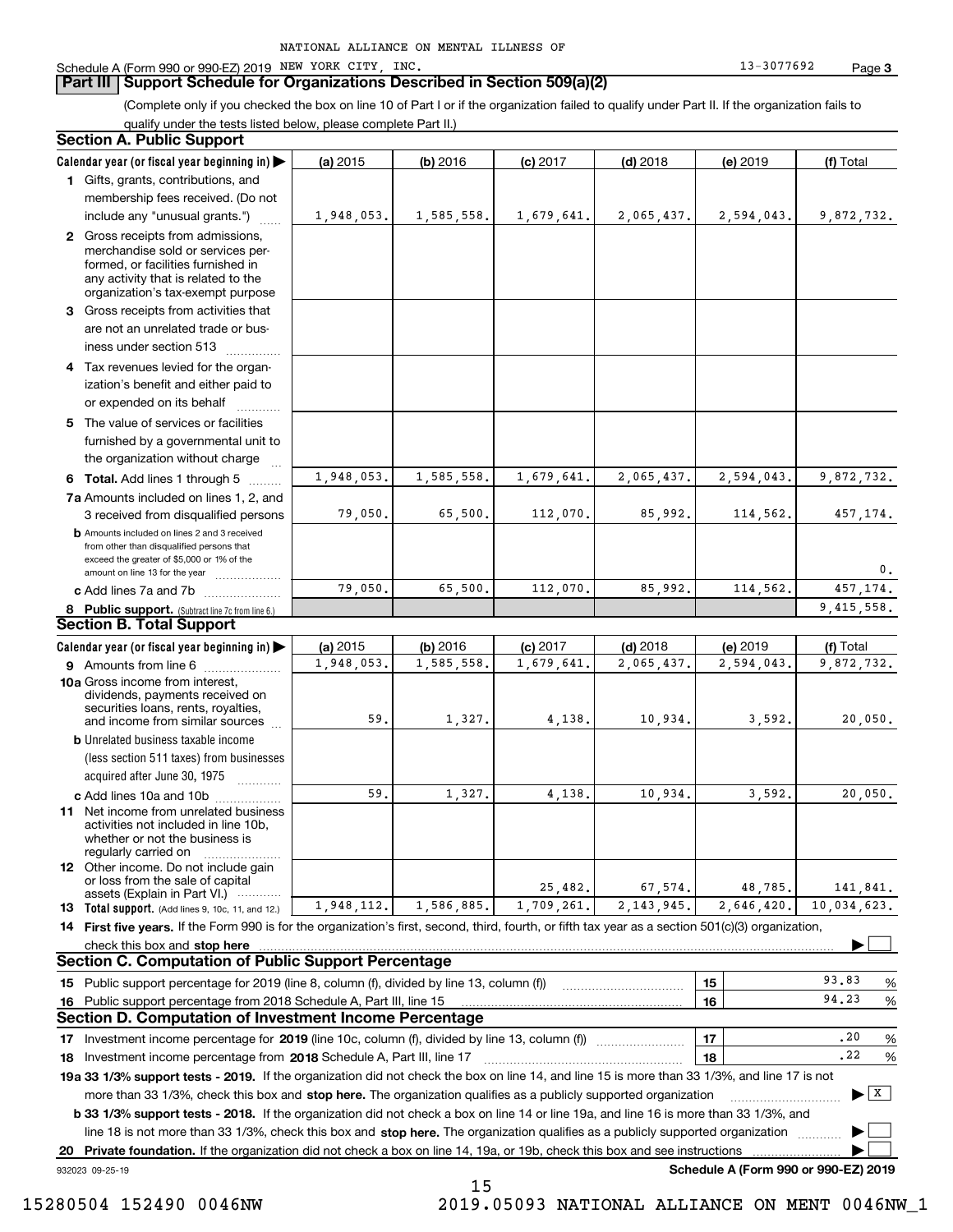NATIONAL ALLIANCE ON MENTAL ILLNESS OF NEW YORK CITY, INC. 13-3077692

Schedule A (Form 990 or 990-EZ) 2019 Page 3

## Part III Support Schedule for Organizations Described in Section 509(a)(2)

(Complete only if you checked the box on line 10 of Part I or if the organization failed to qualify under Part II. If the organization fails to qualify under the tests listed below, please complete Part II.)

### Section A. Public Support

| Calendar year (or fiscal year beginning in) | (a) 2015 | (b) 2016 | (c) 2017 | (d) 2018 | (e) 2019 | (f) Total |
|---|---|---|---|---|---|---|
| 1 Gifts, grants, contributions, and membership fees received. (Do not include any "unusual grants.") | 1,948,053. | 1,585,558. | 1,679,641. | 2,065,437. | 2,594,043. | 9,872,732. |
| 2 Gross receipts from admissions, merchandise sold or services performed, or facilities furnished in any activity that is related to the organization's tax-exempt purpose | | | | | | |
| 3 Gross receipts from activities that are not an unrelated trade or business under section 513 | | | | | | |
| 4 Tax revenues levied for the organization's benefit and either paid to or expended on its behalf | | | | | | |
| 5 The value of services or facilities furnished by a governmental unit to the organization without charge | | | | | | |
| 6 Total. Add lines 1 through 5 | 1,948,053. | 1,585,558. | 1,679,641. | 2,065,437. | 2,594,043. | 9,872,732. |
| 7a Amounts included on lines 1, 2, and 3 received from disqualified persons | 79,050. | 65,500. | 112,070. | 85,992. | 114,562. | 457,174. |
| b Amounts included on lines 2 and 3 received from other than disqualified persons that exceed the greater of $5,000 or 1% of the amount on line 13 for the year | | | | | | 0. |
| c Add lines 7a and 7b | 79,050. | 65,500. | 112,070. | 85,992. | 114,562. | 457,174. |
| 8 Public support. (Subtract line 7c from line 6.) | | | | | | 9,415,558. |

### Section B. Total Support

| Calendar year (or fiscal year beginning in) | (a) 2015 | (b) 2016 | (c) 2017 | (d) 2018 | (e) 2019 | (f) Total |
|---|---|---|---|---|---|---|
| 9 Amounts from line 6 | 1,948,053. | 1,585,558. | 1,679,641. | 2,065,437. | 2,594,043. | 9,872,732. |
| 10a Gross income from interest, dividends, payments received on securities loans, rents, royalties, and income from similar sources | 59. | 1,327. | 4,138. | 10,934. | 3,592. | 20,050. |
| b Unrelated business taxable income (less section 511 taxes) from businesses acquired after June 30, 1975 | | | | | | |
| c Add lines 10a and 10b | 59. | 1,327. | 4,138. | 10,934. | 3,592. | 20,050. |
| 11 Net income from unrelated business activities not included in line 10b, whether or not the business is regularly carried on | | | | | | |
| 12 Other income. Do not include gain or loss from the sale of capital assets (Explain in Part VI.) | | | 25,482. | 67,574. | 48,785. | 141,841. |
| 13 Total support. (Add lines 9, 10c, 11, and 12.) | 1,948,112. | 1,586,885. | 1,709,261. | 2,143,945. | 2,646,420. | 10,034,623. |

14 **First five years.** If the Form 990 is for the organization's first, second, third, fourth, or fifth tax year as a section 501(c)(3) organization, check this box and **stop here** ☐

### Section C. Computation of Public Support Percentage

| | | | |
|---|---|---|---|
| 15 Public support percentage for 2019 (line 8, column (f), divided by line 13, column (f)) | 15 | 93.83 | % |
| 16 Public support percentage from 2018 Schedule A, Part III, line 15 | 16 | 94.23 | % |

### Section D. Computation of Investment Income Percentage

| | | | |
|---|---|---|---|
| 17 Investment income percentage for **2019** (line 10c, column (f), divided by line 13, column (f)) | 17 | .20 | % |
| 18 Investment income percentage from **2018** Schedule A, Part III, line 17 | 18 | .22 | % |

**19a 33 1/3% support tests - 2019.** If the organization did not check the box on line 14, and line 15 is more than 33 1/3%, and line 17 is not more than 33 1/3%, check this box and **stop here.** The organization qualifies as a publicly supported organization ☒

**b 33 1/3% support tests - 2018.** If the organization did not check a box on line 14 or line 19a, and line 16 is more than 33 1/3%, and line 18 is not more than 33 1/3%, check this box and **stop here.** The organization qualifies as a publicly supported organization ☐

**20 Private foundation.** If the organization did not check a box on line 14, 19a, or 19b, check this box and see instructions ☐

932023 09-25-19 **Schedule A (Form 990 or 990-EZ) 2019**

15280504 152490 0046NW 2019.05093 NATIONAL ALLIANCE ON MENT 0046NW_1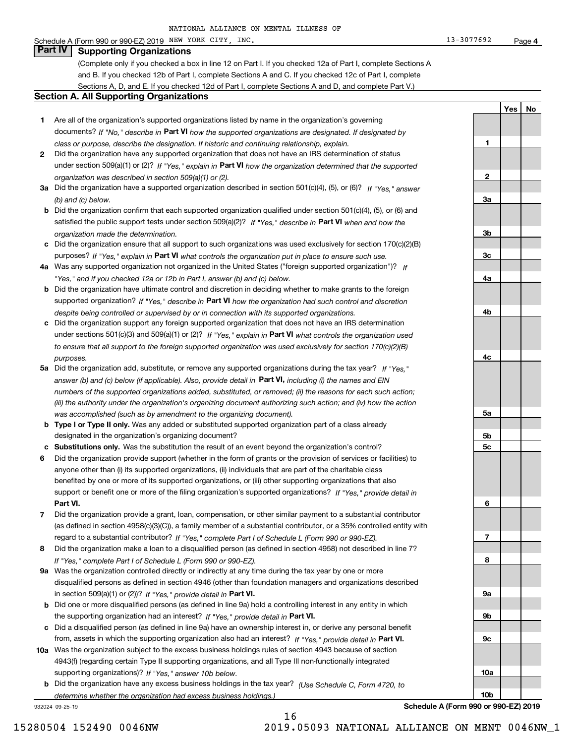NATIONAL ALLIANCE ON MENTAL ILLNESS OF

Schedule A (Form 990 or 990-EZ) 2019 NEW YORK CITY, INC. 13-3077692 Page 4

## Part IV Supporting Organizations

(Complete only if you checked a box in line 12 on Part I. If you checked 12a of Part I, complete Sections A and B. If you checked 12b of Part I, complete Sections A and C. If you checked 12c of Part I, complete Sections A, D, and E. If you checked 12d of Part I, complete Sections A and D, and complete Part V.)

### Section A. All Supporting Organizations

| | | Line | Yes | No |
|---|---|---|---|---|
| 1 | Are all of the organization's supported organizations listed by name in the organization's governing documents? *If "No," describe in* **Part VI** *how the supported organizations are designated. If designated by class or purpose, describe the designation. If historic and continuing relationship, explain.* | 1 | | |
| 2 | Did the organization have any supported organization that does not have an IRS determination of status under section 509(a)(1) or (2)? *If "Yes," explain in* **Part VI** *how the organization determined that the supported organization was described in section 509(a)(1) or (2).* | 2 | | |
| 3a | Did the organization have a supported organization described in section 501(c)(4), (5), or (6)? *If "Yes," answer (b) and (c) below.* | 3a | | |
| b | Did the organization confirm that each supported organization qualified under section 501(c)(4), (5), or (6) and satisfied the public support tests under section 509(a)(2)? *If "Yes," describe in* **Part VI** *when and how the organization made the determination.* | 3b | | |
| c | Did the organization ensure that all support to such organizations was used exclusively for section 170(c)(2)(B) purposes? *If "Yes," explain in* **Part VI** *what controls the organization put in place to ensure such use.* | 3c | | |
| 4a | Was any supported organization not organized in the United States ("foreign supported organization")? *If "Yes," and if you checked 12a or 12b in Part I, answer (b) and (c) below.* | 4a | | |
| b | Did the organization have ultimate control and discretion in deciding whether to make grants to the foreign supported organization? *If "Yes," describe in* **Part VI** *how the organization had such control and discretion despite being controlled or supervised by or in connection with its supported organizations.* | 4b | | |
| c | Did the organization support any foreign supported organization that does not have an IRS determination under sections 501(c)(3) and 509(a)(1) or (2)? *If "Yes," explain in* **Part VI** *what controls the organization used to ensure that all support to the foreign supported organization was used exclusively for section 170(c)(2)(B) purposes.* | 4c | | |
| 5a | Did the organization add, substitute, or remove any supported organizations during the tax year? *If "Yes," answer (b) and (c) below (if applicable). Also, provide detail in* **Part VI,** *including (i) the names and EIN numbers of the supported organizations added, substituted, or removed; (ii) the reasons for each such action; (iii) the authority under the organization's organizing document authorizing such action; and (iv) how the action was accomplished (such as by amendment to the organizing document).* | 5a | | |
| b | **Type I or Type II only.** Was any added or substituted supported organization part of a class already designated in the organization's organizing document? | 5b | | |
| c | **Substitutions only.** Was the substitution the result of an event beyond the organization's control? | 5c | | |
| 6 | Did the organization provide support (whether in the form of grants or the provision of services or facilities) to anyone other than (i) its supported organizations, (ii) individuals that are part of the charitable class benefited by one or more of its supported organizations, or (iii) other supporting organizations that also support or benefit one or more of the filing organization's supported organizations? *If "Yes," provide detail in* **Part VI.** | 6 | | |
| 7 | Did the organization provide a grant, loan, compensation, or other similar payment to a substantial contributor (as defined in section 4958(c)(3)(C)), a family member of a substantial contributor, or a 35% controlled entity with regard to a substantial contributor? *If "Yes," complete Part I of Schedule L (Form 990 or 990-EZ).* | 7 | | |
| 8 | Did the organization make a loan to a disqualified person (as defined in section 4958) not described in line 7? *If "Yes," complete Part I of Schedule L (Form 990 or 990-EZ).* | 8 | | |
| 9a | Was the organization controlled directly or indirectly at any time during the tax year by one or more disqualified persons as defined in section 4946 (other than foundation managers and organizations described in section 509(a)(1) or (2))? *If "Yes," provide detail in* **Part VI.** | 9a | | |
| b | Did one or more disqualified persons (as defined in line 9a) hold a controlling interest in any entity in which the supporting organization had an interest? *If "Yes," provide detail in* **Part VI.** | 9b | | |
| c | Did a disqualified person (as defined in line 9a) have an ownership interest in, or derive any personal benefit from, assets in which the supporting organization also had an interest? *If "Yes," provide detail in* **Part VI.** | 9c | | |
| 10a | Was the organization subject to the excess business holdings rules of section 4943 because of section 4943(f) (regarding certain Type II supporting organizations, and all Type III non-functionally integrated supporting organizations)? *If "Yes," answer 10b below.* | 10a | | |
| b | Did the organization have any excess business holdings in the tax year? *(Use Schedule C, Form 4720, to determine whether the organization had excess business holdings.)* | 10b | | |

932024 09-25-19 **Schedule A (Form 990 or 990-EZ) 2019**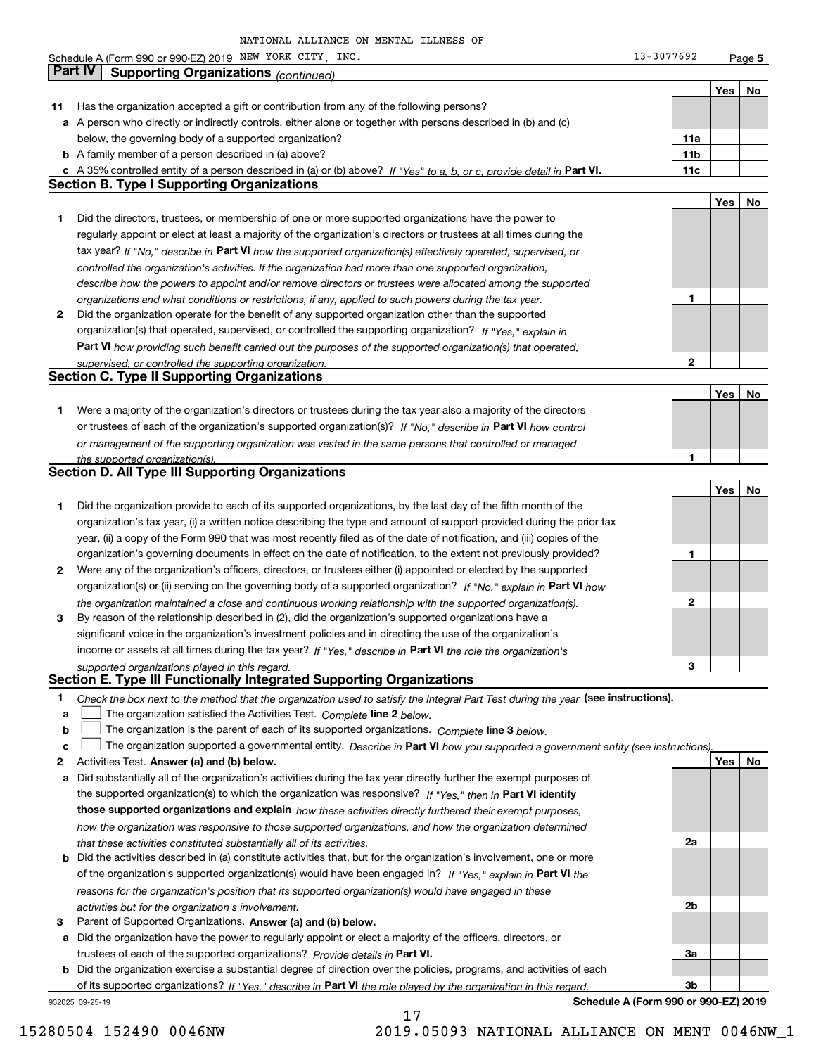NATIONAL ALLIANCE ON MENTAL ILLNESS OF

Schedule A (Form 990 or 990-EZ) 2019 NEW YORK CITY, INC. 13-3077692 Page 5

## Part IV Supporting Organizations *(continued)*

| | | | Yes | No |
|---|---|---|---|---|
| **11** | Has the organization accepted a gift or contribution from any of the following persons? | | | |
| **a** | A person who directly or indirectly controls, either alone or together with persons described in (b) and (c) below, the governing body of a supported organization? | **11a** | | |
| **b** | A family member of a person described in (a) above? | **11b** | | |
| **c** | A 35% controlled entity of a person described in (a) or (b) above? *If "Yes" to a, b, or c, provide detail in* **Part VI.** | **11c** | | |

### Section B. Type I Supporting Organizations

| | | | Yes | No |
|---|---|---|---|---|
| **1** | Did the directors, trustees, or membership of one or more supported organizations have the power to regularly appoint or elect at least a majority of the organization's directors or trustees at all times during the tax year? *If "No," describe in* **Part VI** *how the supported organization(s) effectively operated, supervised, or controlled the organization's activities. If the organization had more than one supported organization, describe how the powers to appoint and/or remove directors or trustees were allocated among the supported organizations and what conditions or restrictions, if any, applied to such powers during the tax year.* | **1** | | |
| **2** | Did the organization operate for the benefit of any supported organization other than the supported organization(s) that operated, supervised, or controlled the supporting organization? *If "Yes," explain in* **Part VI** *how providing such benefit carried out the purposes of the supported organization(s) that operated, supervised, or controlled the supporting organization.* | **2** | | |

### Section C. Type II Supporting Organizations

| | | | Yes | No |
|---|---|---|---|---|
| **1** | Were a majority of the organization's directors or trustees during the tax year also a majority of the directors or trustees of each of the organization's supported organization(s)? *If "No," describe in* **Part VI** *how control or management of the supporting organization was vested in the same persons that controlled or managed the supported organization(s).* | **1** | | |

### Section D. All Type III Supporting Organizations

| | | | Yes | No |
|---|---|---|---|---|
| **1** | Did the organization provide to each of its supported organizations, by the last day of the fifth month of the organization's tax year, (i) a written notice describing the type and amount of support provided during the prior tax year, (ii) a copy of the Form 990 that was most recently filed as of the date of notification, and (iii) copies of the organization's governing documents in effect on the date of notification, to the extent not previously provided? | **1** | | |
| **2** | Were any of the organization's officers, directors, or trustees either (i) appointed or elected by the supported organization(s) or (ii) serving on the governing body of a supported organization? *If "No," explain in* **Part VI** *how the organization maintained a close and continuous working relationship with the supported organization(s).* | **2** | | |
| **3** | By reason of the relationship described in (2), did the organization's supported organizations have a significant voice in the organization's investment policies and in directing the use of the organization's income or assets at all times during the tax year? *If "Yes," describe in* **Part VI** *the role the organization's supported organizations played in this regard.* | **3** | | |

### Section E. Type III Functionally Integrated Supporting Organizations

**1** *Check the box next to the method that the organization used to satisfy the Integral Part Test during the year* **(see instructions).**

**a** ☐ The organization satisfied the Activities Test. *Complete* **line 2** *below.*

**b** ☐ The organization is the parent of each of its supported organizations. *Complete* **line 3** *below.*

**c** ☐ The organization supported a governmental entity. *Describe in* **Part VI** *how you supported a government entity (see instructions).*

| | | | Yes | No |
|---|---|---|---|---|
| **2** | Activities Test. **Answer (a) and (b) below.** | | | |
| **a** | Did substantially all of the organization's activities during the tax year directly further the exempt purposes of the supported organization(s) to which the organization was responsive? *If "Yes," then in* **Part VI identify those supported organizations and explain** *how these activities directly furthered their exempt purposes, how the organization was responsive to those supported organizations, and how the organization determined that these activities constituted substantially all of its activities.* | **2a** | | |
| **b** | Did the activities described in (a) constitute activities that, but for the organization's involvement, one or more of the organization's supported organization(s) would have been engaged in? *If "Yes," explain in* **Part VI** *the reasons for the organization's position that its supported organization(s) would have engaged in these activities but for the organization's involvement.* | **2b** | | |
| **3** | Parent of Supported Organizations. **Answer (a) and (b) below.** | | | |
| **a** | Did the organization have the power to regularly appoint or elect a majority of the officers, directors, or trustees of each of the supported organizations? *Provide details in* **Part VI.** | **3a** | | |
| **b** | Did the organization exercise a substantial degree of direction over the policies, programs, and activities of each of its supported organizations? *If "Yes," describe in* **Part VI** *the role played by the organization in this regard.* | **3b** | | |

932025 09-25-19 **Schedule A (Form 990 or 990-EZ) 2019**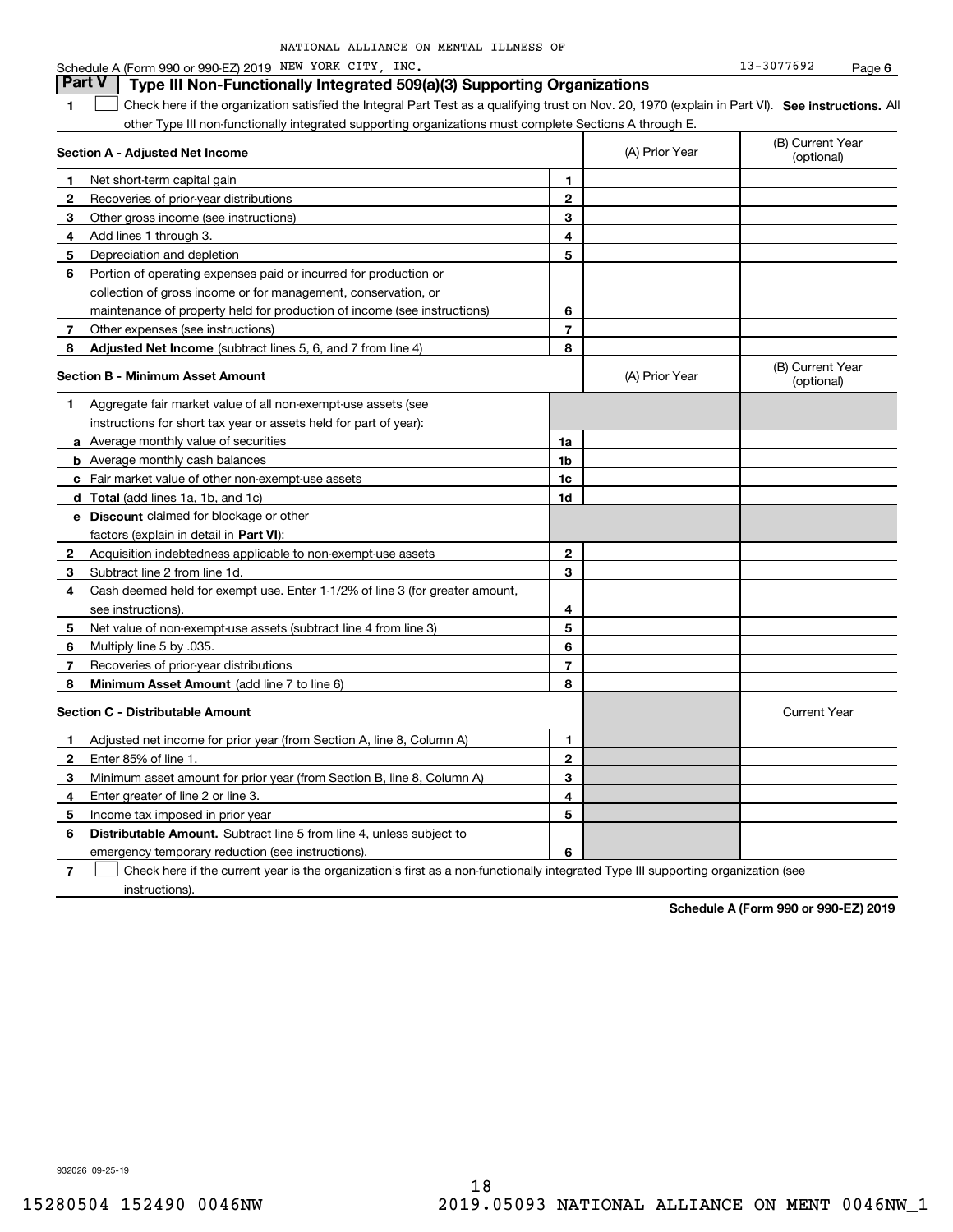NATIONAL ALLIANCE ON MENTAL ILLNESS OF

Schedule A (Form 990 or 990-EZ) 2019 NEW YORK CITY, INC. 13-3077692 Page 6

## Part V Type III Non-Functionally Integrated 509(a)(3) Supporting Organizations

1 ☐ Check here if the organization satisfied the Integral Part Test as a qualifying trust on Nov. 20, 1970 (explain in Part VI). **See instructions.** All other Type III non-functionally integrated supporting organizations must complete Sections A through E.

| **Section A - Adjusted Net Income** | | (A) Prior Year | (B) Current Year (optional) |
|---|---|---|---|
| 1 Net short-term capital gain | 1 | | |
| 2 Recoveries of prior-year distributions | 2 | | |
| 3 Other gross income (see instructions) | 3 | | |
| 4 Add lines 1 through 3. | 4 | | |
| 5 Depreciation and depletion | 5 | | |
| 6 Portion of operating expenses paid or incurred for production or collection of gross income or for management, conservation, or maintenance of property held for production of income (see instructions) | 6 | | |
| 7 Other expenses (see instructions) | 7 | | |
| 8 **Adjusted Net Income** (subtract lines 5, 6, and 7 from line 4) | 8 | | |

| **Section B - Minimum Asset Amount** | | (A) Prior Year | (B) Current Year (optional) |
|---|---|---|---|
| 1 Aggregate fair market value of all non-exempt-use assets (see instructions for short tax year or assets held for part of year): | | | |
| a Average monthly value of securities | 1a | | |
| b Average monthly cash balances | 1b | | |
| c Fair market value of other non-exempt-use assets | 1c | | |
| d **Total** (add lines 1a, 1b, and 1c) | 1d | | |
| e **Discount** claimed for blockage or other factors (explain in detail in **Part VI**): | | | |
| 2 Acquisition indebtedness applicable to non-exempt-use assets | 2 | | |
| 3 Subtract line 2 from line 1d. | 3 | | |
| 4 Cash deemed held for exempt use. Enter 1-1/2% of line 3 (for greater amount, see instructions). | 4 | | |
| 5 Net value of non-exempt-use assets (subtract line 4 from line 3) | 5 | | |
| 6 Multiply line 5 by .035. | 6 | | |
| 7 Recoveries of prior-year distributions | 7 | | |
| 8 **Minimum Asset Amount** (add line 7 to line 6) | 8 | | |

| **Section C - Distributable Amount** | | | Current Year |
|---|---|---|---|
| 1 Adjusted net income for prior year (from Section A, line 8, Column A) | 1 | | |
| 2 Enter 85% of line 1. | 2 | | |
| 3 Minimum asset amount for prior year (from Section B, line 8, Column A) | 3 | | |
| 4 Enter greater of line 2 or line 3. | 4 | | |
| 5 Income tax imposed in prior year | 5 | | |
| 6 **Distributable Amount.** Subtract line 5 from line 4, unless subject to emergency temporary reduction (see instructions). | 6 | | |

7 ☐ Check here if the current year is the organization's first as a non-functionally integrated Type III supporting organization (see instructions).

**Schedule A (Form 990 or 990-EZ) 2019**

932026 09-25-19

15280504 152490 0046NW 2019.05093 NATIONAL ALLIANCE ON MENT 0046NW_1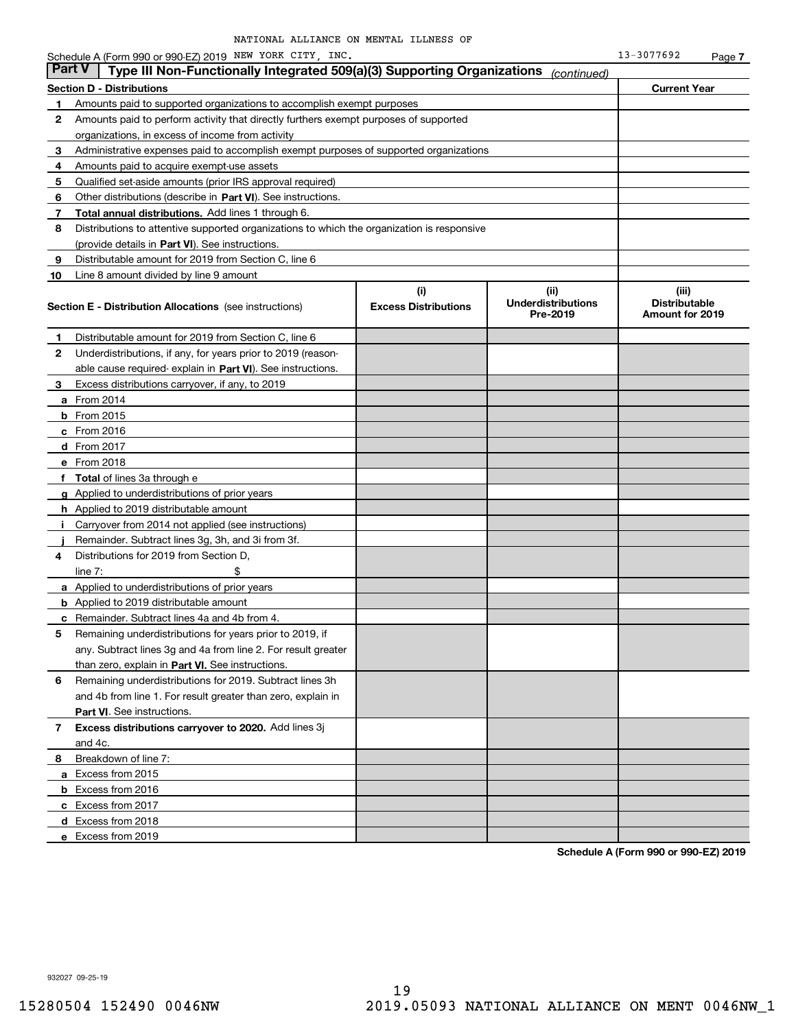NATIONAL ALLIANCE ON MENTAL ILLNESS OF

Schedule A (Form 990 or 990-EZ) 2019 NEW YORK CITY, INC. 13-3077692 Page 7

## Part V | Type III Non-Functionally Integrated 509(a)(3) Supporting Organizations *(continued)*

| Section D - Distributions | | Current Year |
|---|---|---|
| 1 | Amounts paid to supported organizations to accomplish exempt purposes | |
| 2 | Amounts paid to perform activity that directly furthers exempt purposes of supported organizations, in excess of income from activity | |
| 3 | Administrative expenses paid to accomplish exempt purposes of supported organizations | |
| 4 | Amounts paid to acquire exempt-use assets | |
| 5 | Qualified set-aside amounts (prior IRS approval required) | |
| 6 | Other distributions (describe in **Part VI**). See instructions. | |
| 7 | **Total annual distributions.** Add lines 1 through 6. | |
| 8 | Distributions to attentive supported organizations to which the organization is responsive (provide details in **Part VI**). See instructions. | |
| 9 | Distributable amount for 2019 from Section C, line 6 | |
| 10 | Line 8 amount divided by line 9 amount | |

| **Section E - Distribution Allocations** (see instructions) | (i) Excess Distributions | (ii) Underdistributions Pre-2019 | (iii) Distributable Amount for 2019 |
|---|---|---|---|
| **1** Distributable amount for 2019 from Section C, line 6 | | | |
| **2** Underdistributions, if any, for years prior to 2019 (reasonable cause required- explain in **Part VI**). See instructions. | | | |
| **3** Excess distributions carryover, if any, to 2019 | | | |
| **a** From 2014 | | | |
| **b** From 2015 | | | |
| **c** From 2016 | | | |
| **d** From 2017 | | | |
| **e** From 2018 | | | |
| **f Total** of lines 3a through e | | | |
| **g** Applied to underdistributions of prior years | | | |
| **h** Applied to 2019 distributable amount | | | |
| **i** Carryover from 2014 not applied (see instructions) | | | |
| **j** Remainder. Subtract lines 3g, 3h, and 3i from 3f. | | | |
| **4** Distributions for 2019 from Section D, line 7: $ | | | |
| **a** Applied to underdistributions of prior years | | | |
| **b** Applied to 2019 distributable amount | | | |
| **c** Remainder. Subtract lines 4a and 4b from 4. | | | |
| **5** Remaining underdistributions for years prior to 2019, if any. Subtract lines 3g and 4a from line 2. For result greater than zero, explain in **Part VI.** See instructions. | | | |
| **6** Remaining underdistributions for 2019. Subtract lines 3h and 4b from line 1. For result greater than zero, explain in **Part VI**. See instructions. | | | |
| **7 Excess distributions carryover to 2020.** Add lines 3j and 4c. | | | |
| **8** Breakdown of line 7: | | | |
| **a** Excess from 2015 | | | |
| **b** Excess from 2016 | | | |
| **c** Excess from 2017 | | | |
| **d** Excess from 2018 | | | |
| **e** Excess from 2019 | | | |

**Schedule A (Form 990 or 990-EZ) 2019**

932027 09-25-19

15280504 152490 0046NW 2019.05093 NATIONAL ALLIANCE ON MENT 0046NW_1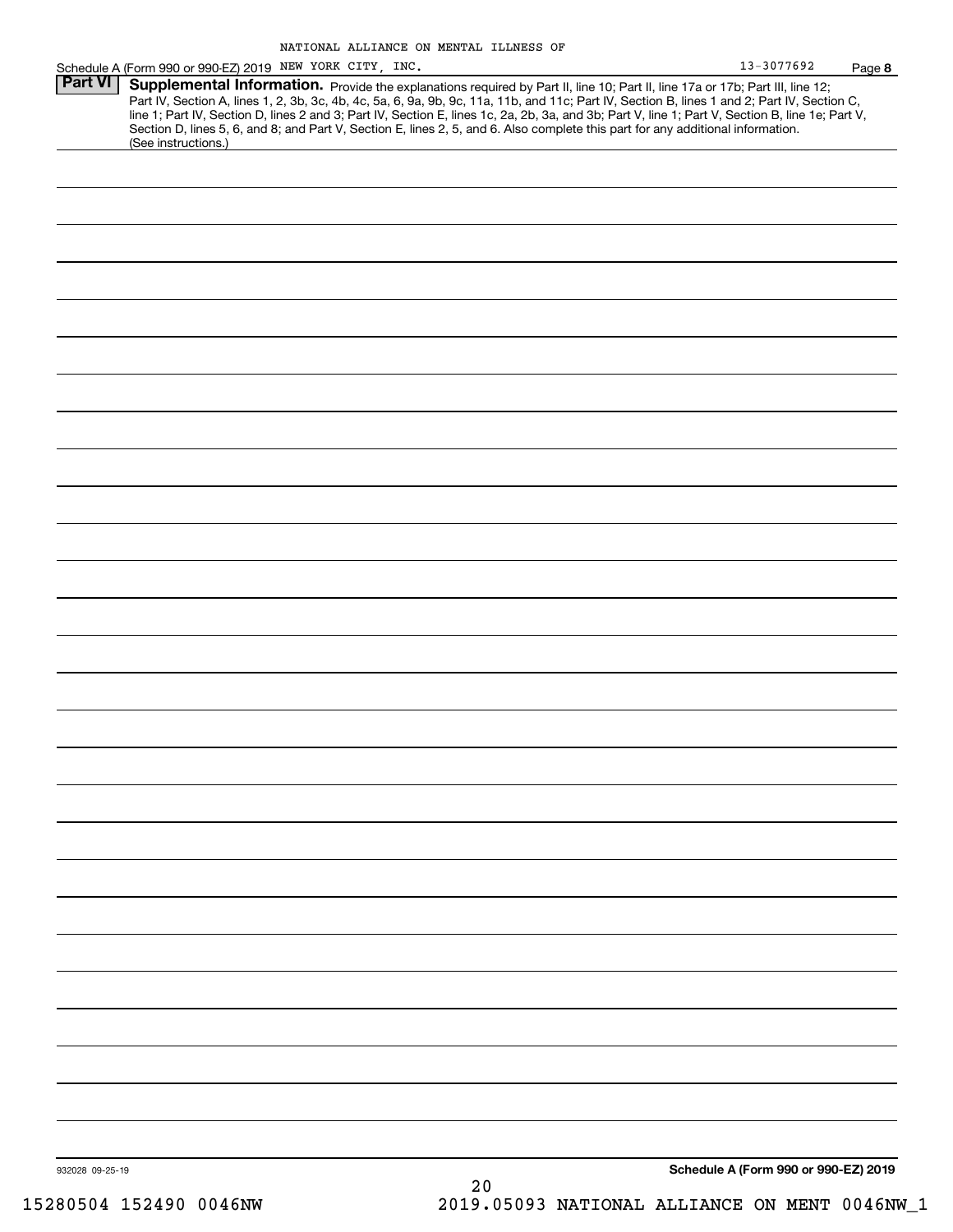NATIONAL ALLIANCE ON MENTAL ILLNESS OF

Schedule A (Form 990 or 990-EZ) 2019 NEW YORK CITY, INC. 13-3077692 Page **8**

**Part VI** **Supplemental Information.** Provide the explanations required by Part II, line 10; Part II, line 17a or 17b; Part III, line 12; Part IV, Section A, lines 1, 2, 3b, 3c, 4b, 4c, 5a, 6, 9a, 9b, 9c, 11a, 11b, and 11c; Part IV, Section B, lines 1 and 2; Part IV, Section C, line 1; Part IV, Section D, lines 2 and 3; Part IV, Section E, lines 1c, 2a, 2b, 3a, and 3b; Part V, line 1; Part V, Section B, line 1e; Part V, Section D, lines 5, 6, and 8; and Part V, Section E, lines 2, 5, and 6. Also complete this part for any additional information. (See instructions.)

932028 09-25-19

**Schedule A (Form 990 or 990-EZ) 2019**

15280504 152490 0046NW 2019.05093 NATIONAL ALLIANCE ON MENT 0046NW_1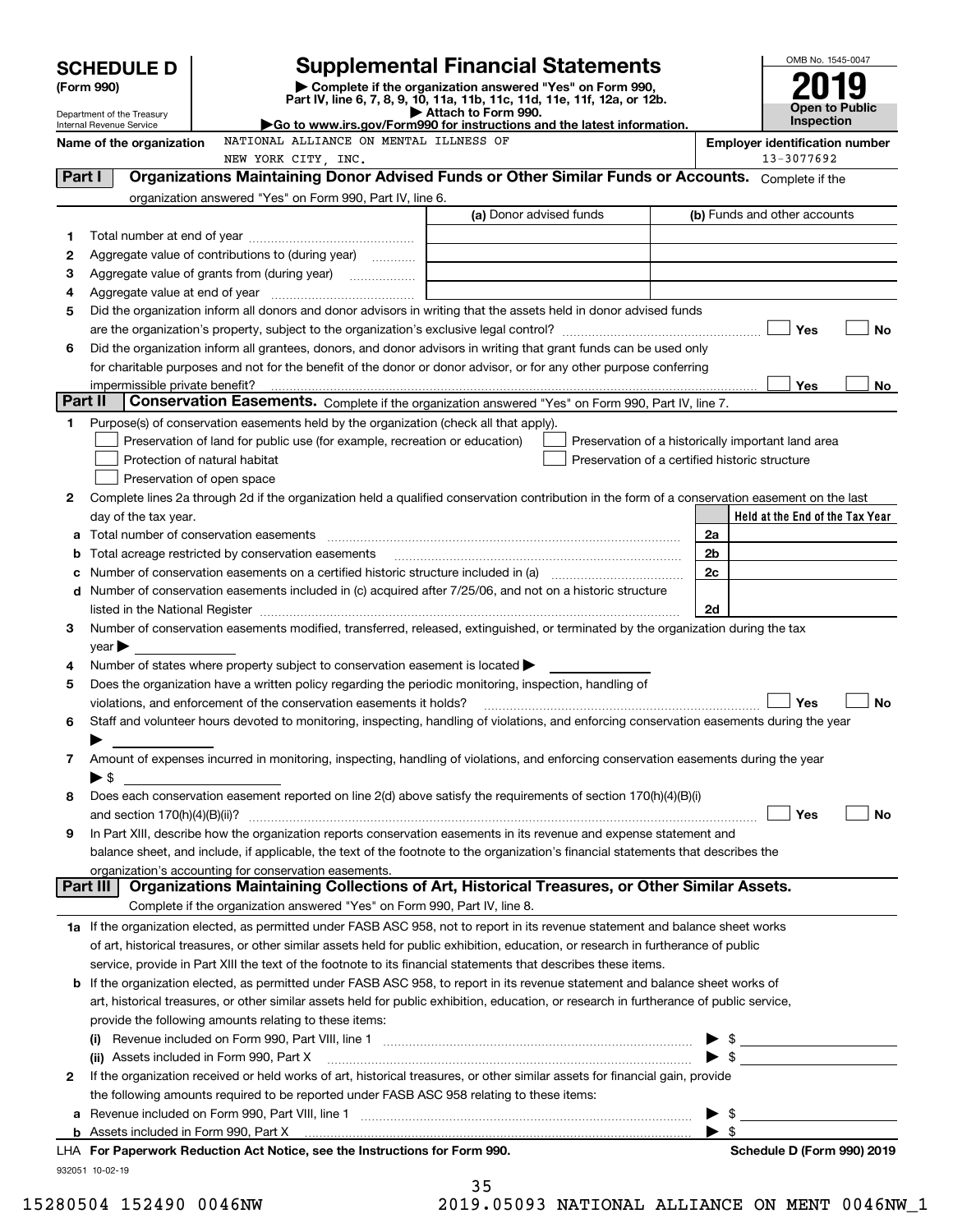# SCHEDULE D (Form 990)

Department of the Treasury
Internal Revenue Service

## Supplemental Financial Statements

▶ Complete if the organization answered "Yes" on Form 990, Part IV, line 6, 7, 8, 9, 10, 11a, 11b, 11c, 11d, 11e, 11f, 12a, or 12b.
▶ Attach to Form 990.
▶Go to www.irs.gov/Form990 for instructions and the latest information.

OMB No. 1545-0047
**2019**
**Open to Public Inspection**

**Name of the organization** NATIONAL ALLIANCE ON MENTAL ILLNESS OF NEW YORK CITY, INC.

**Employer identification number** 13-3077692

**Part I — Organizations Maintaining Donor Advised Funds or Other Similar Funds or Accounts.** Complete if the organization answered "Yes" on Form 990, Part IV, line 6.

| | | (a) Donor advised funds | (b) Funds and other accounts |
|---|---|---|---|
| 1 | Total number at end of year | | |
| 2 | Aggregate value of contributions to (during year) | | |
| 3 | Aggregate value of grants from (during year) | | |
| 4 | Aggregate value at end of year | | |

5 Did the organization inform all donors and donor advisors in writing that the assets held in donor advised funds are the organization's property, subject to the organization's exclusive legal control? ☐ Yes ☐ No

6 Did the organization inform all grantees, donors, and donor advisors in writing that grant funds can be used only for charitable purposes and not for the benefit of the donor or donor advisor, or for any other purpose conferring impermissible private benefit? ☐ Yes ☐ No

**Part II — Conservation Easements.** Complete if the organization answered "Yes" on Form 990, Part IV, line 7.

1 Purpose(s) of conservation easements held by the organization (check all that apply).
- ☐ Preservation of land for public use (for example, recreation or education)
- ☐ Protection of natural habitat
- ☐ Preservation of open space
- ☐ Preservation of a historically important land area
- ☐ Preservation of a certified historic structure

2 Complete lines 2a through 2d if the organization held a qualified conservation contribution in the form of a conservation easement on the last day of the tax year.

| | | | Held at the End of the Tax Year |
|---|---|---|---|
| a | Total number of conservation easements | 2a | |
| b | Total acreage restricted by conservation easements | 2b | |
| c | Number of conservation easements on a certified historic structure included in (a) | 2c | |
| d | Number of conservation easements included in (c) acquired after 7/25/06, and not on a historic structure listed in the National Register | 2d | |

3 Number of conservation easements modified, transferred, released, extinguished, or terminated by the organization during the tax year ▶

4 Number of states where property subject to conservation easement is located ▶

5 Does the organization have a written policy regarding the periodic monitoring, inspection, handling of violations, and enforcement of the conservation easements it holds? ☐ Yes ☐ No

6 Staff and volunteer hours devoted to monitoring, inspecting, handling of violations, and enforcing conservation easements during the year ▶

7 Amount of expenses incurred in monitoring, inspecting, handling of violations, and enforcing conservation easements during the year ▶ $

8 Does each conservation easement reported on line 2(d) above satisfy the requirements of section 170(h)(4)(B)(i) and section 170(h)(4)(B)(ii)? ☐ Yes ☐ No

9 In Part XIII, describe how the organization reports conservation easements in its revenue and expense statement and balance sheet, and include, if applicable, the text of the footnote to the organization's financial statements that describes the organization's accounting for conservation easements.

**Part III — Organizations Maintaining Collections of Art, Historical Treasures, or Other Similar Assets.** Complete if the organization answered "Yes" on Form 990, Part IV, line 8.

1a If the organization elected, as permitted under FASB ASC 958, not to report in its revenue statement and balance sheet works of art, historical treasures, or other similar assets held for public exhibition, education, or research in furtherance of public service, provide in Part XIII the text of the footnote to its financial statements that describes these items.

b If the organization elected, as permitted under FASB ASC 958, to report in its revenue statement and balance sheet works of art, historical treasures, or other similar assets held for public exhibition, education, or research in furtherance of public service, provide the following amounts relating to these items:

(i) Revenue included on Form 990, Part VIII, line 1 ▶ $

(ii) Assets included in Form 990, Part X ▶ $

2 If the organization received or held works of art, historical treasures, or other similar assets for financial gain, provide the following amounts required to be reported under FASB ASC 958 relating to these items:

a Revenue included on Form 990, Part VIII, line 1 ▶ $

b Assets included in Form 990, Part X ▶ $

LHA For Paperwork Reduction Act Notice, see the Instructions for Form 990. Schedule D (Form 990) 2019

932051 10-02-19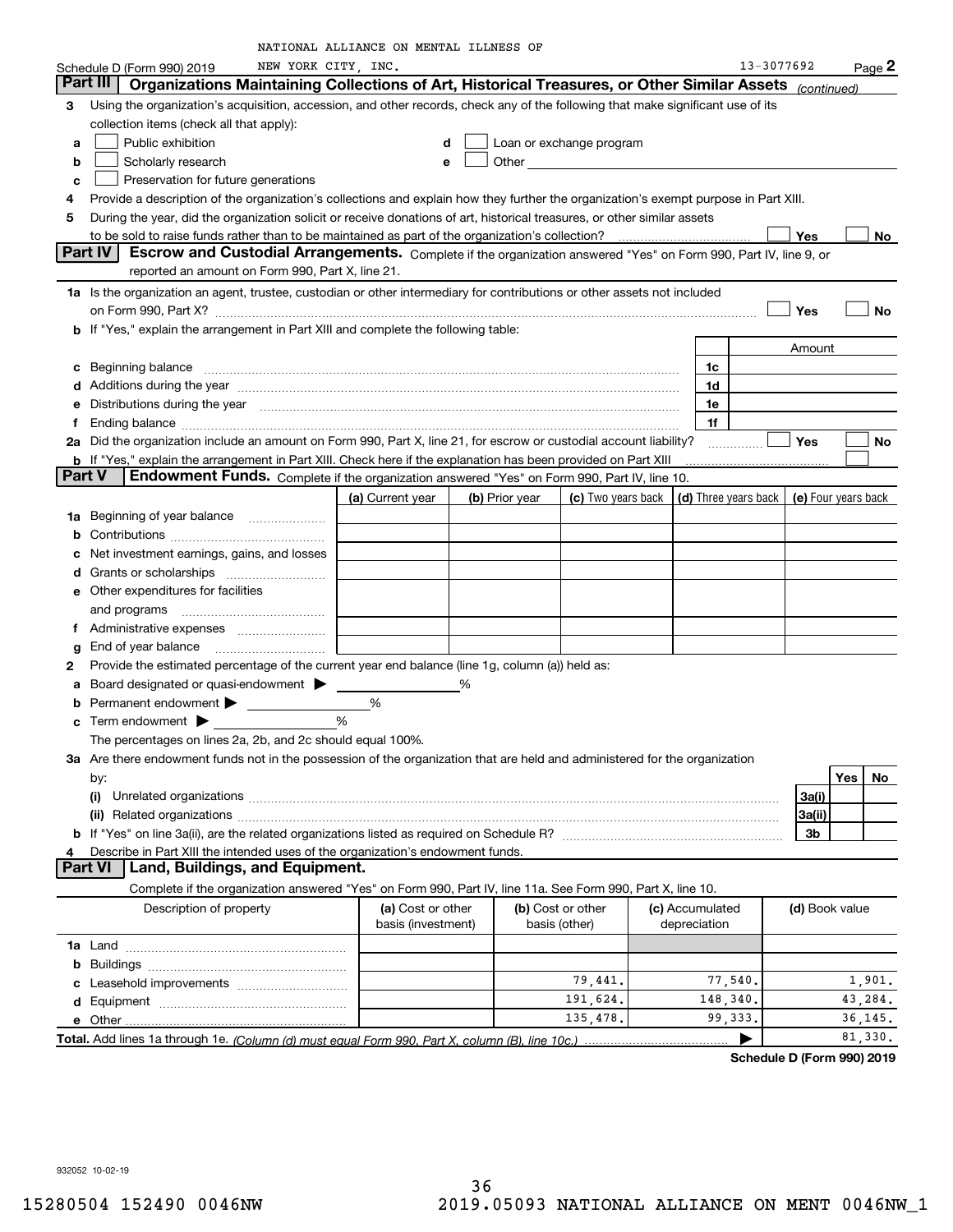NATIONAL ALLIANCE ON MENTAL ILLNESS OF NEW YORK CITY, INC. 13-3077692

Schedule D (Form 990) 2019 Page 2

## Part III Organizations Maintaining Collections of Art, Historical Treasures, or Other Similar Assets *(continued)*

3 Using the organization's acquisition, accession, and other records, check any of the following that make significant use of its collection items (check all that apply):

a ☐ Public exhibition
b ☐ Scholarly research
c ☐ Preservation for future generations
d ☐ Loan or exchange program
e ☐ Other

4 Provide a description of the organization's collections and explain how they further the organization's exempt purpose in Part XIII.

5 During the year, did the organization solicit or receive donations of art, historical treasures, or other similar assets to be sold to raise funds rather than to be maintained as part of the organization's collection? ☐ Yes ☐ No

## Part IV Escrow and Custodial Arrangements.

Complete if the organization answered "Yes" on Form 990, Part IV, line 9, or reported an amount on Form 990, Part X, line 21.

1a Is the organization an agent, trustee, custodian or other intermediary for contributions or other assets not included on Form 990, Part X? ☐ Yes ☐ No

b If "Yes," explain the arrangement in Part XIII and complete the following table:

| | | Amount |
|---|---|---|
| c Beginning balance | 1c | |
| d Additions during the year | 1d | |
| e Distributions during the year | 1e | |
| f Ending balance | 1f | |

2a Did the organization include an amount on Form 990, Part X, line 21, for escrow or custodial account liability? ☐ Yes ☐ No

b If "Yes," explain the arrangement in Part XIII. Check here if the explanation has been provided on Part XIII ☐

## Part V Endowment Funds.

Complete if the organization answered "Yes" on Form 990, Part IV, line 10.

| | (a) Current year | (b) Prior year | (c) Two years back | (d) Three years back | (e) Four years back |
|---|---|---|---|---|---|
| 1a Beginning of year balance | | | | | |
| b Contributions | | | | | |
| c Net investment earnings, gains, and losses | | | | | |
| d Grants or scholarships | | | | | |
| e Other expenditures for facilities and programs | | | | | |
| f Administrative expenses | | | | | |
| g End of year balance | | | | | |

2 Provide the estimated percentage of the current year end balance (line 1g, column (a)) held as:

a Board designated or quasi-endowment ▶ ______ %

b Permanent endowment ▶ ______ %

c Term endowment ▶ ______ %

The percentages on lines 2a, 2b, and 2c should equal 100%.

3a Are there endowment funds not in the possession of the organization that are held and administered for the organization by:

| | | Yes | No |
|---|---|---|---|
| (i) Unrelated organizations | 3a(i) | | |
| (ii) Related organizations | 3a(ii) | | |
| b If "Yes" on line 3a(ii), are the related organizations listed as required on Schedule R? | 3b | | |

4 Describe in Part XIII the intended uses of the organization's endowment funds.

## Part VI Land, Buildings, and Equipment.

Complete if the organization answered "Yes" on Form 990, Part IV, line 11a. See Form 990, Part X, line 10.

| Description of property | (a) Cost or other basis (investment) | (b) Cost or other basis (other) | (c) Accumulated depreciation | (d) Book value |
|---|---|---|---|---|
| 1a Land | | | | |
| b Buildings | | | | |
| c Leasehold improvements | | 79,441. | 77,540. | 1,901. |
| d Equipment | | 191,624. | 148,340. | 43,284. |
| e Other | | 135,478. | 99,333. | 36,145. |
| **Total.** Add lines 1a through 1e. *(Column (d) must equal Form 990, Part X, column (B), line 10c.)* | | | ▶ | 81,330. |

**Schedule D (Form 990) 2019**

932052 10-02-19

15280504 152490 0046NW 2019.05093 NATIONAL ALLIANCE ON MENT 0046NW_1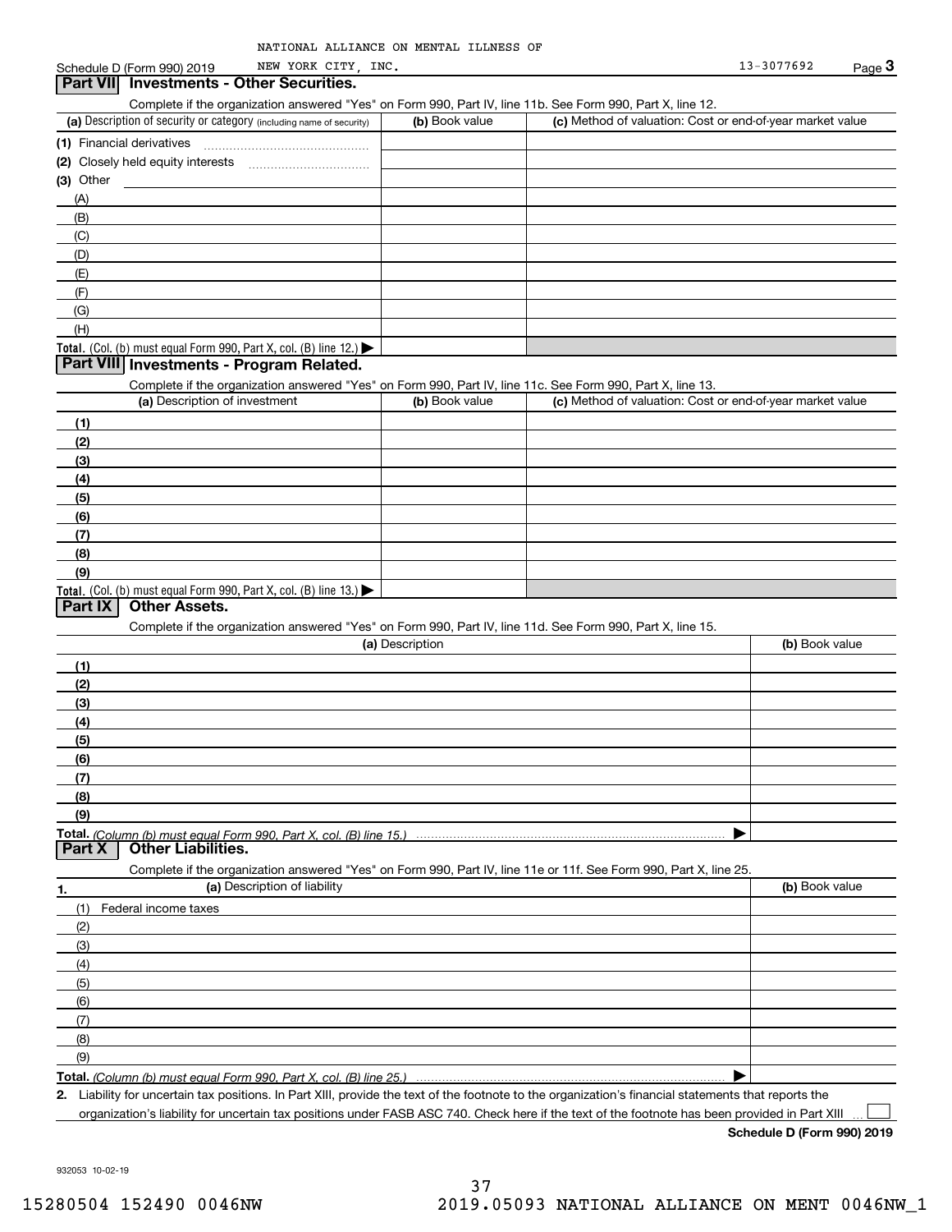NATIONAL ALLIANCE ON MENTAL ILLNESS OF NEW YORK CITY, INC.

Schedule D (Form 990) 2019 — 13-3077692

## Part VII Investments - Other Securities.

Complete if the organization answered "Yes" on Form 990, Part IV, line 11b. See Form 990, Part X, line 12.

| (a) Description of security or category (including name of security) | (b) Book value | (c) Method of valuation: Cost or end-of-year market value |
|---|---|---|
| (1) Financial derivatives | | |
| (2) Closely held equity interests | | |
| (3) Other | | |
| (A) | | |
| (B) | | |
| (C) | | |
| (D) | | |
| (E) | | |
| (F) | | |
| (G) | | |
| (H) | | |
| **Total.** (Col. (b) must equal Form 990, Part X, col. (B) line 12.) ▶ | | |

## Part VIII Investments - Program Related.

Complete if the organization answered "Yes" on Form 990, Part IV, line 11c. See Form 990, Part X, line 13.

| (a) Description of investment | (b) Book value | (c) Method of valuation: Cost or end-of-year market value |
|---|---|---|
| (1) | | |
| (2) | | |
| (3) | | |
| (4) | | |
| (5) | | |
| (6) | | |
| (7) | | |
| (8) | | |
| (9) | | |
| **Total.** (Col. (b) must equal Form 990, Part X, col. (B) line 13.) ▶ | | |

## Part IX Other Assets.

Complete if the organization answered "Yes" on Form 990, Part IV, line 11d. See Form 990, Part X, line 15.

| (a) Description | (b) Book value |
|---|---|
| (1) | |
| (2) | |
| (3) | |
| (4) | |
| (5) | |
| (6) | |
| (7) | |
| (8) | |
| (9) | |
| **Total.** *(Column (b) must equal Form 990, Part X, col. (B) line 15.)* ▶ | |

## Part X Other Liabilities.

Complete if the organization answered "Yes" on Form 990, Part IV, line 11e or 11f. See Form 990, Part X, line 25.

| 1. (a) Description of liability | (b) Book value |
|---|---|
| (1) Federal income taxes | |
| (2) | |
| (3) | |
| (4) | |
| (5) | |
| (6) | |
| (7) | |
| (8) | |
| (9) | |
| **Total.** *(Column (b) must equal Form 990, Part X, col. (B) line 25.)* ▶ | |

**2.** Liability for uncertain tax positions. In Part XIII, provide the text of the footnote to the organization's financial statements that reports the organization's liability for uncertain tax positions under FASB ASC 740. Check here if the text of the footnote has been provided in Part XIII ☐

**Schedule D (Form 990) 2019**

932053 10-02-19

15280504 152490 0046NW 2019.05093 NATIONAL ALLIANCE ON MENT 0046NW_1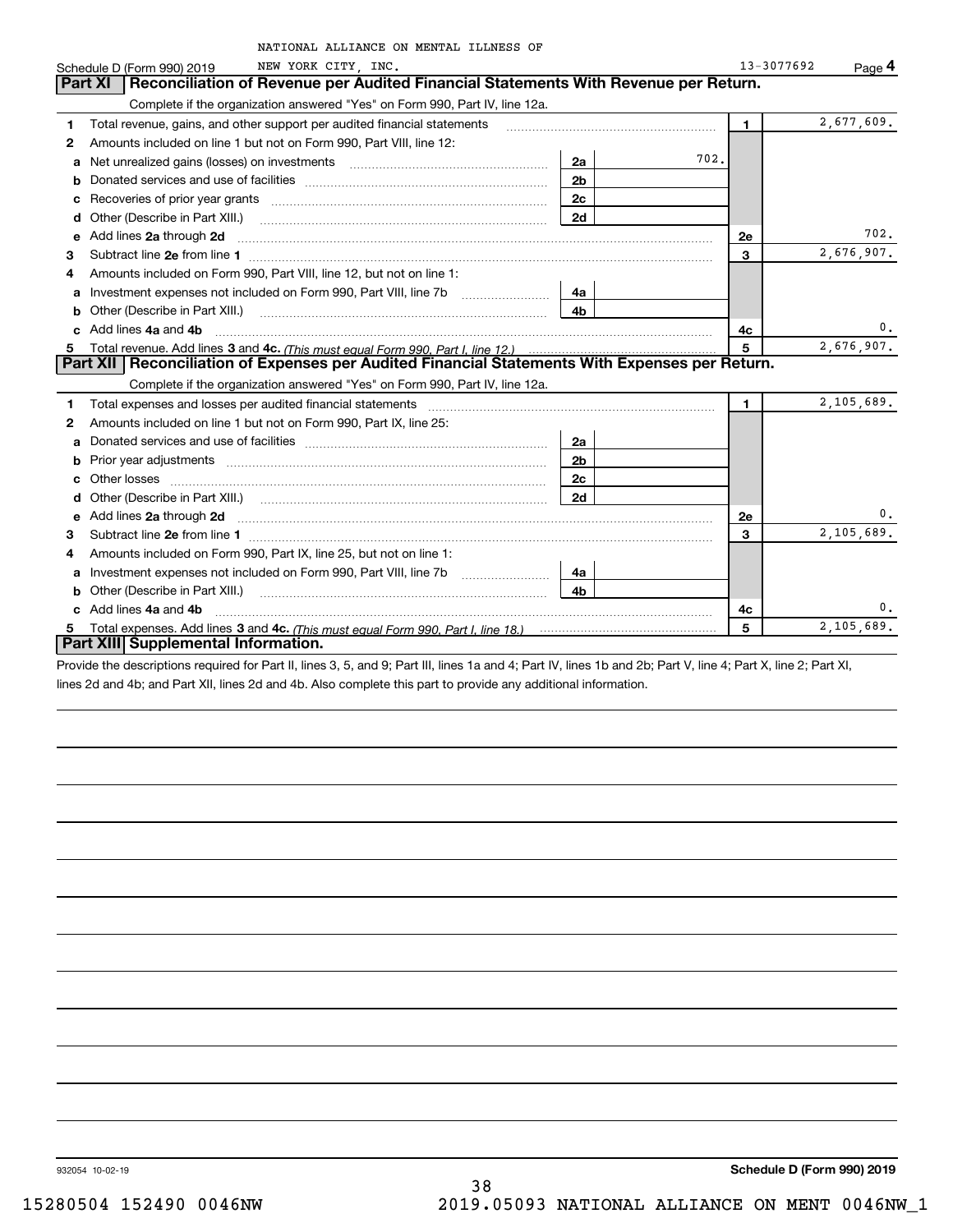NATIONAL ALLIANCE ON MENTAL ILLNESS OF NEW YORK CITY, INC. 13-3077692

Schedule D (Form 990) 2019 Page **4**

## Part XI Reconciliation of Revenue per Audited Financial Statements With Revenue per Return.

Complete if the organization answered "Yes" on Form 990, Part IV, line 12a.

| | | | | | |
|---|---|---|---|---|---|
| **1** | Total revenue, gains, and other support per audited financial statements | | | 1 | 2,677,609. |
| **2** | Amounts included on line 1 but not on Form 990, Part VIII, line 12: | | | | |
| **a** | Net unrealized gains (losses) on investments | 2a | 702. | | |
| **b** | Donated services and use of facilities | 2b | | | |
| **c** | Recoveries of prior year grants | 2c | | | |
| **d** | Other (Describe in Part XIII.) | 2d | | | |
| **e** | Add lines **2a** through **2d** | | | 2e | 702. |
| **3** | Subtract line **2e** from line **1** | | | 3 | 2,676,907. |
| **4** | Amounts included on Form 990, Part VIII, line 12, but not on line 1: | | | | |
| **a** | Investment expenses not included on Form 990, Part VIII, line 7b | 4a | | | |
| **b** | Other (Describe in Part XIII.) | 4b | | | |
| **c** | Add lines **4a** and **4b** | | | 4c | 0. |
| **5** | Total revenue. Add lines **3** and **4c.** *(This must equal Form 990, Part I, line 12.)* | | | 5 | 2,676,907. |

## Part XII Reconciliation of Expenses per Audited Financial Statements With Expenses per Return.

Complete if the organization answered "Yes" on Form 990, Part IV, line 12a.

| | | | | | |
|---|---|---|---|---|---|
| **1** | Total expenses and losses per audited financial statements | | | 1 | 2,105,689. |
| **2** | Amounts included on line 1 but not on Form 990, Part IX, line 25: | | | | |
| **a** | Donated services and use of facilities | 2a | | | |
| **b** | Prior year adjustments | 2b | | | |
| **c** | Other losses | 2c | | | |
| **d** | Other (Describe in Part XIII.) | 2d | | | |
| **e** | Add lines **2a** through **2d** | | | 2e | 0. |
| **3** | Subtract line **2e** from line **1** | | | 3 | 2,105,689. |
| **4** | Amounts included on Form 990, Part IX, line 25, but not on line 1: | | | | |
| **a** | Investment expenses not included on Form 990, Part VIII, line 7b | 4a | | | |
| **b** | Other (Describe in Part XIII.) | 4b | | | |
| **c** | Add lines **4a** and **4b** | | | 4c | 0. |
| **5** | Total expenses. Add lines **3** and **4c.** *(This must equal Form 990, Part I, line 18.)* | | | 5 | 2,105,689. |

## Part XIII Supplemental Information.

Provide the descriptions required for Part II, lines 3, 5, and 9; Part III, lines 1a and 4; Part IV, lines 1b and 2b; Part V, line 4; Part X, line 2; Part XI, lines 2d and 4b; and Part XII, lines 2d and 4b. Also complete this part to provide any additional information.

932054 10-02-19 **Schedule D (Form 990) 2019**

15280504 152490 0046NW 2019.05093 NATIONAL ALLIANCE ON MENT 0046NW_1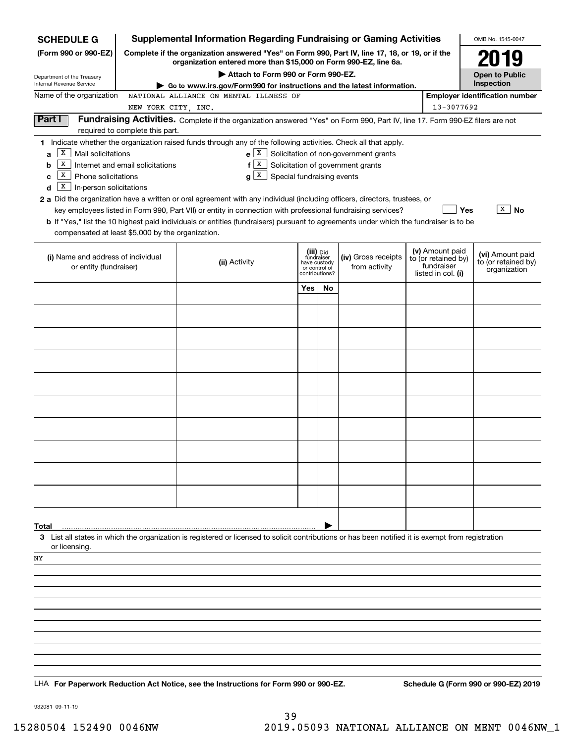**SCHEDULE G**
**(Form 990 or 990-EZ)**

Department of the Treasury
Internal Revenue Service

# Supplemental Information Regarding Fundraising or Gaming Activities

**Complete if the organization answered "Yes" on Form 990, Part IV, line 17, 18, or 19, or if the organization entered more than $15,000 on Form 990-EZ, line 6a.**

▶ **Attach to Form 990 or Form 990-EZ.**

▶ **Go to www.irs.gov/Form990 for instructions and the latest information.**

OMB No. 1545-0047

**2019**

**Open to Public Inspection**

Name of the organization: NATIONAL ALLIANCE ON MENTAL ILLNESS OF NEW YORK CITY, INC.

**Employer identification number**: 13-3077692

**Part I** **Fundraising Activities.** Complete if the organization answered "Yes" on Form 990, Part IV, line 17. Form 990-EZ filers are not required to complete this part.

**1** Indicate whether the organization raised funds through any of the following activities. Check all that apply.

- **a** [X] Mail solicitations
- **b** [X] Internet and email solicitations
- **c** [X] Phone solicitations
- **d** [X] In-person solicitations
- **e** [X] Solicitation of non-government grants
- **f** [X] Solicitation of government grants
- **g** [X] Special fundraising events

**2 a** Did the organization have a written or oral agreement with any individual (including officers, directors, trustees, or key employees listed in Form 990, Part VII) or entity in connection with professional fundraising services? [ ] **Yes** [X] **No**

**b** If "Yes," list the 10 highest paid individuals or entities (fundraisers) pursuant to agreements under which the fundraiser is to be compensated at least $5,000 by the organization.

| (i) Name and address of individual or entity (fundraiser) | (ii) Activity | (iii) Did fundraiser have custody or control of contributions? | | (iv) Gross receipts from activity | (v) Amount paid to (or retained by) fundraiser listed in col. (i) | (vi) Amount paid to (or retained by) organization |
|---|---|---|---|---|---|---|
| | | Yes | No | | | |
| | | | | | | |
| | | | | | | |
| | | | | | | |
| | | | | | | |
| | | | | | | |
| | | | | | | |
| | | | | | | |
| | | | | | | |
| | | | | | | |
| | | | | | | |
| **Total** | | | ▶ | | | |

**3** List all states in which the organization is registered or licensed to solicit contributions or has been notified it is exempt from registration or licensing.

NY

LHA **For Paperwork Reduction Act Notice, see the Instructions for Form 990 or 990-EZ.** **Schedule G (Form 990 or 990-EZ) 2019**

932081 09-11-19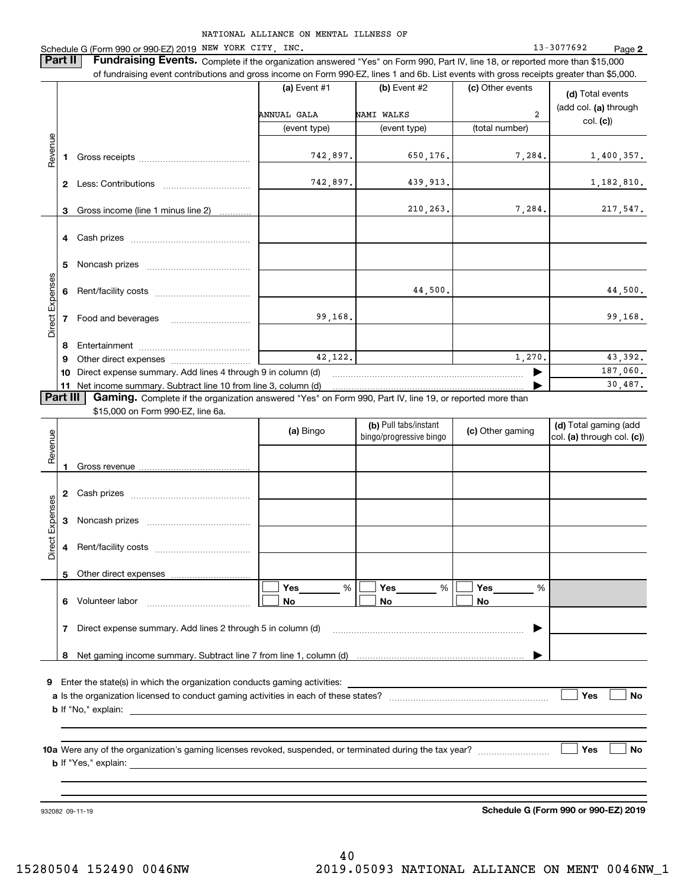NATIONAL ALLIANCE ON MENTAL ILLNESS OF

Schedule G (Form 990 or 990-EZ) 2019 NEW YORK CITY, INC. 13-3077692 Page 2

**Part II** **Fundraising Events.** Complete if the organization answered "Yes" on Form 990, Part IV, line 18, or reported more than $15,000 of fundraising event contributions and gross income on Form 990-EZ, lines 1 and 6b. List events with gross receipts greater than $5,000.

| | | (a) Event #1 | (b) Event #2 | (c) Other events | (d) Total events (add col. (a) through col. (c)) |
|---|---|---|---|---|---|
| | | ANNUAL GALA | NAMI WALKS | 2 | |
| | | (event type) | (event type) | (total number) | |
| Revenue | 1 Gross receipts | 742,897. | 650,176. | 7,284. | 1,400,357. |
| | 2 Less: Contributions | 742,897. | 439,913. | | 1,182,810. |
| | 3 Gross income (line 1 minus line 2) | | 210,263. | 7,284. | 217,547. |
| Direct Expenses | 4 Cash prizes | | | | |
| | 5 Noncash prizes | | | | |
| | 6 Rent/facility costs | | 44,500. | | 44,500. |
| | 7 Food and beverages | 99,168. | | | 99,168. |
| | 8 Entertainment | | | | |
| | 9 Other direct expenses | 42,122. | | 1,270. | 43,392. |
| | 10 Direct expense summary. Add lines 4 through 9 in column (d) | | | | 187,060. |
| | 11 Net income summary. Subtract line 10 from line 3, column (d) | | | | 30,487. |

**Part III** **Gaming.** Complete if the organization answered "Yes" on Form 990, Part IV, line 19, or reported more than $15,000 on Form 990-EZ, line 6a.

| | | (a) Bingo | (b) Pull tabs/instant bingo/progressive bingo | (c) Other gaming | (d) Total gaming (add col. (a) through col. (c)) |
|---|---|---|---|---|---|
| Revenue | 1 Gross revenue | | | | |
| Direct Expenses | 2 Cash prizes | | | | |
| | 3 Noncash prizes | | | | |
| | 4 Rent/facility costs | | | | |
| | 5 Other direct expenses | | | | |
| | 6 Volunteer labor | ☐ Yes ___ % ☐ No | ☐ Yes ___ % ☐ No | ☐ Yes ___ % ☐ No | |
| | 7 Direct expense summary. Add lines 2 through 5 in column (d) | | | | |
| | 8 Net gaming income summary. Subtract line 7 from line 1, column (d) | | | | |

**9** Enter the state(s) in which the organization conducts gaming activities: ______

**a** Is the organization licensed to conduct gaming activities in each of these states? ☐ Yes ☐ No

**b** If "No," explain: ______

**10a** Were any of the organization's gaming licenses revoked, suspended, or terminated during the tax year? ☐ Yes ☐ No

**b** If "Yes," explain: ______

932082 09-11-19

**Schedule G (Form 990 or 990-EZ) 2019**

15280504 152490 0046NW 2019.05093 NATIONAL ALLIANCE ON MENT 0046NW_1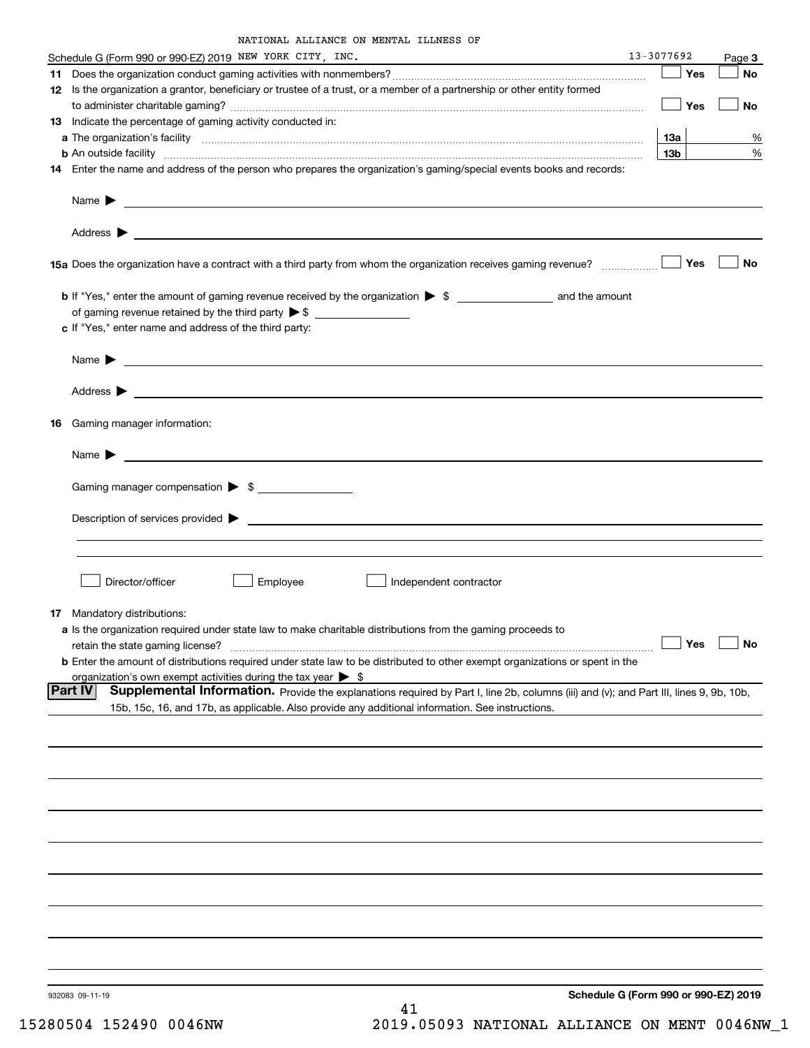NATIONAL ALLIANCE ON MENTAL ILLNESS OF

Schedule G (Form 990 or 990-EZ) 2019 NEW YORK CITY, INC. 13-3077692 Page 3

**11** Does the organization conduct gaming activities with nonmembers? ☐ Yes ☐ No

**12** Is the organization a grantor, beneficiary or trustee of a trust, or a member of a partnership or other entity formed to administer charitable gaming? ☐ Yes ☐ No

**13** Indicate the percentage of gaming activity conducted in:

**a** The organization's facility **13a** %

**b** An outside facility **13b** %

**14** Enter the name and address of the person who prepares the organization's gaming/special events books and records:

Name ▶

Address ▶

**15a** Does the organization have a contract with a third party from whom the organization receives gaming revenue? ☐ Yes ☐ No

**b** If "Yes," enter the amount of gaming revenue received by the organization ▶ $ ______ and the amount of gaming revenue retained by the third party ▶ $ ______

**c** If "Yes," enter name and address of the third party:

Name ▶

Address ▶

**16** Gaming manager information:

Name ▶

Gaming manager compensation ▶ $ ______

Description of services provided ▶

☐ Director/officer ☐ Employee ☐ Independent contractor

**17** Mandatory distributions:

**a** Is the organization required under state law to make charitable distributions from the gaming proceeds to retain the state gaming license? ☐ Yes ☐ No

**b** Enter the amount of distributions required under state law to be distributed to other exempt organizations or spent in the organization's own exempt activities during the tax year ▶ $

## Part IV Supplemental Information.

Provide the explanations required by Part I, line 2b, columns (iii) and (v); and Part III, lines 9, 9b, 10b, 15b, 15c, 16, and 17b, as applicable. Also provide any additional information. See instructions.

932083 09-11-19 **Schedule G (Form 990 or 990-EZ) 2019**

15280504 152490 0046NW 2019.05093 NATIONAL ALLIANCE ON MENT 0046NW_1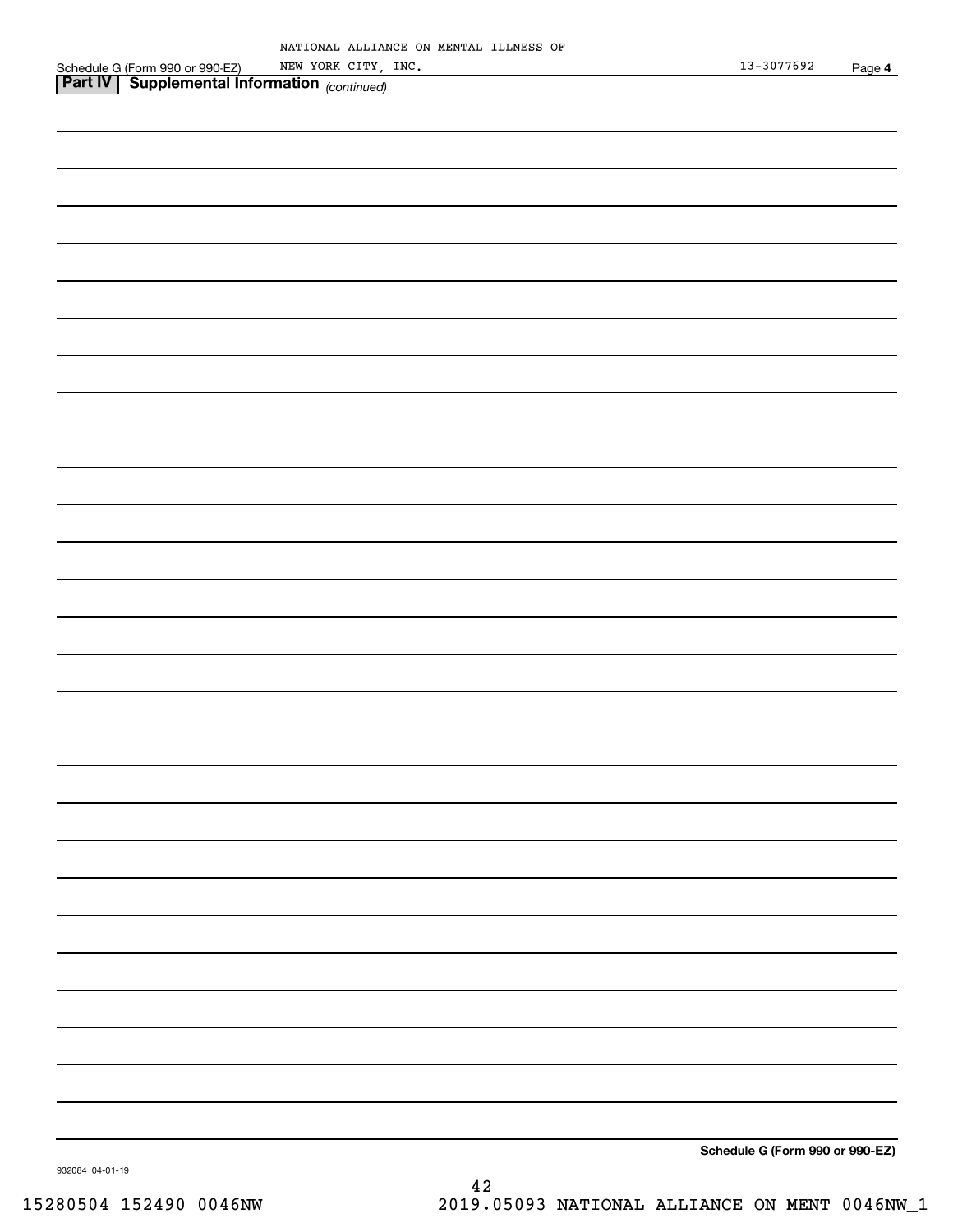Schedule G (Form 990 or 990-EZ) NATIONAL ALLIANCE ON MENTAL ILLNESS OF NEW YORK CITY, INC. 13-3077692 Page **4**

**Part IV | Supplemental Information** *(continued)*

**Schedule G (Form 990 or 990-EZ)**

932084 04-01-19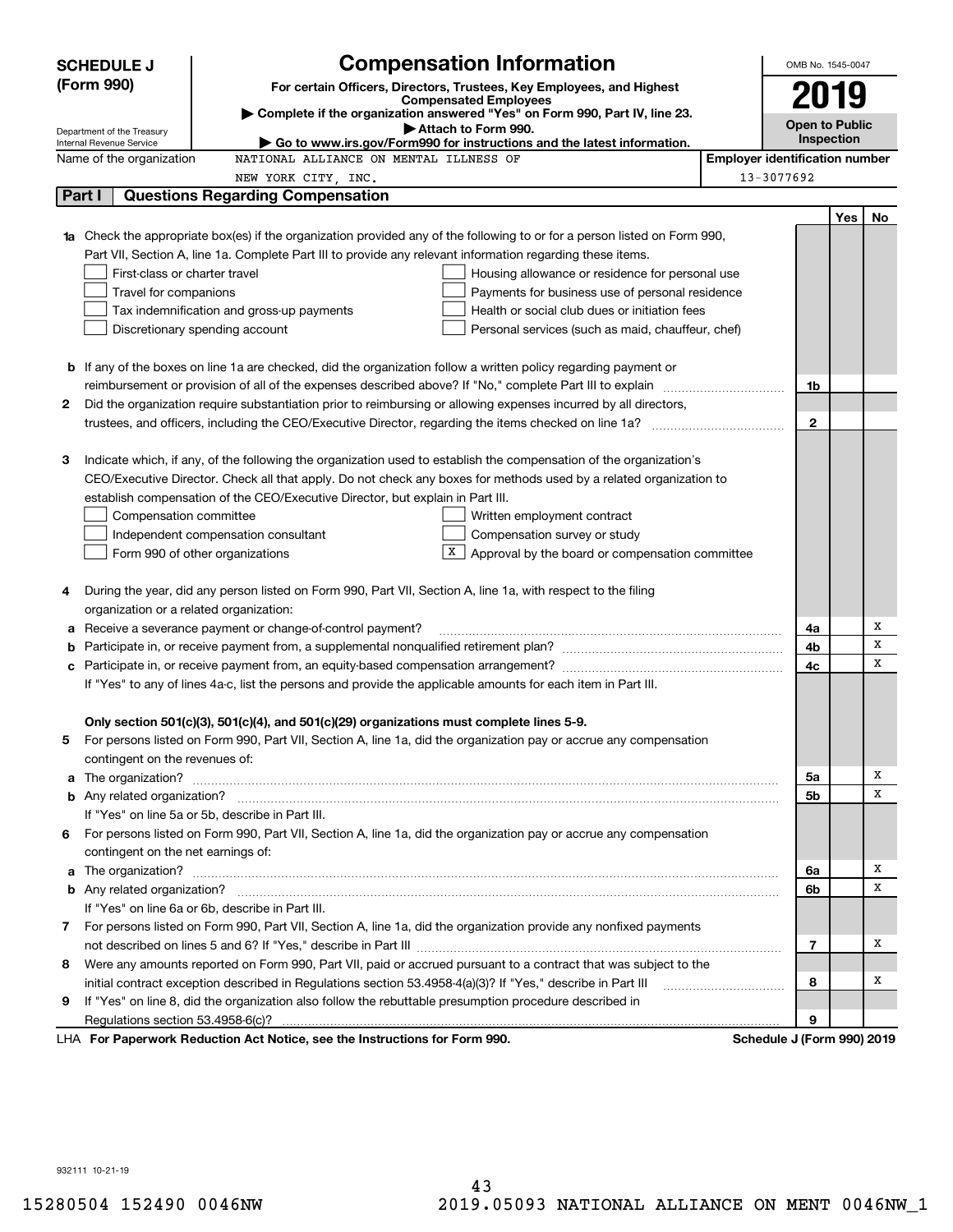**SCHEDULE J (Form 990)**

Department of the Treasury
Internal Revenue Service

# Compensation Information

**For certain Officers, Directors, Trustees, Key Employees, and Highest Compensated Employees**

▶ Complete if the organization answered "Yes" on Form 990, Part IV, line 23.
▶ Attach to Form 990.
▶ Go to www.irs.gov/Form990 for instructions and the latest information.

OMB No. 1545-0047

**2019**

**Open to Public Inspection**

Name of the organization: NATIONAL ALLIANCE ON MENTAL ILLNESS OF NEW YORK CITY, INC.

Employer identification number: 13-3077692

## Part I Questions Regarding Compensation

| | | | Yes | No |
|---|---|---|---|---|
| **1a** | Check the appropriate box(es) if the organization provided any of the following to or for a person listed on Form 990, Part VII, Section A, line 1a. Complete Part III to provide any relevant information regarding these items.<br>☐ First-class or charter travel ☐ Housing allowance or residence for personal use<br>☐ Travel for companions ☐ Payments for business use of personal residence<br>☐ Tax indemnification and gross-up payments ☐ Health or social club dues or initiation fees<br>☐ Discretionary spending account ☐ Personal services (such as maid, chauffeur, chef) | | | |
| **b** | If any of the boxes on line 1a are checked, did the organization follow a written policy regarding payment or reimbursement or provision of all of the expenses described above? If "No," complete Part III to explain | 1b | | |
| **2** | Did the organization require substantiation prior to reimbursing or allowing expenses incurred by all directors, trustees, and officers, including the CEO/Executive Director, regarding the items checked on line 1a? | 2 | | |
| **3** | Indicate which, if any, of the following the organization used to establish the compensation of the organization's CEO/Executive Director. Check all that apply. Do not check any boxes for methods used by a related organization to establish compensation of the CEO/Executive Director, but explain in Part III.<br>☐ Compensation committee ☐ Written employment contract<br>☐ Independent compensation consultant ☐ Compensation survey or study<br>☐ Form 990 of other organizations ☒ Approval by the board or compensation committee | | | |
| **4** | During the year, did any person listed on Form 990, Part VII, Section A, line 1a, with respect to the filing organization or a related organization: | | | |
| **a** | Receive a severance payment or change-of-control payment? | 4a | | X |
| **b** | Participate in, or receive payment from, a supplemental nonqualified retirement plan? | 4b | | X |
| **c** | Participate in, or receive payment from, an equity-based compensation arrangement? | 4c | | X |
| | If "Yes" to any of lines 4a-c, list the persons and provide the applicable amounts for each item in Part III. | | | |
| | **Only section 501(c)(3), 501(c)(4), and 501(c)(29) organizations must complete lines 5-9.** | | | |
| **5** | For persons listed on Form 990, Part VII, Section A, line 1a, did the organization pay or accrue any compensation contingent on the revenues of: | | | |
| **a** | The organization? | 5a | | X |
| **b** | Any related organization? | 5b | | X |
| | If "Yes" on line 5a or 5b, describe in Part III. | | | |
| **6** | For persons listed on Form 990, Part VII, Section A, line 1a, did the organization pay or accrue any compensation contingent on the net earnings of: | | | |
| **a** | The organization? | 6a | | X |
| **b** | Any related organization? | 6b | | X |
| | If "Yes" on line 6a or 6b, describe in Part III. | | | |
| **7** | For persons listed on Form 990, Part VII, Section A, line 1a, did the organization provide any nonfixed payments not described on lines 5 and 6? If "Yes," describe in Part III | 7 | | X |
| **8** | Were any amounts reported on Form 990, Part VII, paid or accrued pursuant to a contract that was subject to the initial contract exception described in Regulations section 53.4958-4(a)(3)? If "Yes," describe in Part III | 8 | | X |
| **9** | If "Yes" on line 8, did the organization also follow the rebuttable presumption procedure described in Regulations section 53.4958-6(c)? | 9 | | |

LHA **For Paperwork Reduction Act Notice, see the Instructions for Form 990.** **Schedule J (Form 990) 2019**

932111 10-21-19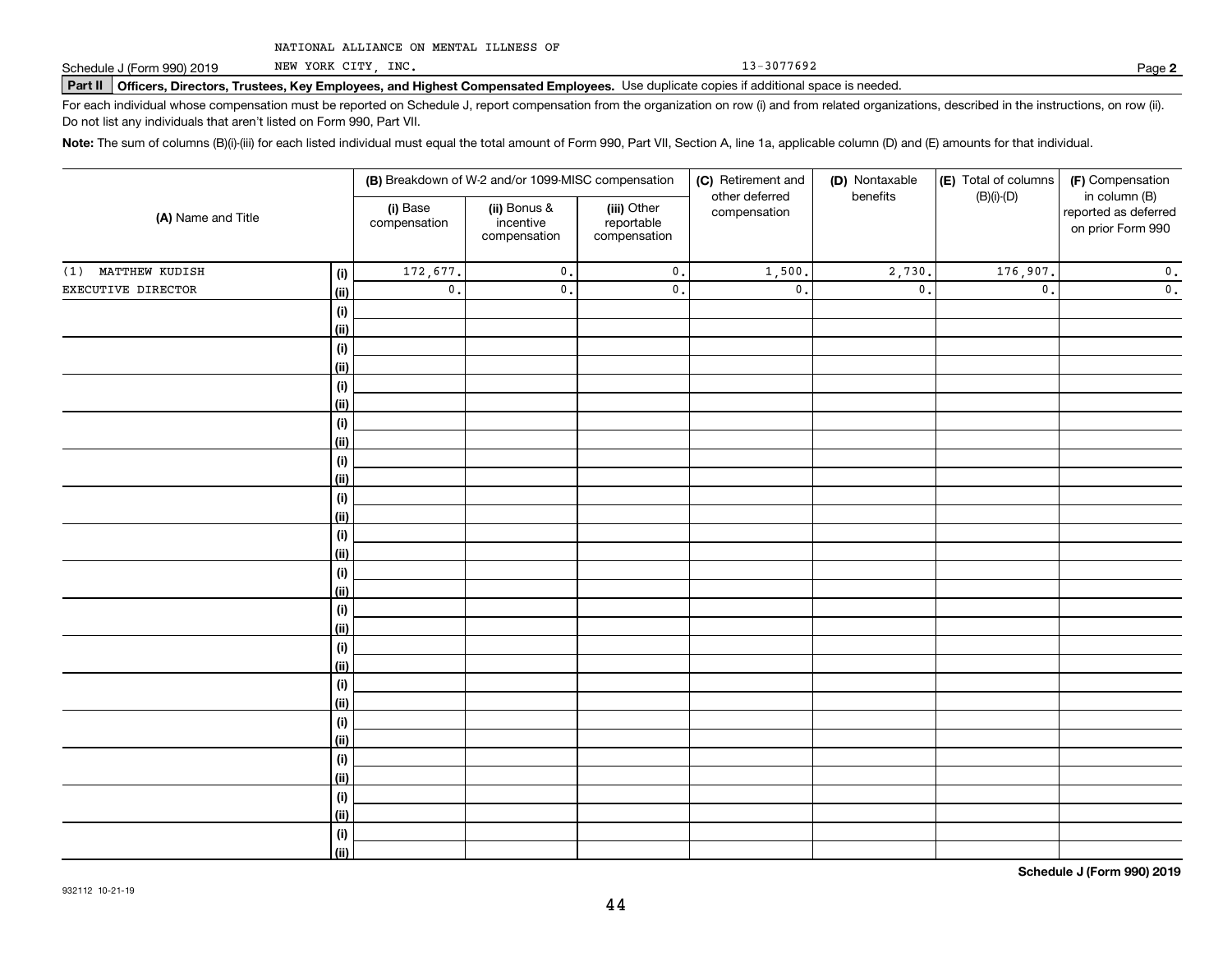NATIONAL ALLIANCE ON MENTAL ILLNESS OF NEW YORK CITY, INC. 13-3077692

Schedule J (Form 990) 2019

## Part II Officers, Directors, Trustees, Key Employees, and Highest Compensated Employees.

Use duplicate copies if additional space is needed.

For each individual whose compensation must be reported on Schedule J, report compensation from the organization on row (i) and from related organizations, described in the instructions, on row (ii). Do not list any individuals that aren't listed on Form 990, Part VII.

**Note:** The sum of columns (B)(i)-(iii) for each listed individual must equal the total amount of Form 990, Part VII, Section A, line 1a, applicable column (D) and (E) amounts for that individual.

| (A) Name and Title | | (B) Breakdown of W-2 and/or 1099-MISC compensation | | | (C) Retirement and other deferred compensation | (D) Nontaxable benefits | (E) Total of columns (B)(i)-(D) | (F) Compensation in column (B) reported as deferred on prior Form 990 |
|---|---|---|---|---|---|---|---|---|
| | | (i) Base compensation | (ii) Bonus & incentive compensation | (iii) Other reportable compensation | | | | |
| (1) MATTHEW KUDISH | (i) | 172,677. | 0. | 0. | 1,500. | 2,730. | 176,907. | 0. |
| EXECUTIVE DIRECTOR | (ii) | 0. | 0. | 0. | 0. | 0. | 0. | 0. |
| | (i) | | | | | | | |
| | (ii) | | | | | | | |
| | (i) | | | | | | | |
| | (ii) | | | | | | | |
| | (i) | | | | | | | |
| | (ii) | | | | | | | |
| | (i) | | | | | | | |
| | (ii) | | | | | | | |
| | (i) | | | | | | | |
| | (ii) | | | | | | | |
| | (i) | | | | | | | |
| | (ii) | | | | | | | |
| | (i) | | | | | | | |
| | (ii) | | | | | | | |
| | (i) | | | | | | | |
| | (ii) | | | | | | | |
| | (i) | | | | | | | |
| | (ii) | | | | | | | |
| | (i) | | | | | | | |
| | (ii) | | | | | | | |
| | (i) | | | | | | | |
| | (ii) | | | | | | | |
| | (i) | | | | | | | |
| | (ii) | | | | | | | |
| | (i) | | | | | | | |
| | (ii) | | | | | | | |
| | (i) | | | | | | | |
| | (ii) | | | | | | | |
| | (i) | | | | | | | |
| | (ii) | | | | | | | |

Schedule J (Form 990) 2019

932112 10-21-19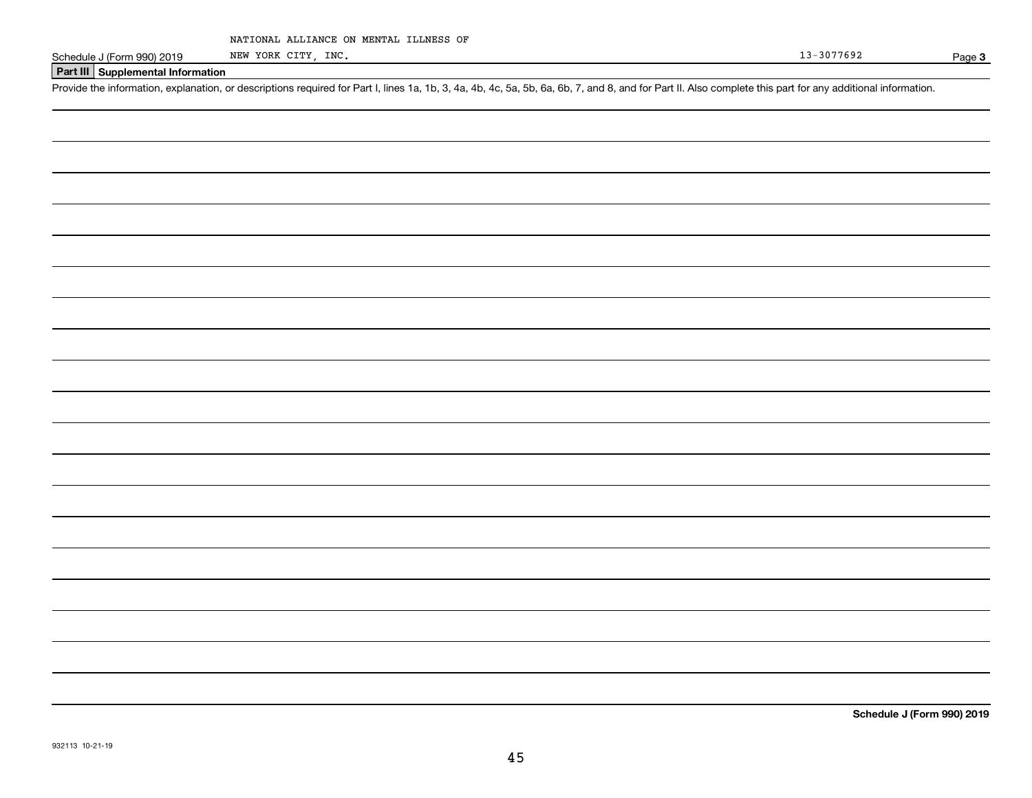NATIONAL ALLIANCE ON MENTAL ILLNESS OF NEW YORK CITY, INC.

13-3077692

## Part III Supplemental Information

Provide the information, explanation, or descriptions required for Part I, lines 1a, 1b, 3, 4a, 4b, 4c, 5a, 5b, 6a, 6b, 7, and 8, and for Part II. Also complete this part for any additional information.

932113 10-21-19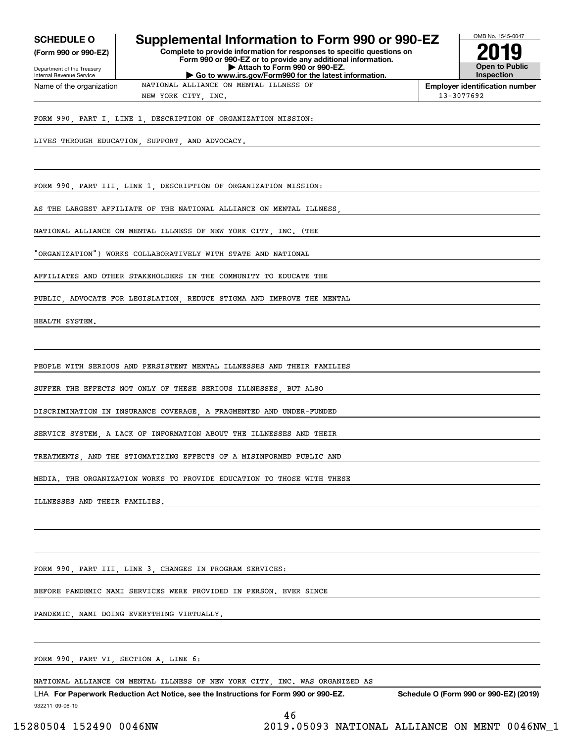**SCHEDULE O**
**(Form 990 or 990-EZ)**

Department of the Treasury
Internal Revenue Service

# Supplemental Information to Form 990 or 990-EZ

**Complete to provide information for responses to specific questions on Form 990 or 990-EZ or to provide any additional information.**
**▶ Attach to Form 990 or 990-EZ.**
**▶ Go to www.irs.gov/Form990 for the latest information.**

OMB No. 1545-0047
**2019**
**Open to Public Inspection**

| Name of the organization | Employer identification number |
|---|---|
| NATIONAL ALLIANCE ON MENTAL ILLNESS OF NEW YORK CITY, INC. | 13-3077692 |

FORM 990, PART I, LINE 1, DESCRIPTION OF ORGANIZATION MISSION:

LIVES THROUGH EDUCATION, SUPPORT, AND ADVOCACY.

FORM 990, PART III, LINE 1, DESCRIPTION OF ORGANIZATION MISSION:

AS THE LARGEST AFFILIATE OF THE NATIONAL ALLIANCE ON MENTAL ILLNESS, NATIONAL ALLIANCE ON MENTAL ILLNESS OF NEW YORK CITY, INC. (THE "ORGANIZATION") WORKS COLLABORATIVELY WITH STATE AND NATIONAL AFFILIATES AND OTHER STAKEHOLDERS IN THE COMMUNITY TO EDUCATE THE PUBLIC, ADVOCATE FOR LEGISLATION, REDUCE STIGMA AND IMPROVE THE MENTAL HEALTH SYSTEM.

PEOPLE WITH SERIOUS AND PERSISTENT MENTAL ILLNESSES AND THEIR FAMILIES SUFFER THE EFFECTS NOT ONLY OF THESE SERIOUS ILLNESSES, BUT ALSO DISCRIMINATION IN INSURANCE COVERAGE, A FRAGMENTED AND UNDER-FUNDED SERVICE SYSTEM, A LACK OF INFORMATION ABOUT THE ILLNESSES AND THEIR TREATMENTS, AND THE STIGMATIZING EFFECTS OF A MISINFORMED PUBLIC AND MEDIA. THE ORGANIZATION WORKS TO PROVIDE EDUCATION TO THOSE WITH THESE ILLNESSES AND THEIR FAMILIES.

FORM 990, PART III, LINE 3, CHANGES IN PROGRAM SERVICES:

BEFORE PANDEMIC NAMI SERVICES WERE PROVIDED IN PERSON. EVER SINCE PANDEMIC, NAMI DOING EVERYTHING VIRTUALLY.

FORM 990, PART VI, SECTION A, LINE 6:

NATIONAL ALLIANCE ON MENTAL ILLNESS OF NEW YORK CITY, INC. WAS ORGANIZED AS

LHA **For Paperwork Reduction Act Notice, see the Instructions for Form 990 or 990-EZ.** **Schedule O (Form 990 or 990-EZ) (2019)**
932211 09-06-19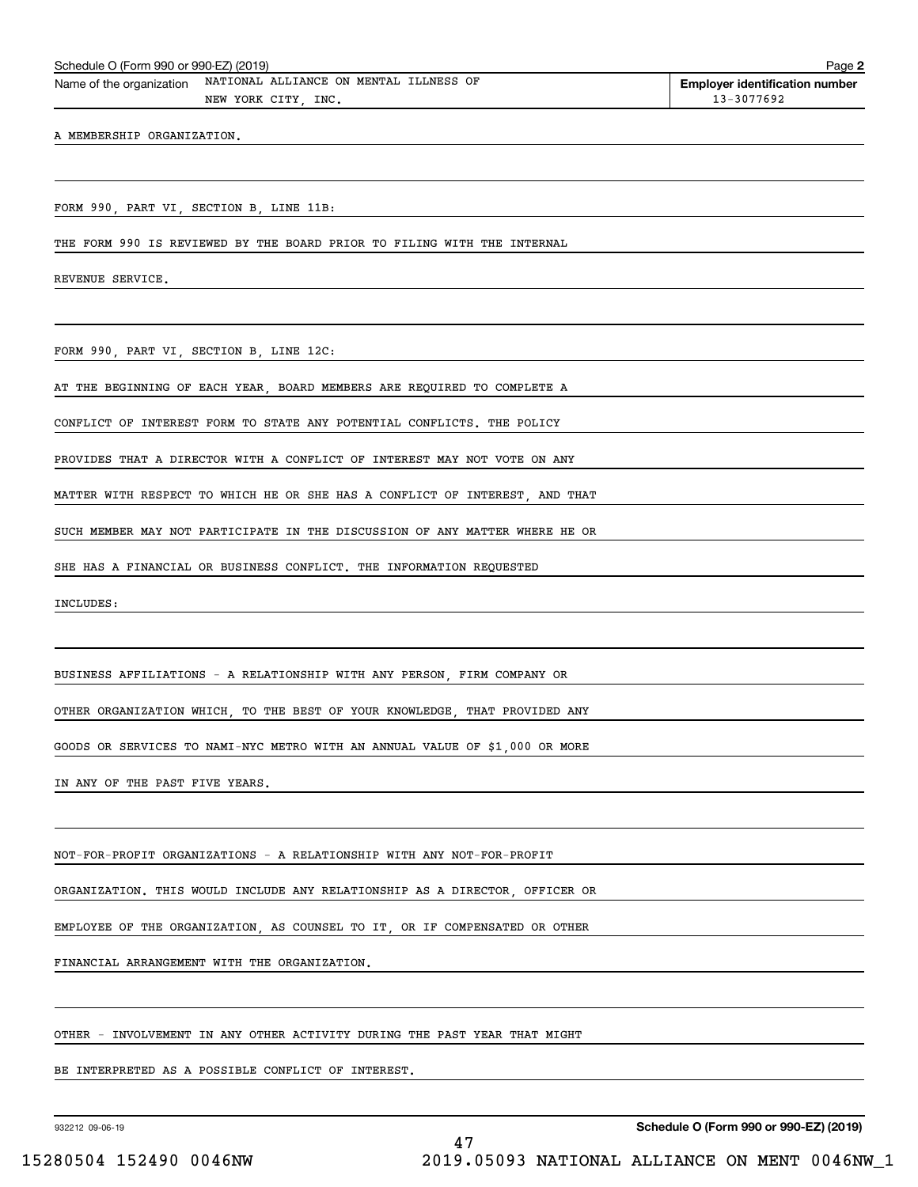Schedule O (Form 990 or 990-EZ) (2019)

Name of the organization NATIONAL ALLIANCE ON MENTAL ILLNESS OF NEW YORK CITY, INC.

Employer identification number 13-3077692

A MEMBERSHIP ORGANIZATION.

FORM 990, PART VI, SECTION B, LINE 11B:

THE FORM 990 IS REVIEWED BY THE BOARD PRIOR TO FILING WITH THE INTERNAL REVENUE SERVICE.

FORM 990, PART VI, SECTION B, LINE 12C:

AT THE BEGINNING OF EACH YEAR, BOARD MEMBERS ARE REQUIRED TO COMPLETE A CONFLICT OF INTEREST FORM TO STATE ANY POTENTIAL CONFLICTS. THE POLICY PROVIDES THAT A DIRECTOR WITH A CONFLICT OF INTEREST MAY NOT VOTE ON ANY MATTER WITH RESPECT TO WHICH HE OR SHE HAS A CONFLICT OF INTEREST, AND THAT SUCH MEMBER MAY NOT PARTICIPATE IN THE DISCUSSION OF ANY MATTER WHERE HE OR SHE HAS A FINANCIAL OR BUSINESS CONFLICT. THE INFORMATION REQUESTED INCLUDES:

BUSINESS AFFILIATIONS - A RELATIONSHIP WITH ANY PERSON, FIRM COMPANY OR OTHER ORGANIZATION WHICH, TO THE BEST OF YOUR KNOWLEDGE, THAT PROVIDED ANY GOODS OR SERVICES TO NAMI-NYC METRO WITH AN ANNUAL VALUE OF $1,000 OR MORE IN ANY OF THE PAST FIVE YEARS.

NOT-FOR-PROFIT ORGANIZATIONS - A RELATIONSHIP WITH ANY NOT-FOR-PROFIT ORGANIZATION. THIS WOULD INCLUDE ANY RELATIONSHIP AS A DIRECTOR, OFFICER OR EMPLOYEE OF THE ORGANIZATION, AS COUNSEL TO IT, OR IF COMPENSATED OR OTHER FINANCIAL ARRANGEMENT WITH THE ORGANIZATION.

OTHER - INVOLVEMENT IN ANY OTHER ACTIVITY DURING THE PAST YEAR THAT MIGHT BE INTERPRETED AS A POSSIBLE CONFLICT OF INTEREST.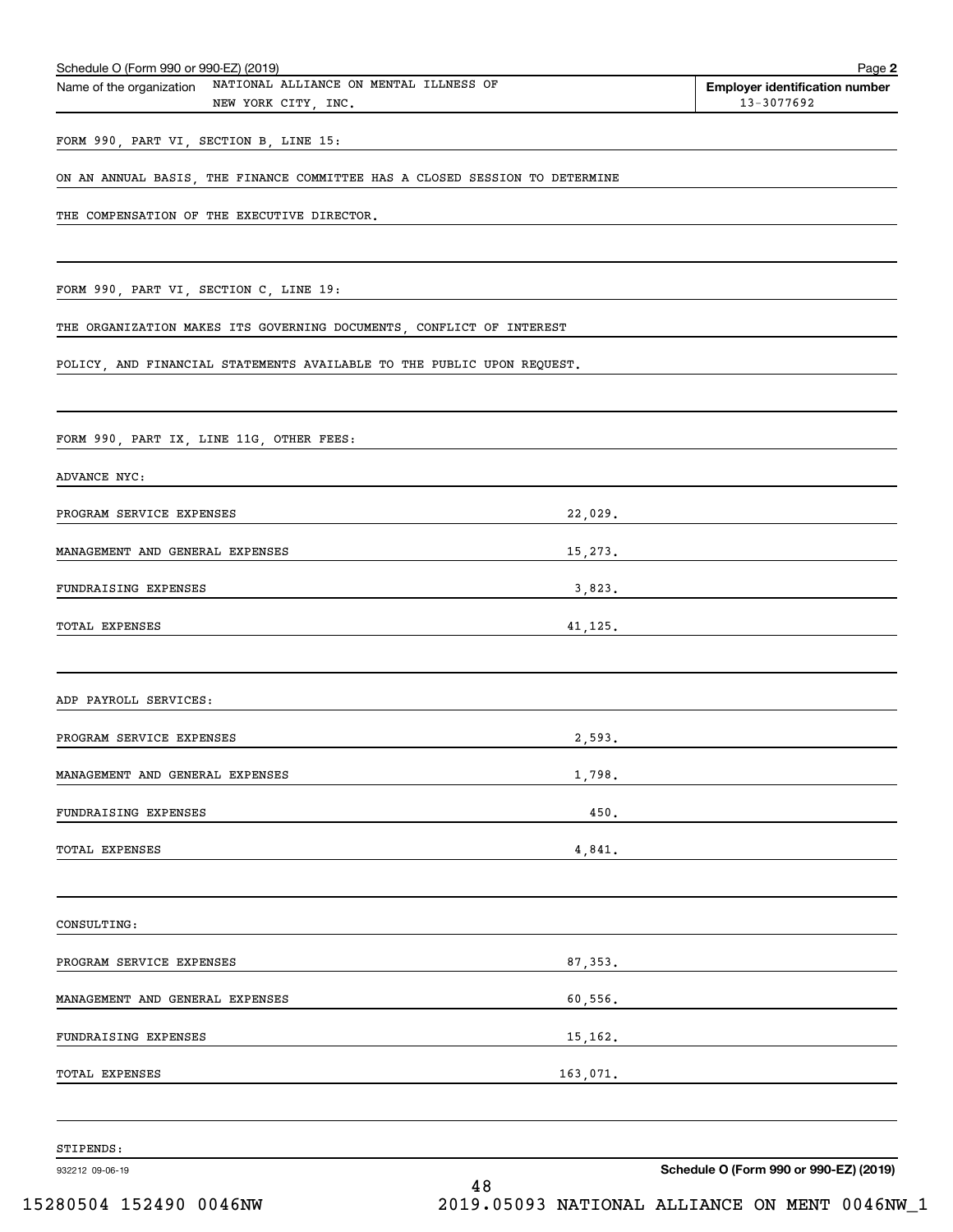Schedule O (Form 990 or 990-EZ) (2019)

Name of the organization: NATIONAL ALLIANCE ON MENTAL ILLNESS OF NEW YORK CITY, INC.

Employer identification number: 13-3077692

FORM 990, PART VI, SECTION B, LINE 15:

ON AN ANNUAL BASIS, THE FINANCE COMMITTEE HAS A CLOSED SESSION TO DETERMINE THE COMPENSATION OF THE EXECUTIVE DIRECTOR.

FORM 990, PART VI, SECTION C, LINE 19:

THE ORGANIZATION MAKES ITS GOVERNING DOCUMENTS, CONFLICT OF INTEREST POLICY, AND FINANCIAL STATEMENTS AVAILABLE TO THE PUBLIC UPON REQUEST.

FORM 990, PART IX, LINE 11G, OTHER FEES:

ADVANCE NYC:

| | |
|---|---|
| PROGRAM SERVICE EXPENSES | 22,029. |
| MANAGEMENT AND GENERAL EXPENSES | 15,273. |
| FUNDRAISING EXPENSES | 3,823. |
| TOTAL EXPENSES | 41,125. |

ADP PAYROLL SERVICES:

| | |
|---|---|
| PROGRAM SERVICE EXPENSES | 2,593. |
| MANAGEMENT AND GENERAL EXPENSES | 1,798. |
| FUNDRAISING EXPENSES | 450. |
| TOTAL EXPENSES | 4,841. |

CONSULTING:

| | |
|---|---|
| PROGRAM SERVICE EXPENSES | 87,353. |
| MANAGEMENT AND GENERAL EXPENSES | 60,556. |
| FUNDRAISING EXPENSES | 15,162. |
| TOTAL EXPENSES | 163,071. |

STIPENDS: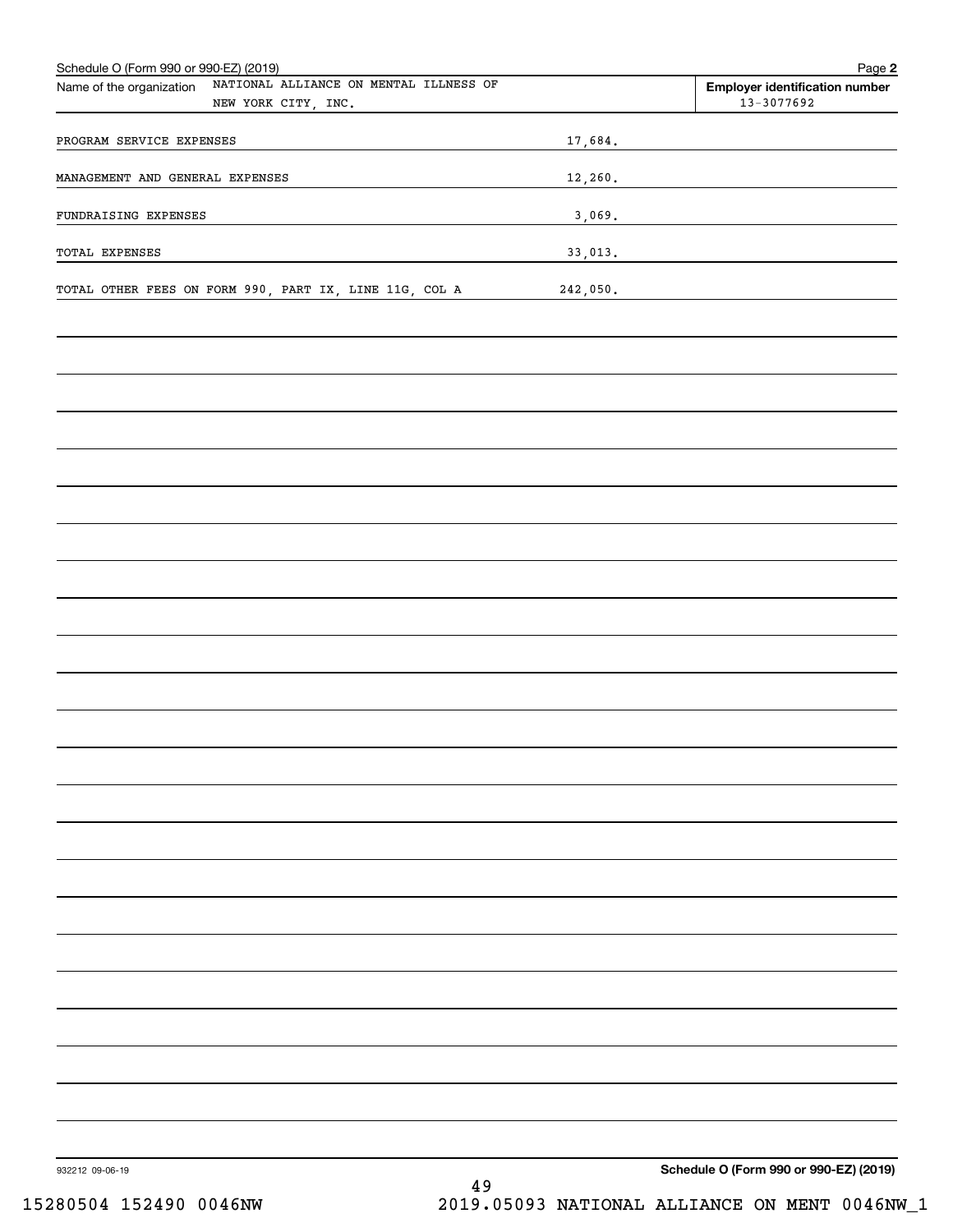Schedule O (Form 990 or 990-EZ) (2019)

Name of the organization NATIONAL ALLIANCE ON MENTAL ILLNESS OF NEW YORK CITY, INC.

**Employer identification number** 13-3077692

| | |
|---|---|
| PROGRAM SERVICE EXPENSES | 17,684. |
| MANAGEMENT AND GENERAL EXPENSES | 12,260. |
| FUNDRAISING EXPENSES | 3,069. |
| TOTAL EXPENSES | 33,013. |
| TOTAL OTHER FEES ON FORM 990, PART IX, LINE 11G, COL A | 242,050. |

**Schedule O (Form 990 or 990-EZ) (2019)**